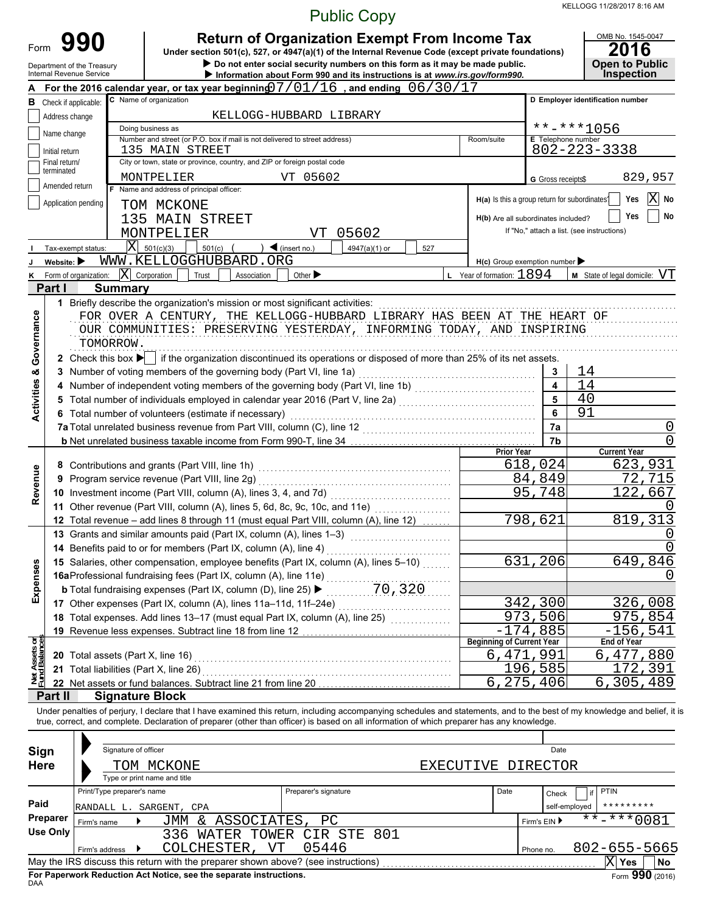Public Copy

KELLOGG 11/28/2017 8:16 AM

# Form 990 — Return of Organization Exempt From Income Tax

Under section 501(c), 527, or 4947(a)(1) of the Internal Revenue Code (except private foundations)

▶ Do not enter social security numbers on this form as it may be made public.

▶ Information about Form 990 and its instructions is at *www.irs.gov/form990.*

Department of the Treasury
Internal Revenue Service

OMB No. 1545-0047

**2016**

**Open to Public Inspection**

**A** For the 2016 calendar year, or tax year beginning 07/01/16 , and ending 06/30/17

**B** Check if applicable:
- [ ] Address change
- [ ] Name change
- [ ] Initial return
- [ ] Final return/terminated
- [ ] Amended return
- [ ] Application pending

**C** Name of organization: KELLOGG-HUBBARD LIBRARY

Doing business as:

Number and street (or P.O. box if mail is not delivered to street address): 135 MAIN STREET | Room/suite:

City or town, state or province, country, and ZIP or foreign postal code: MONTPELIER VT 05602

**D** Employer identification number: **-***1056

**E** Telephone number: 802-223-3338

**G** Gross receipts$ 829,957

**F** Name and address of principal officer:
TOM MCKONE
135 MAIN STREET
MONTPELIER VT 05602

**H(a)** Is this a group return for subordinates? [ ] Yes [X] No

**H(b)** Are all subordinates included? [ ] Yes [ ] No
If "No," attach a list. (see instructions)

**I** Tax-exempt status: [X] 501(c)(3) [ ] 501(c) ( ) ◀ (insert no.) [ ] 4947(a)(1) or [ ] 527

**J** Website: ▶ WWW.KELLOGGHUBBARD.ORG

**H(c)** Group exemption number ▶

**K** Form of organization: [X] Corporation [ ] Trust [ ] Association [ ] Other ▶

**L** Year of formation: 1894

**M** State of legal domicile: VT

## Part I — Summary

### Activities & Governance

1 Briefly describe the organization's mission or most significant activities:
FOR OVER A CENTURY, THE KELLOGG-HUBBARD LIBRARY HAS BEEN AT THE HEART OF OUR COMMUNITIES: PRESERVING YESTERDAY, INFORMING TODAY, AND INSPIRING TOMORROW.

2 Check this box ▶ [ ] if the organization discontinued its operations or disposed of more than 25% of its net assets.

| Line | Description | No. | Value |
|---|---|---|---|
| 3 | Number of voting members of the governing body (Part VI, line 1a) | 3 | 14 |
| 4 | Number of independent voting members of the governing body (Part VI, line 1b) | 4 | 14 |
| 5 | Total number of individuals employed in calendar year 2016 (Part V, line 2a) | 5 | 40 |
| 6 | Total number of volunteers (estimate if necessary) | 6 | 91 |
| 7a | Total unrelated business revenue from Part VIII, column (C), line 12 | 7a | 0 |
| 7b | Net unrelated business taxable income from Form 990-T, line 34 | 7b | 0 |

### Revenue

| Line | Description | Prior Year | Current Year |
|---|---|---|---|
| 8 | Contributions and grants (Part VIII, line 1h) | 618,024 | 623,931 |
| 9 | Program service revenue (Part VIII, line 2g) | 84,849 | 72,715 |
| 10 | Investment income (Part VIII, column (A), lines 3, 4, and 7d) | 95,748 | 122,667 |
| 11 | Other revenue (Part VIII, column (A), lines 5, 6d, 8c, 9c, 10c, and 11e) | | 0 |
| 12 | Total revenue – add lines 8 through 11 (must equal Part VIII, column (A), line 12) | 798,621 | 819,313 |

### Expenses

| Line | Description | Prior Year | Current Year |
|---|---|---|---|
| 13 | Grants and similar amounts paid (Part IX, column (A), lines 1–3) | | 0 |
| 14 | Benefits paid to or for members (Part IX, column (A), line 4) | | 0 |
| 15 | Salaries, other compensation, employee benefits (Part IX, column (A), lines 5–10) | 631,206 | 649,846 |
| 16a | Professional fundraising fees (Part IX, column (A), line 11e) | | 0 |
| b | Total fundraising expenses (Part IX, column (D), line 25) ▶ 70,320 | | |
| 17 | Other expenses (Part IX, column (A), lines 11a–11d, 11f–24e) | 342,300 | 326,008 |
| 18 | Total expenses. Add lines 13–17 (must equal Part IX, column (A), line 25) | 973,506 | 975,854 |
| 19 | Revenue less expenses. Subtract line 18 from line 12 | -174,885 | -156,541 |

### Net Assets or Fund Balances

| Line | Description | Beginning of Current Year | End of Year |
|---|---|---|---|
| 20 | Total assets (Part X, line 16) | 6,471,991 | 6,477,880 |
| 21 | Total liabilities (Part X, line 26) | 196,585 | 172,391 |
| 22 | Net assets or fund balances. Subtract line 21 from line 20 | 6,275,406 | 6,305,489 |

## Part II — Signature Block

Under penalties of perjury, I declare that I have examined this return, including accompanying schedules and statements, and to the best of my knowledge and belief, it is true, correct, and complete. Declaration of preparer (other than officer) is based on all information of which preparer has any knowledge.

**Sign Here**

Signature of officer | Date

TOM MCKONE — EXECUTIVE DIRECTOR
Type or print name and title

**Paid Preparer Use Only**

| Print/Type preparer's name | Preparer's signature | Date | Check [ ] if self-employed | PTIN |
|---|---|---|---|---|
| RANDALL L. SARGENT, CPA | | | | ********* |

Firm's name ▶ JMM & ASSOCIATES, PC — Firm's EIN ▶ **-***0081

Firm's address ▶ 336 WATER TOWER CIR STE 801, COLCHESTER, VT 05446 — Phone no. 802-655-5665

May the IRS discuss this return with the preparer shown above? (see instructions) [X] Yes [ ] No

**For Paperwork Reduction Act Notice, see the separate instructions.**

DAA

Form **990** (2016)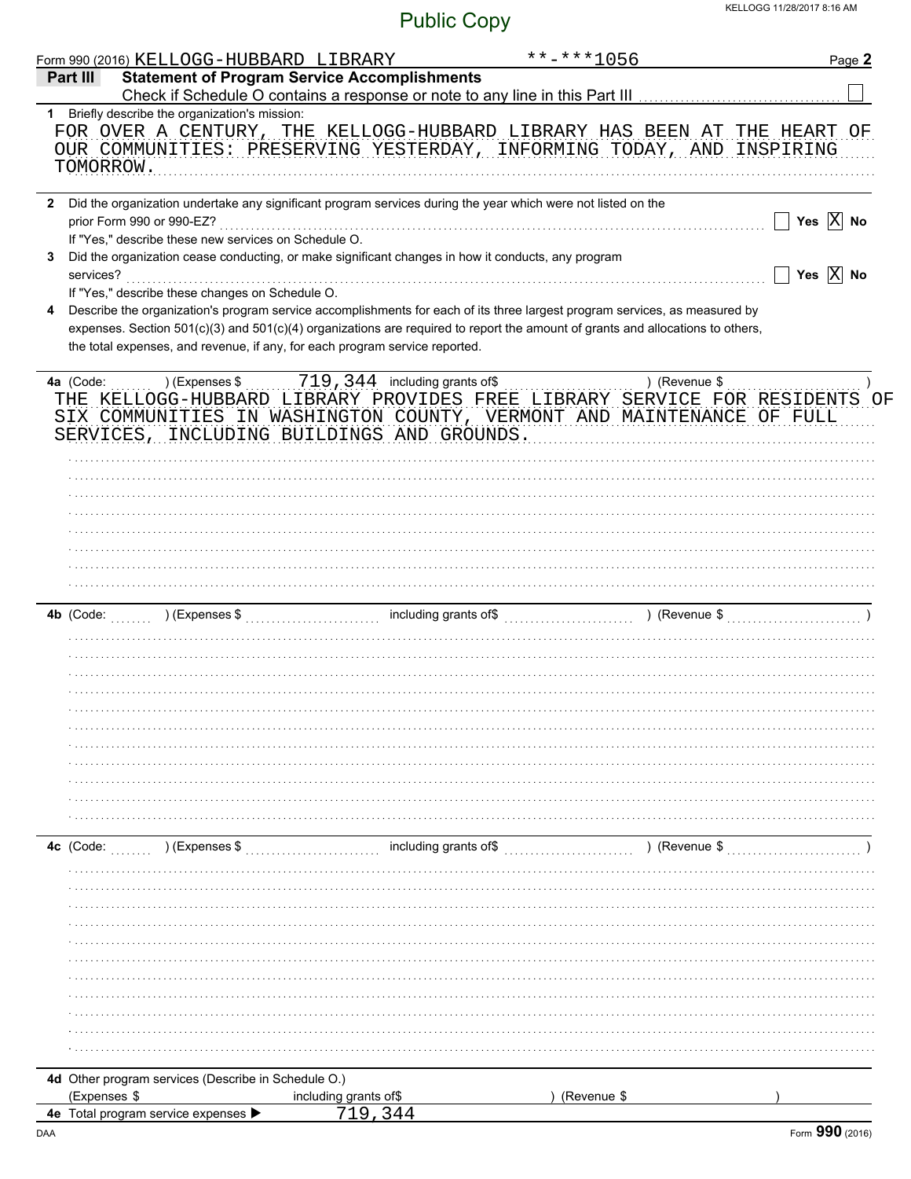Form 990 (2016) KELLOGG-HUBBARD LIBRARY **-***1056

## Part III Statement of Program Service Accomplishments

Check if Schedule O contains a response or note to any line in this Part III ☐

**1** Briefly describe the organization's mission:

FOR OVER A CENTURY, THE KELLOGG-HUBBARD LIBRARY HAS BEEN AT THE HEART OF OUR COMMUNITIES: PRESERVING YESTERDAY, INFORMING TODAY, AND INSPIRING TOMORROW.

**2** Did the organization undertake any significant program services during the year which were not listed on the prior Form 990 or 990-EZ? ☐ Yes ☒ No

If "Yes," describe these new services on Schedule O.

**3** Did the organization cease conducting, or make significant changes in how it conducts, any program services? ☐ Yes ☒ No

If "Yes," describe these changes on Schedule O.

**4** Describe the organization's program service accomplishments for each of its three largest program services, as measured by expenses. Section 501(c)(3) and 501(c)(4) organizations are required to report the amount of grants and allocations to others, the total expenses, and revenue, if any, for each program service reported.

**4a** (Code: ) (Expenses $ 719,344 including grants of$ ) (Revenue $ )

THE KELLOGG-HUBBARD LIBRARY PROVIDES FREE LIBRARY SERVICE FOR RESIDENTS OF SIX COMMUNITIES IN WASHINGTON COUNTY, VERMONT AND MAINTENANCE OF FULL SERVICES, INCLUDING BUILDINGS AND GROUNDS.

**4b** (Code: ) (Expenses $ including grants of$ ) (Revenue $ )

**4c** (Code: ) (Expenses $ including grants of$ ) (Revenue $ )

**4d** Other program services (Describe in Schedule O.)

(Expenses $ including grants of$ ) (Revenue $ )

**4e** Total program service expenses ▶ 719,344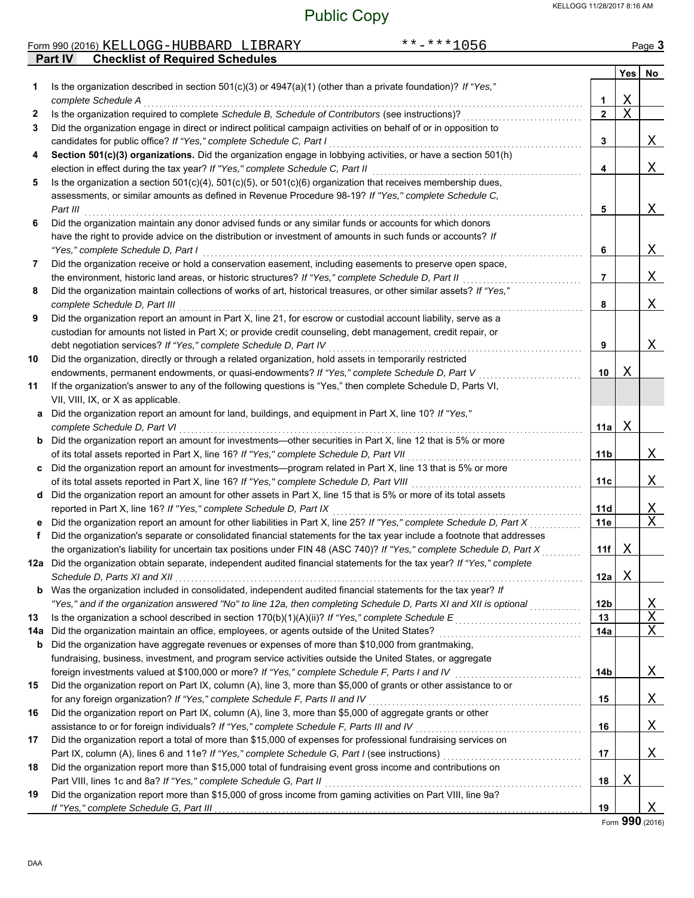Form 990 (2016) KELLOGG-HUBBARD LIBRARY **-***1056

## Part IV Checklist of Required Schedules

| | | | Yes | No |
|---|---|---|---|---|
| **1** | Is the organization described in section 501(c)(3) or 4947(a)(1) (other than a private foundation)? *If "Yes," complete Schedule A* | **1** | X | |
| **2** | Is the organization required to complete *Schedule B, Schedule of Contributors* (see instructions)? | **2** | X | |
| **3** | Did the organization engage in direct or indirect political campaign activities on behalf of or in opposition to candidates for public office? *If "Yes," complete Schedule C, Part I* | **3** | | X |
| **4** | **Section 501(c)(3) organizations.** Did the organization engage in lobbying activities, or have a section 501(h) election in effect during the tax year? *If "Yes," complete Schedule C, Part II* | **4** | | X |
| **5** | Is the organization a section 501(c)(4), 501(c)(5), or 501(c)(6) organization that receives membership dues, assessments, or similar amounts as defined in Revenue Procedure 98-19? *If "Yes," complete Schedule C, Part III* | **5** | | X |
| **6** | Did the organization maintain any donor advised funds or any similar funds or accounts for which donors have the right to provide advice on the distribution or investment of amounts in such funds or accounts? *If "Yes," complete Schedule D, Part I* | **6** | | X |
| **7** | Did the organization receive or hold a conservation easement, including easements to preserve open space, the environment, historic land areas, or historic structures? *If "Yes," complete Schedule D, Part II* | **7** | | X |
| **8** | Did the organization maintain collections of works of art, historical treasures, or other similar assets? *If "Yes," complete Schedule D, Part III* | **8** | | X |
| **9** | Did the organization report an amount in Part X, line 21, for escrow or custodial account liability, serve as a custodian for amounts not listed in Part X; or provide credit counseling, debt management, credit repair, or debt negotiation services? *If "Yes," complete Schedule D, Part IV* | **9** | | X |
| **10** | Did the organization, directly or through a related organization, hold assets in temporarily restricted endowments, permanent endowments, or quasi-endowments? *If "Yes," complete Schedule D, Part V* | **10** | X | |
| **11** | If the organization's answer to any of the following questions is "Yes," then complete Schedule D, Parts VI, VII, VIII, IX, or X as applicable. | | | |
| **a** | Did the organization report an amount for land, buildings, and equipment in Part X, line 10? *If "Yes," complete Schedule D, Part VI* | **11a** | X | |
| **b** | Did the organization report an amount for investments—other securities in Part X, line 12 that is 5% or more of its total assets reported in Part X, line 16? *If "Yes," complete Schedule D, Part VII* | **11b** | | X |
| **c** | Did the organization report an amount for investments—program related in Part X, line 13 that is 5% or more of its total assets reported in Part X, line 16? *If "Yes," complete Schedule D, Part VIII* | **11c** | | X |
| **d** | Did the organization report an amount for other assets in Part X, line 15 that is 5% or more of its total assets reported in Part X, line 16? *If "Yes," complete Schedule D, Part IX* | **11d** | | X |
| **e** | Did the organization report an amount for other liabilities in Part X, line 25? *If "Yes," complete Schedule D, Part X* | **11e** | | X |
| **f** | Did the organization's separate or consolidated financial statements for the tax year include a footnote that addresses the organization's liability for uncertain tax positions under FIN 48 (ASC 740)? *If "Yes," complete Schedule D, Part X* | **11f** | X | |
| **12a** | Did the organization obtain separate, independent audited financial statements for the tax year? *If "Yes," complete Schedule D, Parts XI and XII* | **12a** | X | |
| **b** | Was the organization included in consolidated, independent audited financial statements for the tax year? *If "Yes," and if the organization answered "No" to line 12a, then completing Schedule D, Parts XI and XII is optional* | **12b** | | X |
| **13** | Is the organization a school described in section 170(b)(1)(A)(ii)? *If "Yes," complete Schedule E* | **13** | | X |
| **14a** | Did the organization maintain an office, employees, or agents outside of the United States? | **14a** | | X |
| **b** | Did the organization have aggregate revenues or expenses of more than $10,000 from grantmaking, fundraising, business, investment, and program service activities outside the United States, or aggregate foreign investments valued at $100,000 or more? *If "Yes," complete Schedule F, Parts I and IV* | **14b** | | X |
| **15** | Did the organization report on Part IX, column (A), line 3, more than $5,000 of grants or other assistance to or for any foreign organization? *If "Yes," complete Schedule F, Parts II and IV* | **15** | | X |
| **16** | Did the organization report on Part IX, column (A), line 3, more than $5,000 of aggregate grants or other assistance to or for foreign individuals? *If "Yes," complete Schedule F, Parts III and IV* | **16** | | X |
| **17** | Did the organization report a total of more than $15,000 of expenses for professional fundraising services on Part IX, column (A), lines 6 and 11e? *If "Yes," complete Schedule G, Part I* (see instructions) | **17** | | X |
| **18** | Did the organization report more than $15,000 total of fundraising event gross income and contributions on Part VIII, lines 1c and 8a? *If "Yes," complete Schedule G, Part II* | **18** | X | |
| **19** | Did the organization report more than $15,000 of gross income from gaming activities on Part VIII, line 9a? *If "Yes," complete Schedule G, Part III* | **19** | | X |

Form **990** (2016)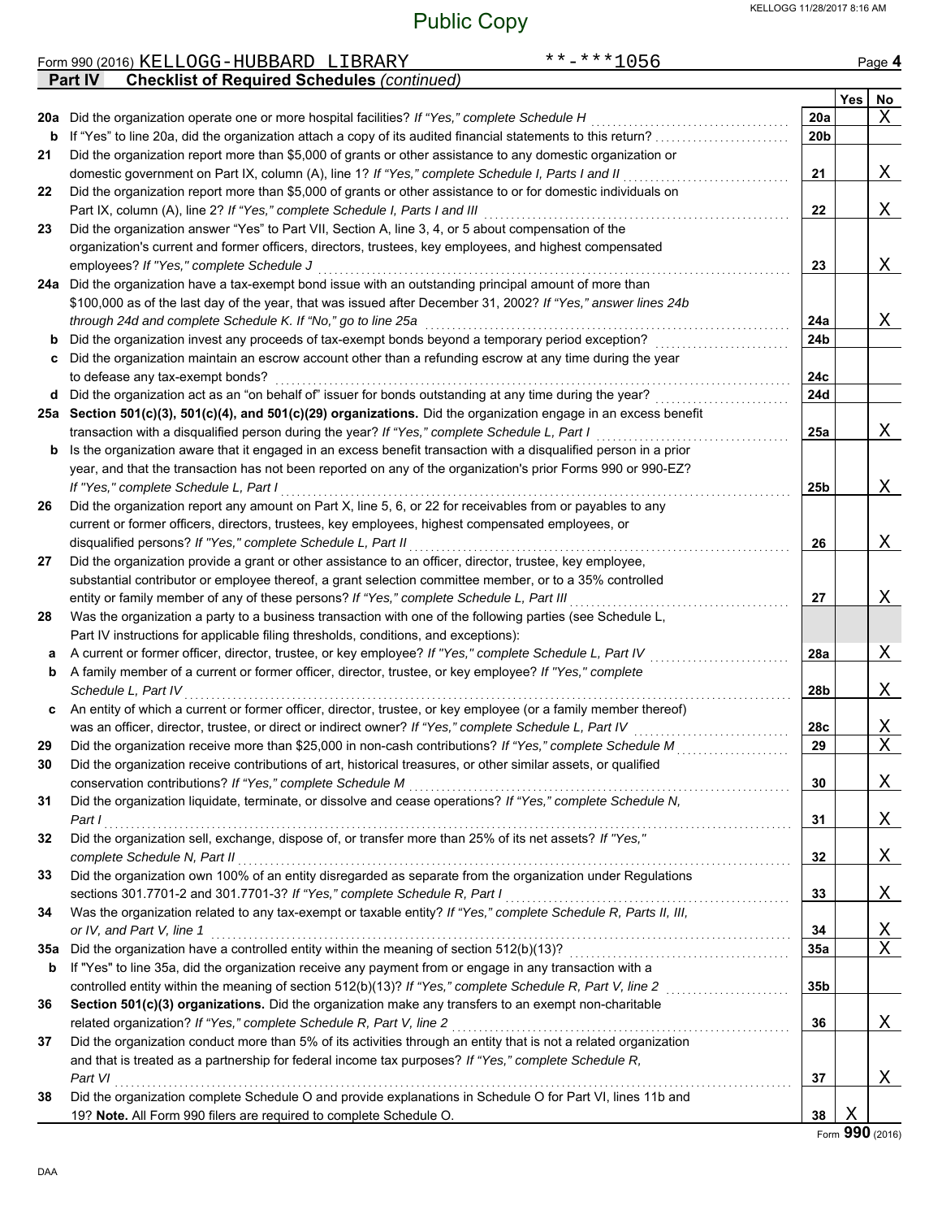Public Copy

Form 990 (2016) KELLOGG-HUBBARD LIBRARY **-***1056

**Part IV Checklist of Required Schedules** *(continued)*

| | | | Yes | No |
|---|---|---|---|---|
| **20a** | Did the organization operate one or more hospital facilities? *If "Yes," complete Schedule H* | **20a** | | X |
| **b** | If "Yes" to line 20a, did the organization attach a copy of its audited financial statements to this return? | **20b** | | |
| **21** | Did the organization report more than $5,000 of grants or other assistance to any domestic organization or domestic government on Part IX, column (A), line 1? *If "Yes," complete Schedule I, Parts I and II* | **21** | | X |
| **22** | Did the organization report more than $5,000 of grants or other assistance to or for domestic individuals on Part IX, column (A), line 2? *If "Yes," complete Schedule I, Parts I and III* | **22** | | X |
| **23** | Did the organization answer "Yes" to Part VII, Section A, line 3, 4, or 5 about compensation of the organization's current and former officers, directors, trustees, key employees, and highest compensated employees? *If "Yes," complete Schedule J* | **23** | | X |
| **24a** | Did the organization have a tax-exempt bond issue with an outstanding principal amount of more than $100,000 as of the last day of the year, that was issued after December 31, 2002? *If "Yes," answer lines 24b through 24d and complete Schedule K. If "No," go to line 25a* | **24a** | | X |
| **b** | Did the organization invest any proceeds of tax-exempt bonds beyond a temporary period exception? | **24b** | | |
| **c** | Did the organization maintain an escrow account other than a refunding escrow at any time during the year to defease any tax-exempt bonds? | **24c** | | |
| **d** | Did the organization act as an "on behalf of" issuer for bonds outstanding at any time during the year? | **24d** | | |
| **25a** | **Section 501(c)(3), 501(c)(4), and 501(c)(29) organizations.** Did the organization engage in an excess benefit transaction with a disqualified person during the year? *If "Yes," complete Schedule L, Part I* | **25a** | | X |
| **b** | Is the organization aware that it engaged in an excess benefit transaction with a disqualified person in a prior year, and that the transaction has not been reported on any of the organization's prior Forms 990 or 990-EZ? *If "Yes," complete Schedule L, Part I* | **25b** | | X |
| **26** | Did the organization report any amount on Part X, line 5, 6, or 22 for receivables from or payables to any current or former officers, directors, trustees, key employees, highest compensated employees, or disqualified persons? *If "Yes," complete Schedule L, Part II* | **26** | | X |
| **27** | Did the organization provide a grant or other assistance to an officer, director, trustee, key employee, substantial contributor or employee thereof, a grant selection committee member, or to a 35% controlled entity or family member of any of these persons? *If "Yes," complete Schedule L, Part III* | **27** | | X |
| **28** | Was the organization a party to a business transaction with one of the following parties (see Schedule L, Part IV instructions for applicable filing thresholds, conditions, and exceptions): | | | |
| **a** | A current or former officer, director, trustee, or key employee? *If "Yes," complete Schedule L, Part IV* | **28a** | | X |
| **b** | A family member of a current or former officer, director, trustee, or key employee? *If "Yes," complete Schedule L, Part IV* | **28b** | | X |
| **c** | An entity of which a current or former officer, director, trustee, or key employee (or a family member thereof) was an officer, director, trustee, or direct or indirect owner? *If "Yes," complete Schedule L, Part IV* | **28c** | | X |
| **29** | Did the organization receive more than $25,000 in non-cash contributions? *If "Yes," complete Schedule M* | **29** | | X |
| **30** | Did the organization receive contributions of art, historical treasures, or other similar assets, or qualified conservation contributions? *If "Yes," complete Schedule M* | **30** | | X |
| **31** | Did the organization liquidate, terminate, or dissolve and cease operations? *If "Yes," complete Schedule N, Part I* | **31** | | X |
| **32** | Did the organization sell, exchange, dispose of, or transfer more than 25% of its net assets? *If "Yes," complete Schedule N, Part II* | **32** | | X |
| **33** | Did the organization own 100% of an entity disregarded as separate from the organization under Regulations sections 301.7701-2 and 301.7701-3? *If "Yes," complete Schedule R, Part I* | **33** | | X |
| **34** | Was the organization related to any tax-exempt or taxable entity? *If "Yes," complete Schedule R, Parts II, III, or IV, and Part V, line 1* | **34** | | X |
| **35a** | Did the organization have a controlled entity within the meaning of section 512(b)(13)? | **35a** | | X |
| **b** | If "Yes" to line 35a, did the organization receive any payment from or engage in any transaction with a controlled entity within the meaning of section 512(b)(13)? *If "Yes," complete Schedule R, Part V, line 2* | **35b** | | |
| **36** | **Section 501(c)(3) organizations.** Did the organization make any transfers to an exempt non-charitable related organization? *If "Yes," complete Schedule R, Part V, line 2* | **36** | | X |
| **37** | Did the organization conduct more than 5% of its activities through an entity that is not a related organization and that is treated as a partnership for federal income tax purposes? *If "Yes," complete Schedule R, Part VI* | **37** | | X |
| **38** | Did the organization complete Schedule O and provide explanations in Schedule O for Part VI, lines 11b and 19? **Note.** All Form 990 filers are required to complete Schedule O. | **38** | X | |

Form **990** (2016)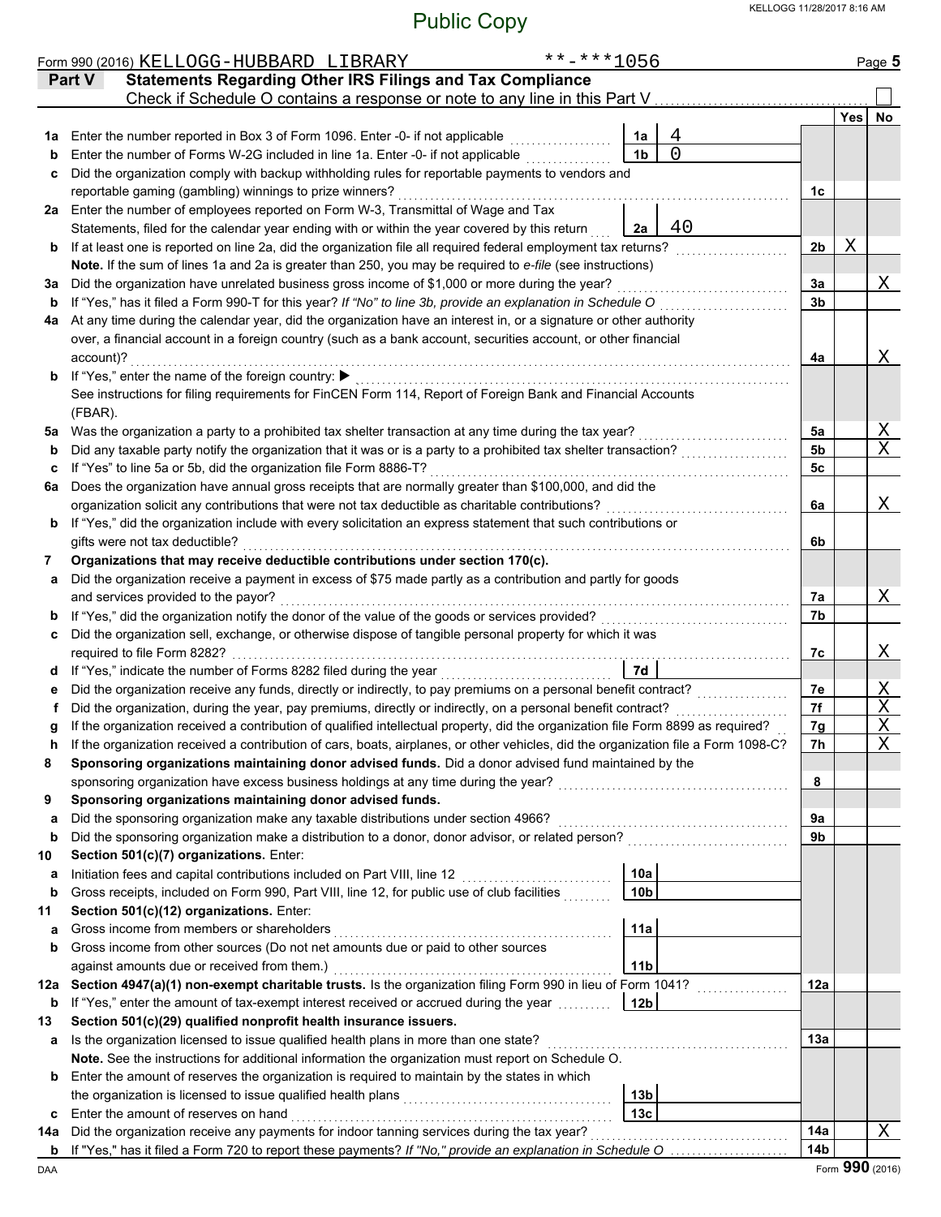Public Copy

Form 990 (2016) KELLOGG-HUBBARD LIBRARY **-***1056

## Part V Statements Regarding Other IRS Filings and Tax Compliance

Check if Schedule O contains a response or note to any line in this Part V ☐

| | | | | | Yes | No |
|---|---|---|---|---|---|---|
| **1a** | Enter the number reported in Box 3 of Form 1096. Enter -0- if not applicable | 1a | 4 | | | |
| **b** | Enter the number of Forms W-2G included in line 1a. Enter -0- if not applicable | 1b | 0 | | | |
| **c** | Did the organization comply with backup withholding rules for reportable payments to vendors and reportable gaming (gambling) winnings to prize winners? | | | 1c | | |
| **2a** | Enter the number of employees reported on Form W-3, Transmittal of Wage and Tax Statements, filed for the calendar year ending with or within the year covered by this return | 2a | 40 | | | |
| **b** | If at least one is reported on line 2a, did the organization file all required federal employment tax returns? | | | 2b | X | |
| | **Note.** If the sum of lines 1a and 2a is greater than 250, you may be required to *e-file* (see instructions) | | | | | |
| **3a** | Did the organization have unrelated business gross income of $1,000 or more during the year? | | | 3a | | X |
| **b** | If "Yes," has it filed a Form 990-T for this year? *If "No" to line 3b, provide an explanation in Schedule O* | | | 3b | | |
| **4a** | At any time during the calendar year, did the organization have an interest in, or a signature or other authority over, a financial account in a foreign country (such as a bank account, securities account, or other financial account)? | | | 4a | | X |
| **b** | If "Yes," enter the name of the foreign country: ▶ | | | | | |
| | See instructions for filing requirements for FinCEN Form 114, Report of Foreign Bank and Financial Accounts (FBAR). | | | | | |
| **5a** | Was the organization a party to a prohibited tax shelter transaction at any time during the tax year? | | | 5a | | X |
| **b** | Did any taxable party notify the organization that it was or is a party to a prohibited tax shelter transaction? | | | 5b | | X |
| **c** | If "Yes" to line 5a or 5b, did the organization file Form 8886-T? | | | 5c | | |
| **6a** | Does the organization have annual gross receipts that are normally greater than $100,000, and did the organization solicit any contributions that were not tax deductible as charitable contributions? | | | 6a | | X |
| **b** | If "Yes," did the organization include with every solicitation an express statement that such contributions or gifts were not tax deductible? | | | 6b | | |
| **7** | **Organizations that may receive deductible contributions under section 170(c).** | | | | | |
| **a** | Did the organization receive a payment in excess of $75 made partly as a contribution and partly for goods and services provided to the payor? | | | 7a | | X |
| **b** | If "Yes," did the organization notify the donor of the value of the goods or services provided? | | | 7b | | |
| **c** | Did the organization sell, exchange, or otherwise dispose of tangible personal property for which it was required to file Form 8282? | | | 7c | | X |
| **d** | If "Yes," indicate the number of Forms 8282 filed during the year | 7d | | | | |
| **e** | Did the organization receive any funds, directly or indirectly, to pay premiums on a personal benefit contract? | | | 7e | | X |
| **f** | Did the organization, during the year, pay premiums, directly or indirectly, on a personal benefit contract? | | | 7f | | X |
| **g** | If the organization received a contribution of qualified intellectual property, did the organization file Form 8899 as required? | | | 7g | | X |
| **h** | If the organization received a contribution of cars, boats, airplanes, or other vehicles, did the organization file a Form 1098-C? | | | 7h | | X |
| **8** | **Sponsoring organizations maintaining donor advised funds.** Did a donor advised fund maintained by the sponsoring organization have excess business holdings at any time during the year? | | | 8 | | |
| **9** | **Sponsoring organizations maintaining donor advised funds.** | | | | | |
| **a** | Did the sponsoring organization make any taxable distributions under section 4966? | | | 9a | | |
| **b** | Did the sponsoring organization make a distribution to a donor, donor advisor, or related person? | | | 9b | | |
| **10** | **Section 501(c)(7) organizations.** Enter: | | | | | |
| **a** | Initiation fees and capital contributions included on Part VIII, line 12 | 10a | | | | |
| **b** | Gross receipts, included on Form 990, Part VIII, line 12, for public use of club facilities | 10b | | | | |
| **11** | **Section 501(c)(12) organizations.** Enter: | | | | | |
| **a** | Gross income from members or shareholders | 11a | | | | |
| **b** | Gross income from other sources (Do not net amounts due or paid to other sources against amounts due or received from them.) | 11b | | | | |
| **12a** | **Section 4947(a)(1) non-exempt charitable trusts.** Is the organization filing Form 990 in lieu of Form 1041? | | | 12a | | |
| **b** | If "Yes," enter the amount of tax-exempt interest received or accrued during the year | 12b | | | | |
| **13** | **Section 501(c)(29) qualified nonprofit health insurance issuers.** | | | | | |
| **a** | Is the organization licensed to issue qualified health plans in more than one state? | | | 13a | | |
| | **Note.** See the instructions for additional information the organization must report on Schedule O. | | | | | |
| **b** | Enter the amount of reserves the organization is required to maintain by the states in which the organization is licensed to issue qualified health plans | 13b | | | | |
| **c** | Enter the amount of reserves on hand | 13c | | | | |
| **14a** | Did the organization receive any payments for indoor tanning services during the tax year? | | | 14a | | X |
| **b** | If "Yes," has it filed a Form 720 to report these payments? *If "No," provide an explanation in Schedule O* | | | 14b | | |

Form **990** (2016)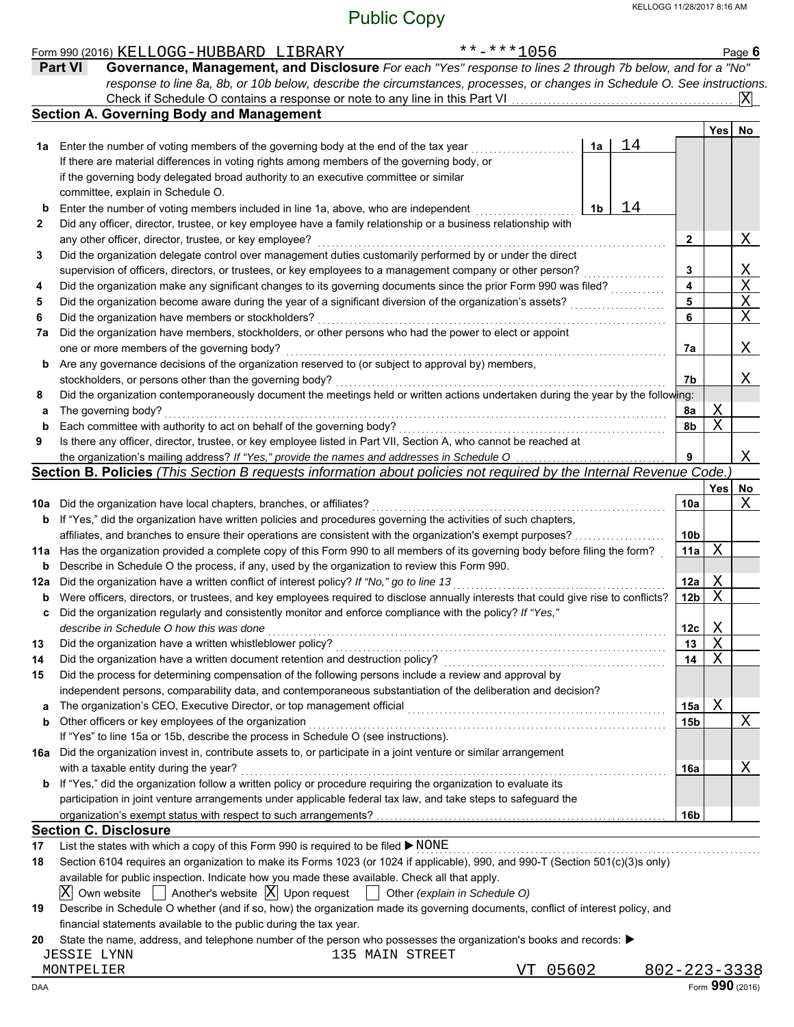Public Copy

Form 990 (2016) KELLOGG-HUBBARD LIBRARY **-***1056 Page **6**

**Part VI** **Governance, Management, and Disclosure** *For each "Yes" response to lines 2 through 7b below, and for a "No" response to line 8a, 8b, or 10b below, describe the circumstances, processes, or changes in Schedule O. See instructions.*

Check if Schedule O contains a response or note to any line in this Part VI .......... [X]

## Section A. Governing Body and Management

| | | | | Yes | No |
|---|---|---|---|---|---|
| **1a** | Enter the number of voting members of the governing body at the end of the tax year | 1a | 14 | | |
| | If there are material differences in voting rights among members of the governing body, or if the governing body delegated broad authority to an executive committee or similar committee, explain in Schedule O. | | | | |
| **b** | Enter the number of voting members included in line 1a, above, who are independent | 1b | 14 | | |
| **2** | Did any officer, director, trustee, or key employee have a family relationship or a business relationship with any other officer, director, trustee, or key employee? | 2 | | | X |
| **3** | Did the organization delegate control over management duties customarily performed by or under the direct supervision of officers, directors, or trustees, or key employees to a management company or other person? | 3 | | | X |
| **4** | Did the organization make any significant changes to its governing documents since the prior Form 990 was filed? | 4 | | | X |
| **5** | Did the organization become aware during the year of a significant diversion of the organization's assets? | 5 | | | X |
| **6** | Did the organization have members or stockholders? | 6 | | | X |
| **7a** | Did the organization have members, stockholders, or other persons who had the power to elect or appoint one or more members of the governing body? | 7a | | | X |
| **b** | Are any governance decisions of the organization reserved to (or subject to approval by) members, stockholders, or persons other than the governing body? | 7b | | | X |
| **8** | Did the organization contemporaneously document the meetings held or written actions undertaken during the year by the following: | | | | |
| **a** | The governing body? | 8a | | X | |
| **b** | Each committee with authority to act on behalf of the governing body? | 8b | | X | |
| **9** | Is there any officer, director, trustee, or key employee listed in Part VII, Section A, who cannot be reached at the organization's mailing address? *If "Yes," provide the names and addresses in Schedule O* | 9 | | | X |

## Section B. Policies *(This Section B requests information about policies not required by the Internal Revenue Code.)*

| | | | Yes | No |
|---|---|---|---|---|
| **10a** | Did the organization have local chapters, branches, or affiliates? | 10a | | X |
| **b** | If "Yes," did the organization have written policies and procedures governing the activities of such chapters, affiliates, and branches to ensure their operations are consistent with the organization's exempt purposes? | 10b | | |
| **11a** | Has the organization provided a complete copy of this Form 990 to all members of its governing body before filing the form? | 11a | X | |
| **b** | Describe in Schedule O the process, if any, used by the organization to review this Form 990. | | | |
| **12a** | Did the organization have a written conflict of interest policy? *If "No," go to line 13* | 12a | X | |
| **b** | Were officers, directors, or trustees, and key employees required to disclose annually interests that could give rise to conflicts? | 12b | X | |
| **c** | Did the organization regularly and consistently monitor and enforce compliance with the policy? *If "Yes," describe in Schedule O how this was done* | 12c | X | |
| **13** | Did the organization have a written whistleblower policy? | 13 | X | |
| **14** | Did the organization have a written document retention and destruction policy? | 14 | X | |
| **15** | Did the process for determining compensation of the following persons include a review and approval by independent persons, comparability data, and contemporaneous substantiation of the deliberation and decision? | | | |
| **a** | The organization's CEO, Executive Director, or top management official | 15a | X | |
| **b** | Other officers or key employees of the organization | 15b | | X |
| | If "Yes" to line 15a or 15b, describe the process in Schedule O (see instructions). | | | |
| **16a** | Did the organization invest in, contribute assets to, or participate in a joint venture or similar arrangement with a taxable entity during the year? | 16a | | X |
| **b** | If "Yes," did the organization follow a written policy or procedure requiring the organization to evaluate its participation in joint venture arrangements under applicable federal tax law, and take steps to safeguard the organization's exempt status with respect to such arrangements? | 16b | | |

## Section C. Disclosure

**17** List the states with which a copy of this Form 990 is required to be filed ▶ NONE

**18** Section 6104 requires an organization to make its Forms 1023 (or 1024 if applicable), 990, and 990-T (Section 501(c)(3)s only) available for public inspection. Indicate how you made these available. Check all that apply.

[X] Own website [ ] Another's website [X] Upon request [ ] Other *(explain in Schedule O)*

**19** Describe in Schedule O whether (and if so, how) the organization made its governing documents, conflict of interest policy, and financial statements available to the public during the tax year.

**20** State the name, address, and telephone number of the person who possesses the organization's books and records: ▶

JESSIE LYNN 135 MAIN STREET
MONTPELIER VT 05602 802-223-3338

DAA Form **990** (2016)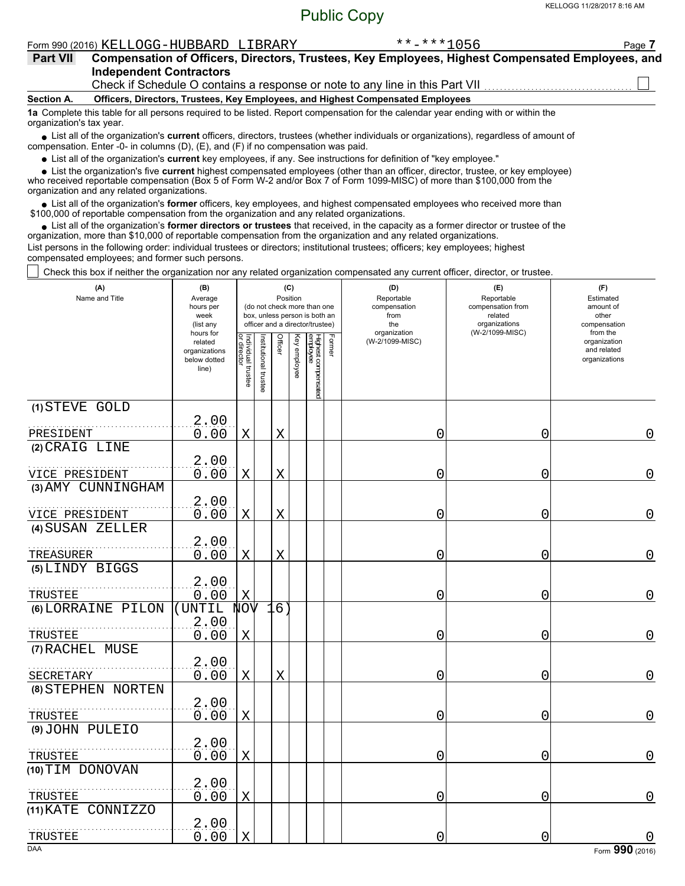Public Copy

Form 990 (2016) KELLOGG-HUBBARD LIBRARY **-***1056

**Part VII** **Compensation of Officers, Directors, Trustees, Key Employees, Highest Compensated Employees, and Independent Contractors**

Check if Schedule O contains a response or note to any line in this Part VII ☐

**Section A. Officers, Directors, Trustees, Key Employees, and Highest Compensated Employees**

**1a** Complete this table for all persons required to be listed. Report compensation for the calendar year ending with or within the organization's tax year.

- List all of the organization's **current** officers, directors, trustees (whether individuals or organizations), regardless of amount of compensation. Enter -0- in columns (D), (E), and (F) if no compensation was paid.
- List all of the organization's **current** key employees, if any. See instructions for definition of "key employee."
- List the organization's five **current** highest compensated employees (other than an officer, director, trustee, or key employee) who received reportable compensation (Box 5 of Form W-2 and/or Box 7 of Form 1099-MISC) of more than $100,000 from the organization and any related organizations.
- List all of the organization's **former** officers, key employees, and highest compensated employees who received more than $100,000 of reportable compensation from the organization and any related organizations.
- List all of the organization's **former directors or trustees** that received, in the capacity as a former director or trustee of the organization, more than $10,000 of reportable compensation from the organization and any related organizations.

List persons in the following order: individual trustees or directors; institutional trustees; officers; key employees; highest compensated employees; and former such persons.

☐ Check this box if neither the organization nor any related organization compensated any current officer, director, or trustee.

| (A) Name and Title | (B) Average hours per week (list any hours for related organizations below dotted line) | (C) Position: Individual trustee or director | Institutional trustee | Officer | Key employee | Highest compensated employee | Former | (D) Reportable compensation from the organization (W-2/1099-MISC) | (E) Reportable compensation from related organizations (W-2/1099-MISC) | (F) Estimated amount of other compensation from the organization and related organizations |
|---|---|---|---|---|---|---|---|---|---|---|
| (1) STEVE GOLD<br>PRESIDENT | 2.00<br>0.00 | X | | X | | | | 0 | 0 | 0 |
| (2) CRAIG LINE<br>VICE PRESIDENT | 2.00<br>0.00 | X | | X | | | | 0 | 0 | 0 |
| (3) AMY CUNNINGHAM<br>VICE PRESIDENT | 2.00<br>0.00 | X | | X | | | | 0 | 0 | 0 |
| (4) SUSAN ZELLER<br>TREASURER | 2.00<br>0.00 | X | | X | | | | 0 | 0 | 0 |
| (5) LINDY BIGGS<br>TRUSTEE | 2.00<br>0.00 | X | | | | | | 0 | 0 | 0 |
| (6) LORRAINE PILON (UNTIL NOV 16)<br>TRUSTEE | 2.00<br>0.00 | X | | | | | | 0 | 0 | 0 |
| (7) RACHEL MUSE<br>SECRETARY | 2.00<br>0.00 | X | | X | | | | 0 | 0 | 0 |
| (8) STEPHEN NORTEN<br>TRUSTEE | 2.00<br>0.00 | X | | | | | | 0 | 0 | 0 |
| (9) JOHN PULEIO<br>TRUSTEE | 2.00<br>0.00 | X | | | | | | 0 | 0 | 0 |
| (10) TIM DONOVAN<br>TRUSTEE | 2.00<br>0.00 | X | | | | | | 0 | 0 | 0 |
| (11) KATE CONNIZZO<br>TRUSTEE | 2.00<br>0.00 | X | | | | | | 0 | 0 | 0 |

Form **990** (2016)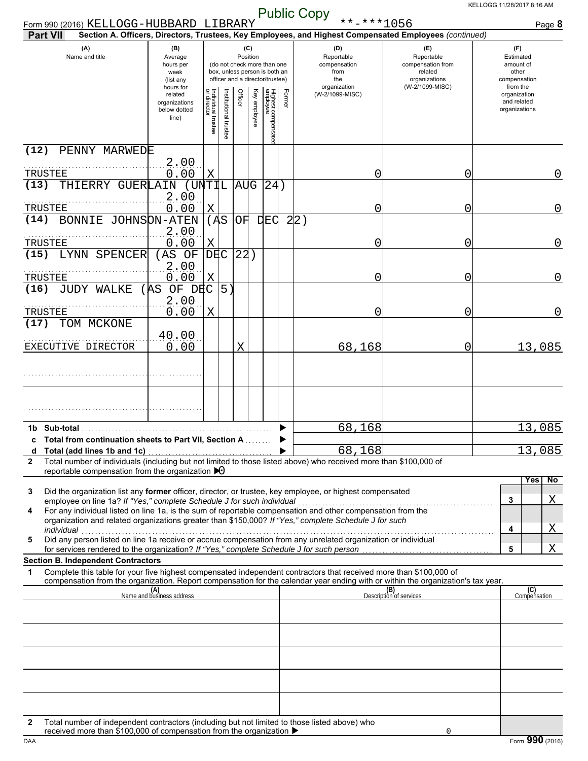Public Copy

Form 990 (2016) KELLOGG-HUBBARD LIBRARY **-***1056

**Part VII** Section A. Officers, Directors, Trustees, Key Employees, and Highest Compensated Employees *(continued)*

| (A) Name and title | (B) Average hours per week (list any hours for related organizations below dotted line) | (C) Position: Individual trustee or director | Institutional trustee | Officer | Key employee | Highest compensated employee | Former | (D) Reportable compensation from the organization (W-2/1099-MISC) | (E) Reportable compensation from related organizations (W-2/1099-MISC) | (F) Estimated amount of other compensation from the organization and related organizations |
|---|---|---|---|---|---|---|---|---|---|---|
| (12) PENNY MARWEDE<br>TRUSTEE | 2.00<br>0.00 | X | | | | | | 0 | 0 | 0 |
| (13) THIERRY GUERLAIN (UNTIL AUG 24)<br>TRUSTEE | 2.00<br>0.00 | X | | | | | | 0 | 0 | 0 |
| (14) BONNIE JOHNSON-ATEN (AS OF DEC 22)<br>TRUSTEE | 2.00<br>0.00 | X | | | | | | 0 | 0 | 0 |
| (15) LYNN SPENCER (AS OF DEC 22)<br>TRUSTEE | 2.00<br>0.00 | X | | | | | | 0 | 0 | 0 |
| (16) JUDY WALKE (AS OF DEC 5)<br>TRUSTEE | 2.00<br>0.00 | X | | | | | | 0 | 0 | 0 |
| (17) TOM MCKONE<br>EXECUTIVE DIRECTOR | 40.00<br>0.00 | | | X | | | | 68,168 | 0 | 13,085 |
| | | | | | | | | | | |
| | | | | | | | | | | |
| **1b Sub-total** | | | | | | | | 68,168 | | 13,085 |
| **c Total from continuation sheets to Part VII, Section A** | | | | | | | | | | |
| **d Total (add lines 1b and 1c)** | | | | | | | | 68,168 | | 13,085 |

**2** Total number of individuals (including but not limited to those listed above) who received more than $100,000 of reportable compensation from the organization ▶ 0

| | | | Yes | No |
|---|---|---|---|---|
| **3** | Did the organization list any **former** officer, director, or trustee, key employee, or highest compensated employee on line 1a? *If "Yes," complete Schedule J for such individual* | 3 | | X |
| **4** | For any individual listed on line 1a, is the sum of reportable compensation and other compensation from the organization and related organizations greater than $150,000? *If "Yes," complete Schedule J for such individual* | 4 | | X |
| **5** | Did any person listed on line 1a receive or accrue compensation from any unrelated organization or individual for services rendered to the organization? *If "Yes," complete Schedule J for such person* | 5 | | X |

**Section B. Independent Contractors**

**1** Complete this table for your five highest compensated independent contractors that received more than $100,000 of compensation from the organization. Report compensation for the calendar year ending with or within the organization's tax year.

| (A) Name and business address | (B) Description of services | (C) Compensation |
|---|---|---|
| | | |
| | | |
| | | |
| | | |
| | | |

**2** Total number of independent contractors (including but not limited to those listed above) who received more than $100,000 of compensation from the organization ▶ 0

Form **990** (2016)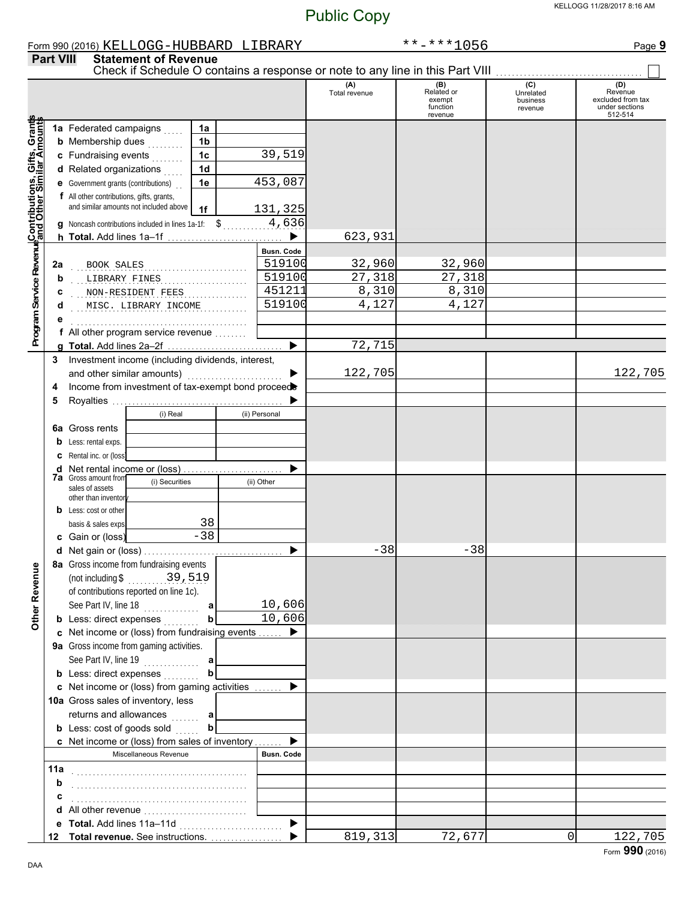Public Copy

Form 990 (2016) KELLOGG-HUBBARD LIBRARY **-***1056

## Part VIII Statement of Revenue

Check if Schedule O contains a response or note to any line in this Part VIII ☐

| | | | | (A) Total revenue | (B) Related or exempt function revenue | (C) Unrelated business revenue | (D) Revenue excluded from tax under sections 512-514 |
|---|---|---|---|---|---|---|---|
| **Contributions, Gifts, Grants and Other Similar Amounts** | 1a Federated campaigns | 1a | | | | | |
| | b Membership dues | 1b | | | | | |
| | c Fundraising events | 1c | 39,519 | | | | |
| | d Related organizations | 1d | | | | | |
| | e Government grants (contributions) | 1e | 453,087 | | | | |
| | f All other contributions, gifts, grants, and similar amounts not included above | 1f | 131,325 | | | | |
| | g Noncash contributions included in lines 1a-1f: $ 4,636 | | | | | | |
| | h **Total.** Add lines 1a–1f | | ▶ | 623,931 | | | |
| **Program Service Revenue** | | | Busn. Code | | | | |
| | 2a BOOK SALES | | 519100 | 32,960 | 32,960 | | |
| | b LIBRARY FINES | | 519100 | 27,318 | 27,318 | | |
| | c NON-RESIDENT FEES | | 451211 | 8,310 | 8,310 | | |
| | d MISC. LIBRARY INCOME | | 519100 | 4,127 | 4,127 | | |
| | e | | | | | | |
| | f All other program service revenue | | | | | | |
| | g **Total.** Add lines 2a–2f | | ▶ | 72,715 | | | |
| **Other Revenue** | 3 Investment income (including dividends, interest, and other similar amounts) | | ▶ | 122,705 | | | 122,705 |
| | 4 Income from investment of tax-exempt bond proceeds | | ▶ | | | | |
| | 5 Royalties | | ▶ | | | | |
| | | (i) Real | (ii) Personal | | | | |
| | 6a Gross rents | | | | | | |
| | b Less: rental exps. | | | | | | |
| | c Rental inc. or (loss) | | | | | | |
| | d Net rental income or (loss) | | ▶ | | | | |
| | | (i) Securities | (ii) Other | | | | |
| | 7a Gross amount from sales of assets other than inventory | | | | | | |
| | b Less: cost or other basis & sales exps. | 38 | | | | | |
| | c Gain or (loss) | -38 | | | | | |
| | d Net gain or (loss) | | ▶ | -38 | -38 | | |
| | 8a Gross income from fundraising events (not including $ 39,519 of contributions reported on line 1c). See Part IV, line 18 | a | 10,606 | | | | |
| | b Less: direct expenses | b | 10,606 | | | | |
| | c Net income or (loss) from fundraising events | | ▶ | | | | |
| | 9a Gross income from gaming activities. See Part IV, line 19 | a | | | | | |
| | b Less: direct expenses | b | | | | | |
| | c Net income or (loss) from gaming activities | | ▶ | | | | |
| | 10a Gross sales of inventory, less returns and allowances | a | | | | | |
| | b Less: cost of goods sold | b | | | | | |
| | c Net income or (loss) from sales of inventory | | ▶ | | | | |
| | Miscellaneous Revenue | | Busn. Code | | | | |
| | 11a | | | | | | |
| | b | | | | | | |
| | c | | | | | | |
| | d All other revenue | | | | | | |
| | e **Total.** Add lines 11a–11d | | ▶ | | | | |
| | 12 **Total revenue.** See instructions. | | ▶ | 819,313 | 72,677 | 0 | 122,705 |

Form **990** (2016)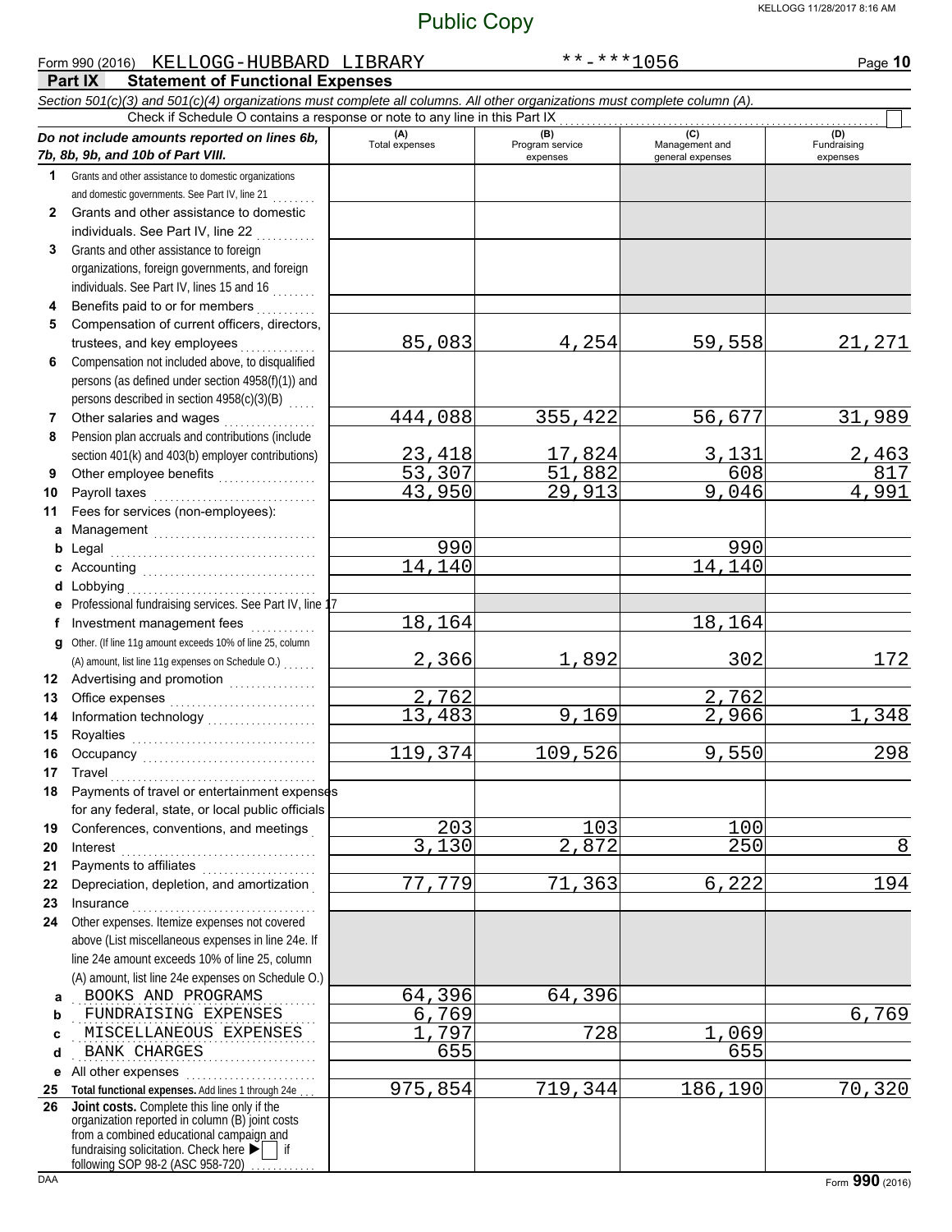Public Copy

Form 990 (2016) KELLOGG-HUBBARD LIBRARY **-***1056

## Part IX Statement of Functional Expenses

*Section 501(c)(3) and 501(c)(4) organizations must complete all columns. All other organizations must complete column (A).*

Check if Schedule O contains a response or note to any line in this Part IX ☐

| | *Do not include amounts reported on lines 6b, 7b, 8b, 9b, and 10b of Part VIII.* | (A) Total expenses | (B) Program service expenses | (C) Management and general expenses | (D) Fundraising expenses |
|---|---|---|---|---|---|
| 1 | Grants and other assistance to domestic organizations and domestic governments. See Part IV, line 21 | | | | |
| 2 | Grants and other assistance to domestic individuals. See Part IV, line 22 | | | | |
| 3 | Grants and other assistance to foreign organizations, foreign governments, and foreign individuals. See Part IV, lines 15 and 16 | | | | |
| 4 | Benefits paid to or for members | | | | |
| 5 | Compensation of current officers, directors, trustees, and key employees | 85,083 | 4,254 | 59,558 | 21,271 |
| 6 | Compensation not included above, to disqualified persons (as defined under section 4958(f)(1)) and persons described in section 4958(c)(3)(B) | | | | |
| 7 | Other salaries and wages | 444,088 | 355,422 | 56,677 | 31,989 |
| 8 | Pension plan accruals and contributions (include section 401(k) and 403(b) employer contributions) | 23,418 | 17,824 | 3,131 | 2,463 |
| 9 | Other employee benefits | 53,307 | 51,882 | 608 | 817 |
| 10 | Payroll taxes | 43,950 | 29,913 | 9,046 | 4,991 |
| 11 | Fees for services (non-employees): | | | | |
| a | Management | | | | |
| b | Legal | 990 | | 990 | |
| c | Accounting | 14,140 | | 14,140 | |
| d | Lobbying | | | | |
| e | Professional fundraising services. See Part IV, line 17 | | | | |
| f | Investment management fees | 18,164 | | 18,164 | |
| g | Other. (If line 11g amount exceeds 10% of line 25, column (A) amount, list line 11g expenses on Schedule O.) | 2,366 | 1,892 | 302 | 172 |
| 12 | Advertising and promotion | | | | |
| 13 | Office expenses | 2,762 | | 2,762 | |
| 14 | Information technology | 13,483 | 9,169 | 2,966 | 1,348 |
| 15 | Royalties | | | | |
| 16 | Occupancy | 119,374 | 109,526 | 9,550 | 298 |
| 17 | Travel | | | | |
| 18 | Payments of travel or entertainment expenses for any federal, state, or local public officials | | | | |
| 19 | Conferences, conventions, and meetings | 203 | 103 | 100 | |
| 20 | Interest | 3,130 | 2,872 | 250 | 8 |
| 21 | Payments to affiliates | | | | |
| 22 | Depreciation, depletion, and amortization | 77,779 | 71,363 | 6,222 | 194 |
| 23 | Insurance | | | | |
| 24 | Other expenses. Itemize expenses not covered above (List miscellaneous expenses in line 24e. If line 24e amount exceeds 10% of line 25, column (A) amount, list line 24e expenses on Schedule O.) | | | | |
| a | BOOKS AND PROGRAMS | 64,396 | 64,396 | | |
| b | FUNDRAISING EXPENSES | 6,769 | | | 6,769 |
| c | MISCELLANEOUS EXPENSES | 1,797 | 728 | 1,069 | |
| d | BANK CHARGES | 655 | | 655 | |
| e | All other expenses | | | | |
| 25 | **Total functional expenses.** Add lines 1 through 24e | 975,854 | 719,344 | 186,190 | 70,320 |
| 26 | **Joint costs.** Complete this line only if the organization reported in column (B) joint costs from a combined educational campaign and fundraising solicitation. Check here ▶ ☐ if following SOP 98-2 (ASC 958-720) | | | | |

DAA Form **990** (2016)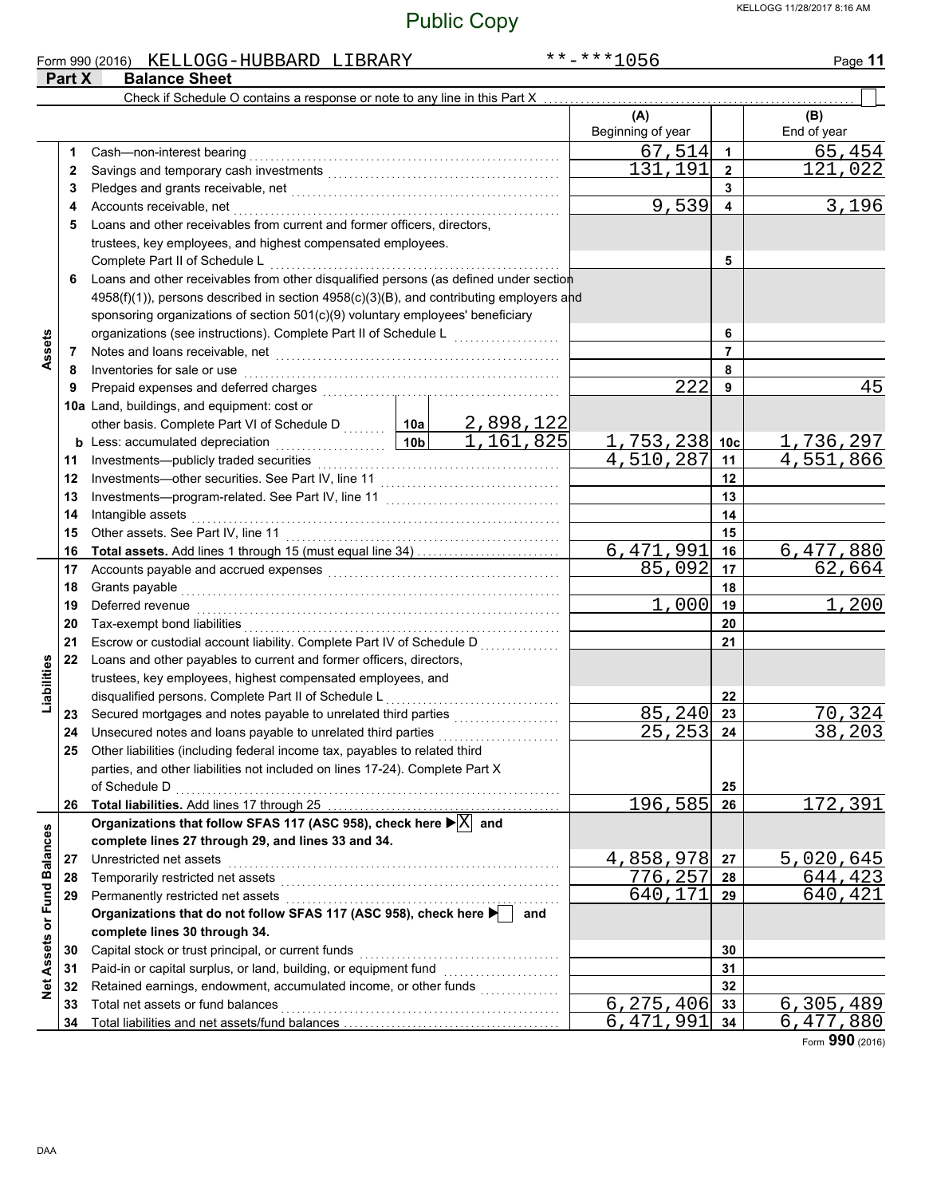Public Copy

Form 990 (2016) KELLOGG-HUBBARD LIBRARY **-***1056

**Part X Balance Sheet**

Check if Schedule O contains a response or note to any line in this Part X

| Section | Line | Description | | | (A) Beginning of year | Line | (B) End of year |
|---|---|---|---|---|---|---|---|
| Assets | 1 | Cash—non-interest bearing | | | 67,514 | 1 | 65,454 |
| | 2 | Savings and temporary cash investments | | | 131,191 | 2 | 121,022 |
| | 3 | Pledges and grants receivable, net | | | | 3 | |
| | 4 | Accounts receivable, net | | | 9,539 | 4 | 3,196 |
| | 5 | Loans and other receivables from current and former officers, directors, trustees, key employees, and highest compensated employees. Complete Part II of Schedule L | | | | 5 | |
| | 6 | Loans and other receivables from other disqualified persons (as defined under section 4958(f)(1)), persons described in section 4958(c)(3)(B), and contributing employers and sponsoring organizations of section 501(c)(9) voluntary employees' beneficiary organizations (see instructions). Complete Part II of Schedule L | | | | 6 | |
| | 7 | Notes and loans receivable, net | | | | 7 | |
| | 8 | Inventories for sale or use | | | | 8 | |
| | 9 | Prepaid expenses and deferred charges | | | 222 | 9 | 45 |
| | 10a | Land, buildings, and equipment: cost or other basis. Complete Part VI of Schedule D | 10a | 2,898,122 | | | |
| | b | Less: accumulated depreciation | 10b | 1,161,825 | 1,753,238 | 10c | 1,736,297 |
| | 11 | Investments—publicly traded securities | | | 4,510,287 | 11 | 4,551,866 |
| | 12 | Investments—other securities. See Part IV, line 11 | | | | 12 | |
| | 13 | Investments—program-related. See Part IV, line 11 | | | | 13 | |
| | 14 | Intangible assets | | | | 14 | |
| | 15 | Other assets. See Part IV, line 11 | | | | 15 | |
| | 16 | **Total assets.** Add lines 1 through 15 (must equal line 34) | | | 6,471,991 | 16 | 6,477,880 |
| Liabilities | 17 | Accounts payable and accrued expenses | | | 85,092 | 17 | 62,664 |
| | 18 | Grants payable | | | | 18 | |
| | 19 | Deferred revenue | | | 1,000 | 19 | 1,200 |
| | 20 | Tax-exempt bond liabilities | | | | 20 | |
| | 21 | Escrow or custodial account liability. Complete Part IV of Schedule D | | | | 21 | |
| | 22 | Loans and other payables to current and former officers, directors, trustees, key employees, highest compensated employees, and disqualified persons. Complete Part II of Schedule L | | | | 22 | |
| | 23 | Secured mortgages and notes payable to unrelated third parties | | | 85,240 | 23 | 70,324 |
| | 24 | Unsecured notes and loans payable to unrelated third parties | | | 25,253 | 24 | 38,203 |
| | 25 | Other liabilities (including federal income tax, payables to related third parties, and other liabilities not included on lines 17-24). Complete Part X of Schedule D | | | | 25 | |
| | 26 | **Total liabilities.** Add lines 17 through 25 | | | 196,585 | 26 | 172,391 |
| Net Assets or Fund Balances | | **Organizations that follow SFAS 117 (ASC 958), check here** [X] **and complete lines 27 through 29, and lines 33 and 34.** | | | | | |
| | 27 | Unrestricted net assets | | | 4,858,978 | 27 | 5,020,645 |
| | 28 | Temporarily restricted net assets | | | 776,257 | 28 | 644,423 |
| | 29 | Permanently restricted net assets | | | 640,171 | 29 | 640,421 |
| | | **Organizations that do not follow SFAS 117 (ASC 958), check here** [ ] **and complete lines 30 through 34.** | | | | | |
| | 30 | Capital stock or trust principal, or current funds | | | | 30 | |
| | 31 | Paid-in or capital surplus, or land, building, or equipment fund | | | | 31 | |
| | 32 | Retained earnings, endowment, accumulated income, or other funds | | | | 32 | |
| | 33 | Total net assets or fund balances | | | 6,275,406 | 33 | 6,305,489 |
| | 34 | Total liabilities and net assets/fund balances | | | 6,471,991 | 34 | 6,477,880 |

Form **990** (2016)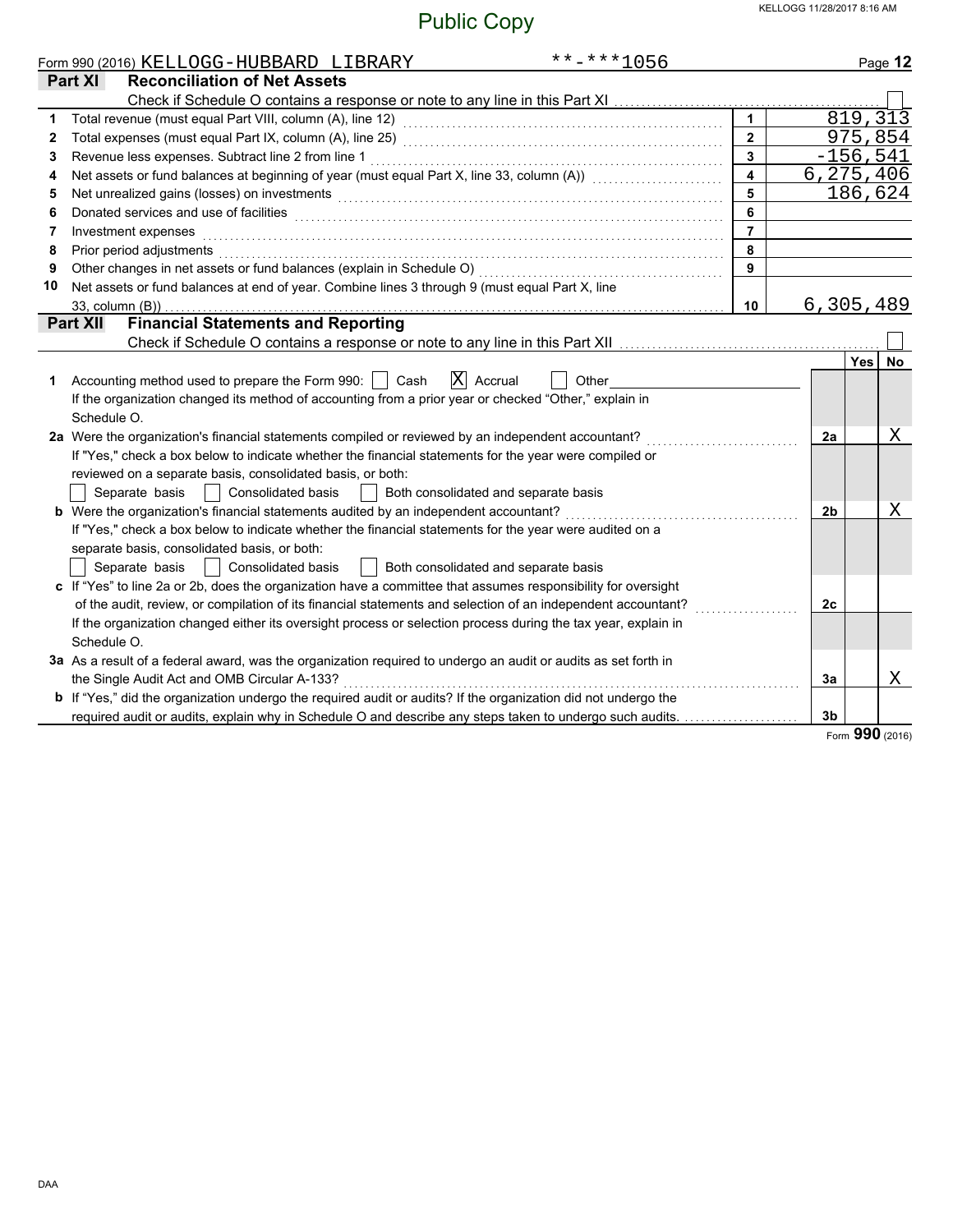Public Copy

Form 990 (2016) KELLOGG-HUBBARD LIBRARY **-***1056 Page 12

## Part XI Reconciliation of Net Assets

Check if Schedule O contains a response or note to any line in this Part XI [ ]

| | | | |
|---|---|---|---|
| 1 | Total revenue (must equal Part VIII, column (A), line 12) | 1 | 819,313 |
| 2 | Total expenses (must equal Part IX, column (A), line 25) | 2 | 975,854 |
| 3 | Revenue less expenses. Subtract line 2 from line 1 | 3 | -156,541 |
| 4 | Net assets or fund balances at beginning of year (must equal Part X, line 33, column (A)) | 4 | 6,275,406 |
| 5 | Net unrealized gains (losses) on investments | 5 | 186,624 |
| 6 | Donated services and use of facilities | 6 | |
| 7 | Investment expenses | 7 | |
| 8 | Prior period adjustments | 8 | |
| 9 | Other changes in net assets or fund balances (explain in Schedule O) | 9 | |
| 10 | Net assets or fund balances at end of year. Combine lines 3 through 9 (must equal Part X, line 33, column (B)) | 10 | 6,305,489 |

## Part XII Financial Statements and Reporting

Check if Schedule O contains a response or note to any line in this Part XII [ ]

| | | | Yes | No |
|---|---|---|---|---|
| 1 | Accounting method used to prepare the Form 990: [ ] Cash [X] Accrual [ ] Other<br>If the organization changed its method of accounting from a prior year or checked "Other," explain in Schedule O. | | | |
| 2a | Were the organization's financial statements compiled or reviewed by an independent accountant?<br>If "Yes," check a box below to indicate whether the financial statements for the year were compiled or reviewed on a separate basis, consolidated basis, or both:<br>[ ] Separate basis [ ] Consolidated basis [ ] Both consolidated and separate basis | 2a | | X |
| b | Were the organization's financial statements audited by an independent accountant?<br>If "Yes," check a box below to indicate whether the financial statements for the year were audited on a separate basis, consolidated basis, or both:<br>[ ] Separate basis [ ] Consolidated basis [ ] Both consolidated and separate basis | 2b | | X |
| c | If "Yes" to line 2a or 2b, does the organization have a committee that assumes responsibility for oversight of the audit, review, or compilation of its financial statements and selection of an independent accountant?<br>If the organization changed either its oversight process or selection process during the tax year, explain in Schedule O. | 2c | | |
| 3a | As a result of a federal award, was the organization required to undergo an audit or audits as set forth in the Single Audit Act and OMB Circular A-133? | 3a | | X |
| b | If "Yes," did the organization undergo the required audit or audits? If the organization did not undergo the required audit or audits, explain why in Schedule O and describe any steps taken to undergo such audits. | 3b | | |

Form **990** (2016)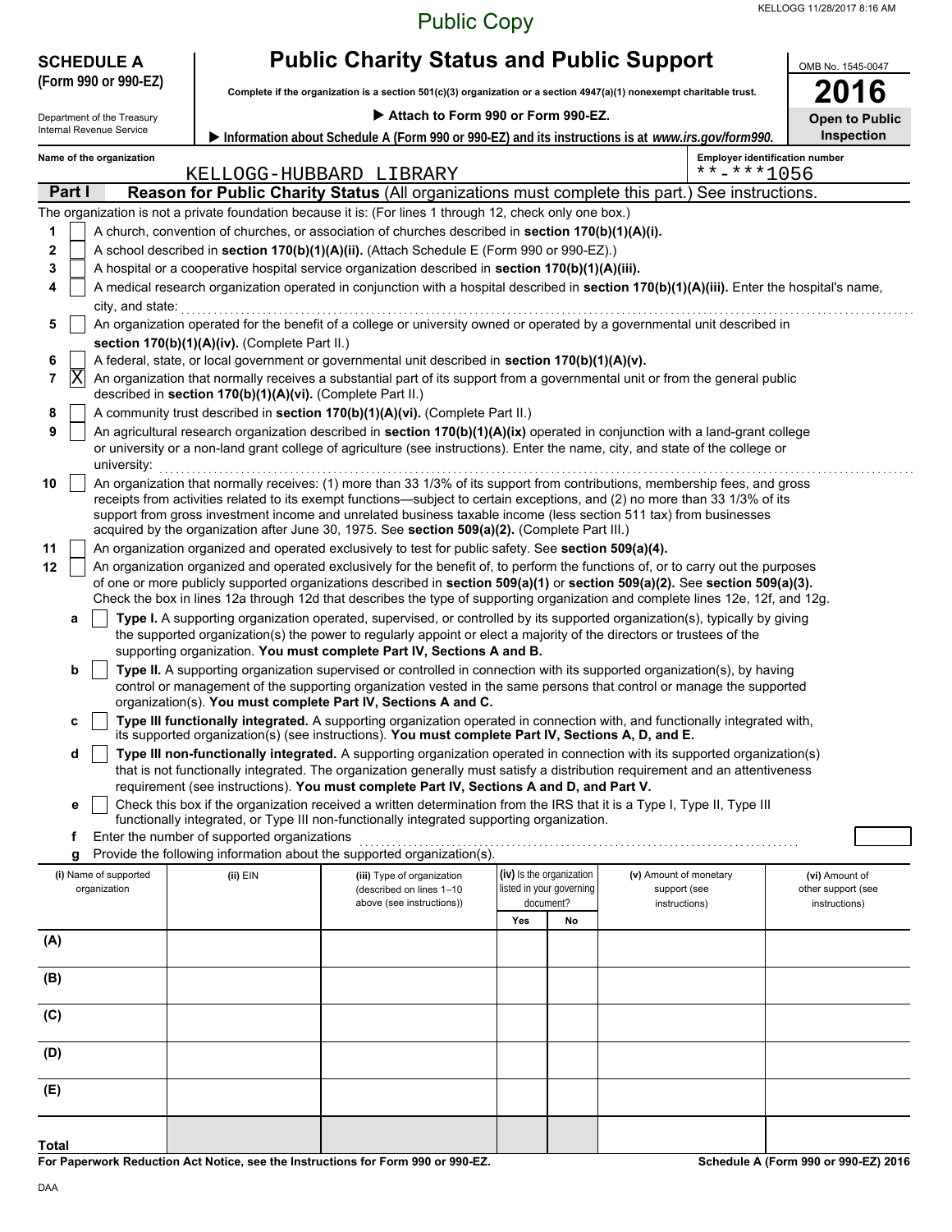Public Copy

**SCHEDULE A**
**(Form 990 or 990-EZ)**

Department of the Treasury
Internal Revenue Service

# Public Charity Status and Public Support

**Complete if the organization is a section 501(c)(3) organization or a section 4947(a)(1) nonexempt charitable trust.**

▶ **Attach to Form 990 or Form 990-EZ.**

▶ **Information about Schedule A (Form 990 or 990-EZ) and its instructions is at** ***www.irs.gov/form990.***

OMB No. 1545-0047

**2016**

**Open to Public Inspection**

**Name of the organization**
KELLOGG-HUBBARD LIBRARY

**Employer identification number**
**-***1056

## Part I — Reason for Public Charity Status (All organizations must complete this part.) See instructions.

The organization is not a private foundation because it is: (For lines 1 through 12, check only one box.)

1. [ ] A church, convention of churches, or association of churches described in **section 170(b)(1)(A)(i).**
2. [ ] A school described in **section 170(b)(1)(A)(ii).** (Attach Schedule E (Form 990 or 990-EZ).)
3. [ ] A hospital or a cooperative hospital service organization described in **section 170(b)(1)(A)(iii).**
4. [ ] A medical research organization operated in conjunction with a hospital described in **section 170(b)(1)(A)(iii).** Enter the hospital's name, city, and state:
5. [ ] An organization operated for the benefit of a college or university owned or operated by a governmental unit described in **section 170(b)(1)(A)(iv).** (Complete Part II.)
6. [ ] A federal, state, or local government or governmental unit described in **section 170(b)(1)(A)(v).**
7. [X] An organization that normally receives a substantial part of its support from a governmental unit or from the general public described in **section 170(b)(1)(A)(vi).** (Complete Part II.)
8. [ ] A community trust described in **section 170(b)(1)(A)(vi).** (Complete Part II.)
9. [ ] An agricultural research organization described in **section 170(b)(1)(A)(ix)** operated in conjunction with a land-grant college or university or a non-land grant college of agriculture (see instructions). Enter the name, city, and state of the college or university:
10. [ ] An organization that normally receives: (1) more than 33 1/3% of its support from contributions, membership fees, and gross receipts from activities related to its exempt functions—subject to certain exceptions, and (2) no more than 33 1/3% of its support from gross investment income and unrelated business taxable income (less section 511 tax) from businesses acquired by the organization after June 30, 1975. See **section 509(a)(2).** (Complete Part III.)
11. [ ] An organization organized and operated exclusively to test for public safety. See **section 509(a)(4).**
12. [ ] An organization organized and operated exclusively for the benefit of, to perform the functions of, or to carry out the purposes of one or more publicly supported organizations described in **section 509(a)(1)** or **section 509(a)(2).** See **section 509(a)(3).** Check the box in lines 12a through 12d that describes the type of supporting organization and complete lines 12e, 12f, and 12g.
   - **a** [ ] **Type I.** A supporting organization operated, supervised, or controlled by its supported organization(s), typically by giving the supported organization(s) the power to regularly appoint or elect a majority of the directors or trustees of the supporting organization. **You must complete Part IV, Sections A and B.**
   - **b** [ ] **Type II.** A supporting organization supervised or controlled in connection with its supported organization(s), by having control or management of the supporting organization vested in the same persons that control or manage the supported organization(s). **You must complete Part IV, Sections A and C.**
   - **c** [ ] **Type III functionally integrated.** A supporting organization operated in connection with, and functionally integrated with, its supported organization(s) (see instructions). **You must complete Part IV, Sections A, D, and E.**
   - **d** [ ] **Type III non-functionally integrated.** A supporting organization operated in connection with its supported organization(s) that is not functionally integrated. The organization generally must satisfy a distribution requirement and an attentiveness requirement (see instructions). **You must complete Part IV, Sections A and D, and Part V.**
   - **e** [ ] Check this box if the organization received a written determination from the IRS that it is a Type I, Type II, Type III functionally integrated, or Type III non-functionally integrated supporting organization.
   - **f** Enter the number of supported organizations
   - **g** Provide the following information about the supported organization(s).

| (i) Name of supported organization | (ii) EIN | (iii) Type of organization (described on lines 1–10 above (see instructions)) | (iv) Is the organization listed in your governing document? | | (v) Amount of monetary support (see instructions) | (vi) Amount of other support (see instructions) |
|---|---|---|---|---|---|---|
| | | | Yes | No | | |
| (A) | | | | | | |
| (B) | | | | | | |
| (C) | | | | | | |
| (D) | | | | | | |
| (E) | | | | | | |
| Total | | | | | | |

**For Paperwork Reduction Act Notice, see the Instructions for Form 990 or 990-EZ.** **Schedule A (Form 990 or 990-EZ) 2016**

DAA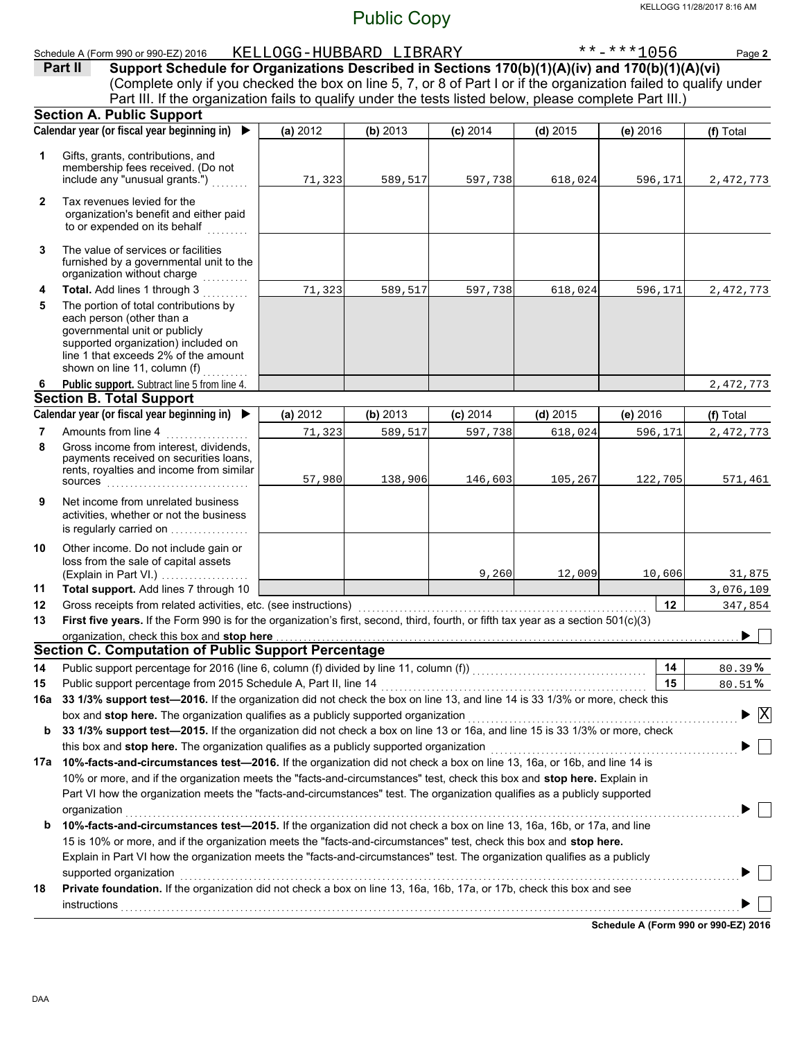Public Copy

Schedule A (Form 990 or 990-EZ) 2016 KELLOGG-HUBBARD LIBRARY **-***1056 Page **2**

**Part II** **Support Schedule for Organizations Described in Sections 170(b)(1)(A)(iv) and 170(b)(1)(A)(vi)**
(Complete only if you checked the box on line 5, 7, or 8 of Part I or if the organization failed to qualify under Part III. If the organization fails to qualify under the tests listed below, please complete Part III.)

## Section A. Public Support

| | Calendar year (or fiscal year beginning in) ▶ | (a) 2012 | (b) 2013 | (c) 2014 | (d) 2015 | (e) 2016 | (f) Total |
|---|---|---|---|---|---|---|---|
| 1 | Gifts, grants, contributions, and membership fees received. (Do not include any "unusual grants.") | 71,323 | 589,517 | 597,738 | 618,024 | 596,171 | 2,472,773 |
| 2 | Tax revenues levied for the organization's benefit and either paid to or expended on its behalf | | | | | | |
| 3 | The value of services or facilities furnished by a governmental unit to the organization without charge | | | | | | |
| 4 | **Total.** Add lines 1 through 3 | 71,323 | 589,517 | 597,738 | 618,024 | 596,171 | 2,472,773 |
| 5 | The portion of total contributions by each person (other than a governmental unit or publicly supported organization) included on line 1 that exceeds 2% of the amount shown on line 11, column (f) | | | | | | |
| 6 | **Public support.** Subtract line 5 from line 4. | | | | | | 2,472,773 |

## Section B. Total Support

| | Calendar year (or fiscal year beginning in) ▶ | (a) 2012 | (b) 2013 | (c) 2014 | (d) 2015 | (e) 2016 | (f) Total |
|---|---|---|---|---|---|---|---|
| 7 | Amounts from line 4 | 71,323 | 589,517 | 597,738 | 618,024 | 596,171 | 2,472,773 |
| 8 | Gross income from interest, dividends, payments received on securities loans, rents, royalties and income from similar sources | 57,980 | 138,906 | 146,603 | 105,267 | 122,705 | 571,461 |
| 9 | Net income from unrelated business activities, whether or not the business is regularly carried on | | | | | | |
| 10 | Other income. Do not include gain or loss from the sale of capital assets (Explain in Part VI.) | | | 9,260 | 12,009 | 10,606 | 31,875 |
| 11 | **Total support.** Add lines 7 through 10 | | | | | | 3,076,109 |

**12** Gross receipts from related activities, etc. (see instructions) **12** 347,854

**13** **First five years.** If the Form 990 is for the organization's first, second, third, fourth, or fifth tax year as a section 501(c)(3) organization, check this box and **stop here** ▶ ☐

## Section C. Computation of Public Support Percentage

**14** Public support percentage for 2016 (line 6, column (f) divided by line 11, column (f)) **14** 80.39 **%**

**15** Public support percentage from 2015 Schedule A, Part II, line 14 **15** 80.51 **%**

**16a** **33 1/3% support test—2016.** If the organization did not check the box on line 13, and line 14 is 33 1/3% or more, check this box and **stop here.** The organization qualifies as a publicly supported organization ▶ ☒

**b** **33 1/3% support test—2015.** If the organization did not check a box on line 13 or 16a, and line 15 is 33 1/3% or more, check this box and **stop here.** The organization qualifies as a publicly supported organization ▶ ☐

**17a** **10%-facts-and-circumstances test—2016.** If the organization did not check a box on line 13, 16a, or 16b, and line 14 is 10% or more, and if the organization meets the "facts-and-circumstances" test, check this box and **stop here.** Explain in Part VI how the organization meets the "facts-and-circumstances" test. The organization qualifies as a publicly supported organization ▶ ☐

**b** **10%-facts-and-circumstances test—2015.** If the organization did not check a box on line 13, 16a, 16b, or 17a, and line 15 is 10% or more, and if the organization meets the "facts-and-circumstances" test, check this box and **stop here.** Explain in Part VI how the organization meets the "facts-and-circumstances" test. The organization qualifies as a publicly supported organization ▶ ☐

**18** **Private foundation.** If the organization did not check a box on line 13, 16a, 16b, 17a, or 17b, check this box and see instructions ▶ ☐

**Schedule A (Form 990 or 990-EZ) 2016**

DAA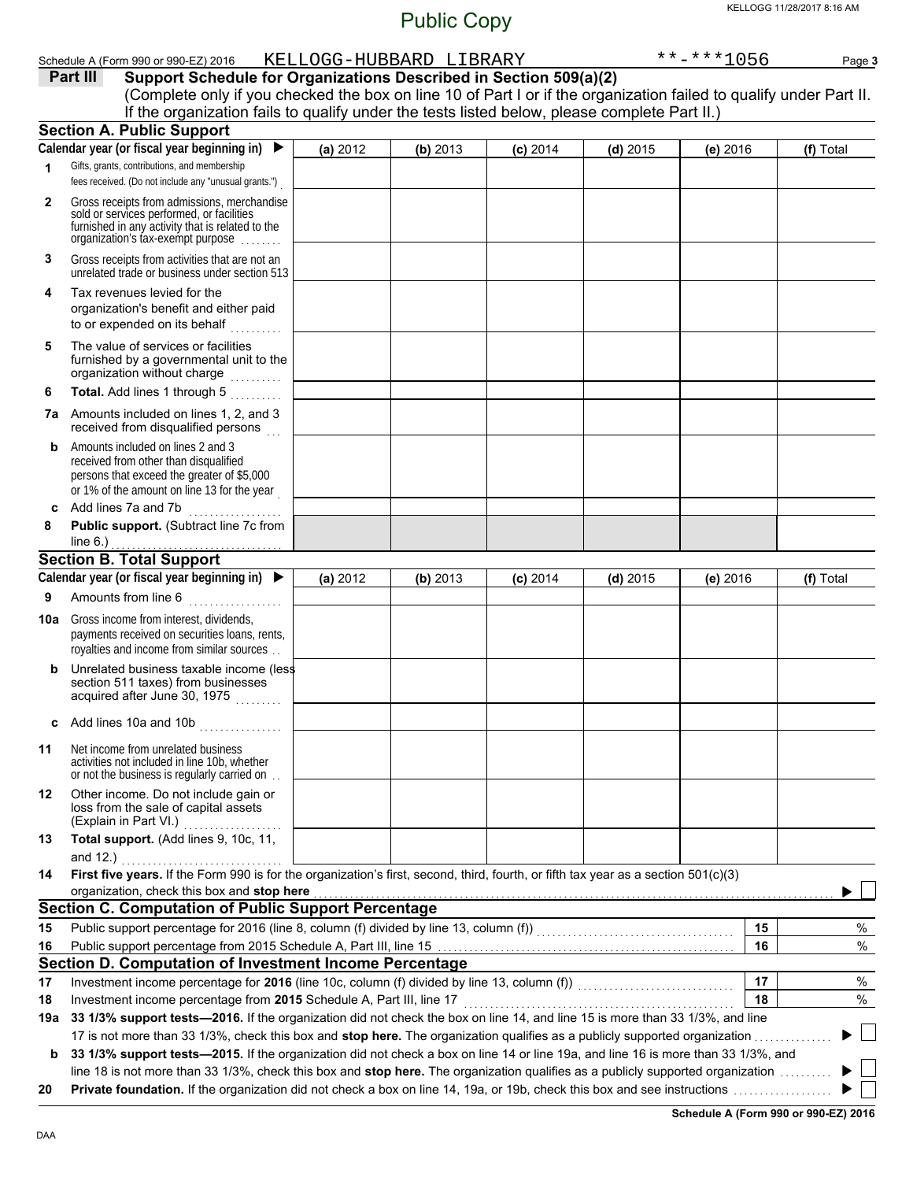Public Copy

Schedule A (Form 990 or 990-EZ) 2016 KELLOGG-HUBBARD LIBRARY **-***1056 Page 3

**Part III Support Schedule for Organizations Described in Section 509(a)(2)**

(Complete only if you checked the box on line 10 of Part I or if the organization failed to qualify under Part II. If the organization fails to qualify under the tests listed below, please complete Part II.)

## Section A. Public Support

| Calendar year (or fiscal year beginning in) ▶ | (a) 2012 | (b) 2013 | (c) 2014 | (d) 2015 | (e) 2016 | (f) Total |
|---|---|---|---|---|---|---|
| 1 Gifts, grants, contributions, and membership fees received. (Do not include any "unusual grants.") | | | | | | |
| 2 Gross receipts from admissions, merchandise sold or services performed, or facilities furnished in any activity that is related to the organization's tax-exempt purpose | | | | | | |
| 3 Gross receipts from activities that are not an unrelated trade or business under section 513 | | | | | | |
| 4 Tax revenues levied for the organization's benefit and either paid to or expended on its behalf | | | | | | |
| 5 The value of services or facilities furnished by a governmental unit to the organization without charge | | | | | | |
| 6 **Total.** Add lines 1 through 5 | | | | | | |
| 7a Amounts included on lines 1, 2, and 3 received from disqualified persons | | | | | | |
| b Amounts included on lines 2 and 3 received from other than disqualified persons that exceed the greater of $5,000 or 1% of the amount on line 13 for the year | | | | | | |
| c Add lines 7a and 7b | | | | | | |
| 8 **Public support.** (Subtract line 7c from line 6.) | | | | | | |

## Section B. Total Support

| Calendar year (or fiscal year beginning in) ▶ | (a) 2012 | (b) 2013 | (c) 2014 | (d) 2015 | (e) 2016 | (f) Total |
|---|---|---|---|---|---|---|
| 9 Amounts from line 6 | | | | | | |
| 10a Gross income from interest, dividends, payments received on securities loans, rents, royalties and income from similar sources | | | | | | |
| b Unrelated business taxable income (less section 511 taxes) from businesses acquired after June 30, 1975 | | | | | | |
| c Add lines 10a and 10b | | | | | | |
| 11 Net income from unrelated business activities not included in line 10b, whether or not the business is regularly carried on | | | | | | |
| 12 Other income. Do not include gain or loss from the sale of capital assets (Explain in Part VI.) | | | | | | |
| 13 **Total support.** (Add lines 9, 10c, 11, and 12.) | | | | | | |

14 **First five years.** If the Form 990 is for the organization's first, second, third, fourth, or fifth tax year as a section 501(c)(3) organization, check this box and **stop here** ▶ ☐

## Section C. Computation of Public Support Percentage

| | | | |
|---|---|---|---|
| 15 | Public support percentage for 2016 (line 8, column (f) divided by line 13, column (f)) | 15 | % |
| 16 | Public support percentage from 2015 Schedule A, Part III, line 15 | 16 | % |

## Section D. Computation of Investment Income Percentage

| | | | |
|---|---|---|---|
| 17 | Investment income percentage for **2016** (line 10c, column (f) divided by line 13, column (f)) | 17 | % |
| 18 | Investment income percentage from **2015** Schedule A, Part III, line 17 | 18 | % |

19a **33 1/3% support tests—2016.** If the organization did not check the box on line 14, and line 15 is more than 33 1/3%, and line 17 is not more than 33 1/3%, check this box and **stop here.** The organization qualifies as a publicly supported organization ▶ ☐

b **33 1/3% support tests—2015.** If the organization did not check a box on line 14 or line 19a, and line 16 is more than 33 1/3%, and line 18 is not more than 33 1/3%, check this box and **stop here.** The organization qualifies as a publicly supported organization ▶ ☐

20 **Private foundation.** If the organization did not check a box on line 14, 19a, or 19b, check this box and see instructions ▶ ☐

**Schedule A (Form 990 or 990-EZ) 2016**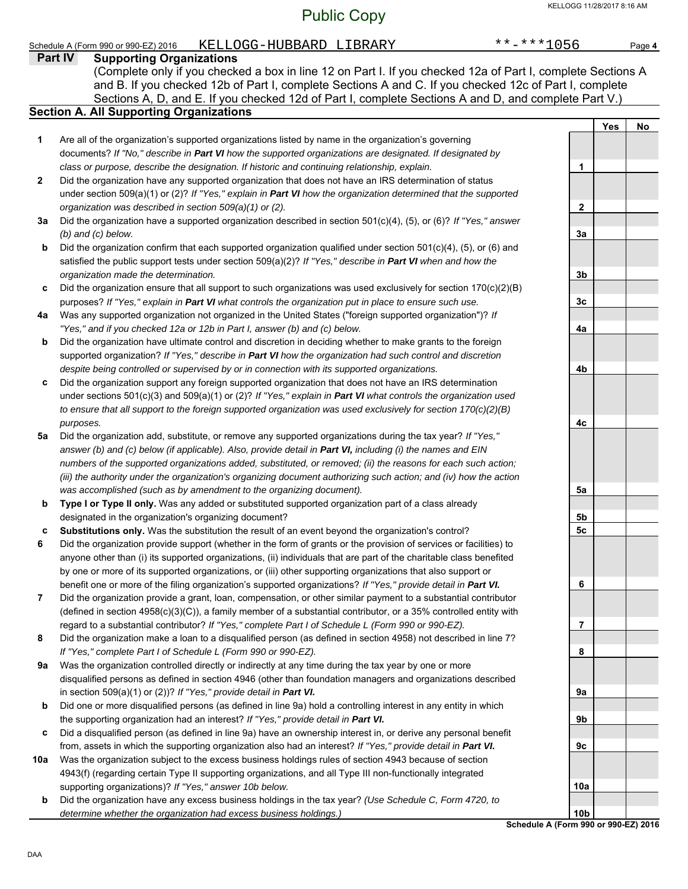Schedule A (Form 990 or 990-EZ) 2016 KELLOGG-HUBBARD LIBRARY **-***1056 Page 4

## Part IV Supporting Organizations

(Complete only if you checked a box in line 12 on Part I. If you checked 12a of Part I, complete Sections A and B. If you checked 12b of Part I, complete Sections A and C. If you checked 12c of Part I, complete Sections A, D, and E. If you checked 12d of Part I, complete Sections A and D, and complete Part V.)

### Section A. All Supporting Organizations

| | | | Yes | No |
|---|---|---|---|---|
| 1 | Are all of the organization's supported organizations listed by name in the organization's governing documents? *If "No," describe in **Part VI** how the supported organizations are designated. If designated by class or purpose, describe the designation. If historic and continuing relationship, explain.* | 1 | | |
| 2 | Did the organization have any supported organization that does not have an IRS determination of status under section 509(a)(1) or (2)? *If "Yes," explain in **Part VI** how the organization determined that the supported organization was described in section 509(a)(1) or (2).* | 2 | | |
| 3a | Did the organization have a supported organization described in section 501(c)(4), (5), or (6)? *If "Yes," answer (b) and (c) below.* | 3a | | |
| b | Did the organization confirm that each supported organization qualified under section 501(c)(4), (5), or (6) and satisfied the public support tests under section 509(a)(2)? *If "Yes," describe in **Part VI** when and how the organization made the determination.* | 3b | | |
| c | Did the organization ensure that all support to such organizations was used exclusively for section 170(c)(2)(B) purposes? *If "Yes," explain in **Part VI** what controls the organization put in place to ensure such use.* | 3c | | |
| 4a | Was any supported organization not organized in the United States ("foreign supported organization")? *If "Yes," and if you checked 12a or 12b in Part I, answer (b) and (c) below.* | 4a | | |
| b | Did the organization have ultimate control and discretion in deciding whether to make grants to the foreign supported organization? *If "Yes," describe in **Part VI** how the organization had such control and discretion despite being controlled or supervised by or in connection with its supported organizations.* | 4b | | |
| c | Did the organization support any foreign supported organization that does not have an IRS determination under sections 501(c)(3) and 509(a)(1) or (2)? *If "Yes," explain in **Part VI** what controls the organization used to ensure that all support to the foreign supported organization was used exclusively for section 170(c)(2)(B) purposes.* | 4c | | |
| 5a | Did the organization add, substitute, or remove any supported organizations during the tax year? *If "Yes," answer (b) and (c) below (if applicable). Also, provide detail in **Part VI**, including (i) the names and EIN numbers of the supported organizations added, substituted, or removed; (ii) the reasons for each such action; (iii) the authority under the organization's organizing document authorizing such action; and (iv) how the action was accomplished (such as by amendment to the organizing document).* | 5a | | |
| b | **Type I or Type II only.** Was any added or substituted supported organization part of a class already designated in the organization's organizing document? | 5b | | |
| c | **Substitutions only.** Was the substitution the result of an event beyond the organization's control? | 5c | | |
| 6 | Did the organization provide support (whether in the form of grants or the provision of services or facilities) to anyone other than (i) its supported organizations, (ii) individuals that are part of the charitable class benefited by one or more of its supported organizations, or (iii) other supporting organizations that also support or benefit one or more of the filing organization's supported organizations? ***If "Yes," provide detail in Part VI.*** | 6 | | |
| 7 | Did the organization provide a grant, loan, compensation, or other similar payment to a substantial contributor (defined in section 4958(c)(3)(C)), a family member of a substantial contributor, or a 35% controlled entity with regard to a substantial contributor? *If "Yes," complete Part I of Schedule L (Form 990 or 990-EZ).* | 7 | | |
| 8 | Did the organization make a loan to a disqualified person (as defined in section 4958) not described in line 7? *If "Yes," complete Part I of Schedule L (Form 990 or 990-EZ).* | 8 | | |
| 9a | Was the organization controlled directly or indirectly at any time during the tax year by one or more disqualified persons as defined in section 4946 (other than foundation managers and organizations described in section 509(a)(1) or (2))? ***If "Yes," provide detail in Part VI.*** | 9a | | |
| b | Did one or more disqualified persons (as defined in line 9a) hold a controlling interest in any entity in which the supporting organization had an interest? ***If "Yes," provide detail in Part VI.*** | 9b | | |
| c | Did a disqualified person (as defined in line 9a) have an ownership interest in, or derive any personal benefit from, assets in which the supporting organization also had an interest? ***If "Yes," provide detail in Part VI.*** | 9c | | |
| 10a | Was the organization subject to the excess business holdings rules of section 4943 because of section 4943(f) (regarding certain Type II supporting organizations, and all Type III non-functionally integrated supporting organizations)? *If "Yes," answer 10b below.* | 10a | | |
| b | Did the organization have any excess business holdings in the tax year? *(Use Schedule C, Form 4720, to determine whether the organization had excess business holdings.)* | 10b | | |

Schedule A (Form 990 or 990-EZ) 2016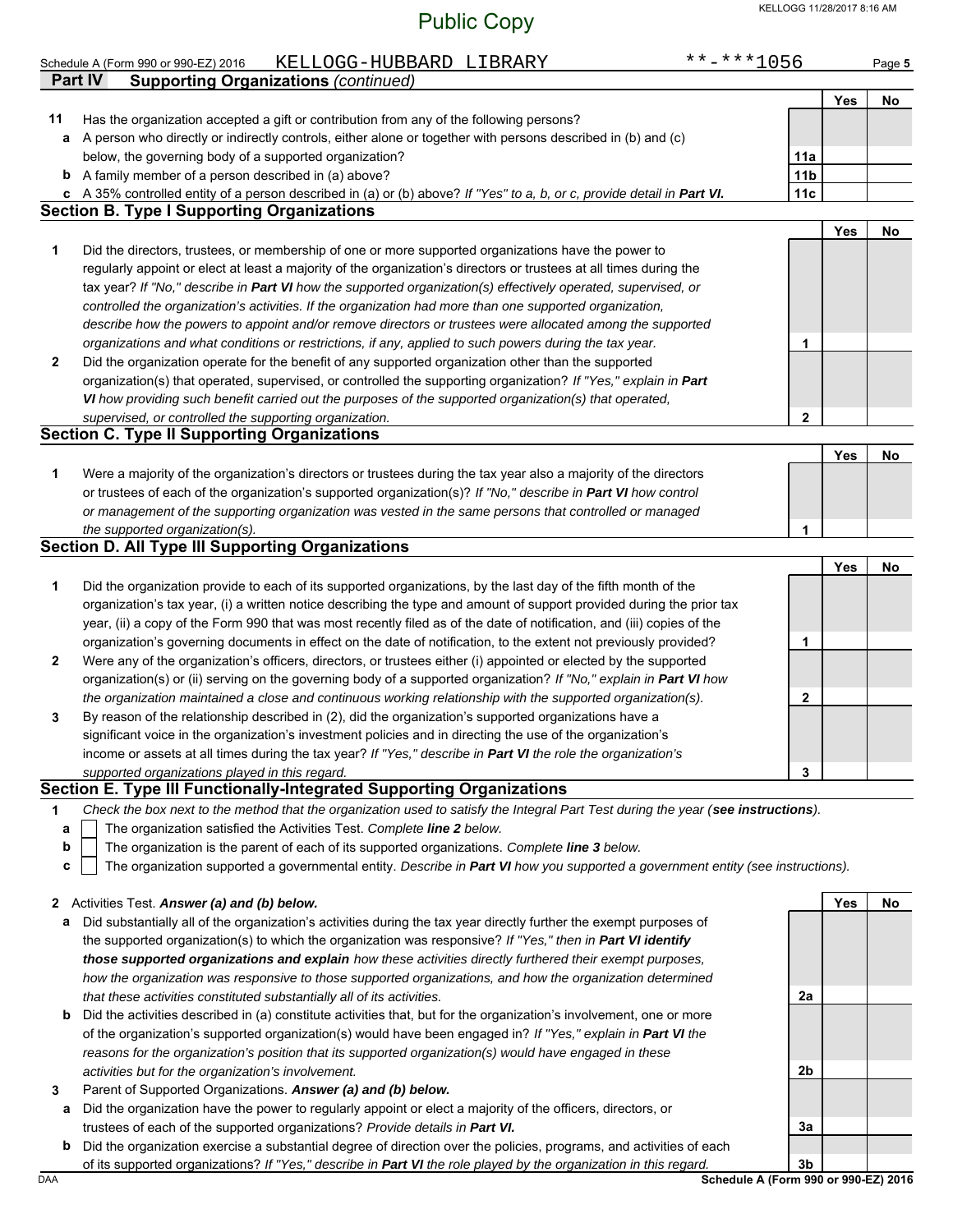Public Copy

Schedule A (Form 990 or 990-EZ) 2016 KELLOGG-HUBBARD LIBRARY **-***1056 Page **5**

## Part IV Supporting Organizations *(continued)*

| | | | Yes | No |
|---|---|---|---|---|
| **11** | Has the organization accepted a gift or contribution from any of the following persons? | | | |
| **a** | A person who directly or indirectly controls, either alone or together with persons described in (b) and (c) below, the governing body of a supported organization? | 11a | | |
| **b** | A family member of a person described in (a) above? | 11b | | |
| **c** | A 35% controlled entity of a person described in (a) or (b) above? *If "Yes" to a, b, or c, provide detail in* ***Part VI.*** | 11c | | |

### Section B. Type I Supporting Organizations

| | | | Yes | No |
|---|---|---|---|---|
| **1** | Did the directors, trustees, or membership of one or more supported organizations have the power to regularly appoint or elect at least a majority of the organization's directors or trustees at all times during the tax year? *If "No," describe in* ***Part VI*** *how the supported organization(s) effectively operated, supervised, or controlled the organization's activities. If the organization had more than one supported organization, describe how the powers to appoint and/or remove directors or trustees were allocated among the supported organizations and what conditions or restrictions, if any, applied to such powers during the tax year.* | 1 | | |
| **2** | Did the organization operate for the benefit of any supported organization other than the supported organization(s) that operated, supervised, or controlled the supporting organization? *If "Yes," explain in* ***Part VI*** *how providing such benefit carried out the purposes of the supported organization(s) that operated, supervised, or controlled the supporting organization.* | 2 | | |

### Section C. Type II Supporting Organizations

| | | | Yes | No |
|---|---|---|---|---|
| **1** | Were a majority of the organization's directors or trustees during the tax year also a majority of the directors or trustees of each of the organization's supported organization(s)? *If "No," describe in* ***Part VI*** *how control or management of the supporting organization was vested in the same persons that controlled or managed the supported organization(s).* | 1 | | |

### Section D. All Type III Supporting Organizations

| | | | Yes | No |
|---|---|---|---|---|
| **1** | Did the organization provide to each of its supported organizations, by the last day of the fifth month of the organization's tax year, (i) a written notice describing the type and amount of support provided during the prior tax year, (ii) a copy of the Form 990 that was most recently filed as of the date of notification, and (iii) copies of the organization's governing documents in effect on the date of notification, to the extent not previously provided? | 1 | | |
| **2** | Were any of the organization's officers, directors, or trustees either (i) appointed or elected by the supported organization(s) or (ii) serving on the governing body of a supported organization? *If "No," explain in* ***Part VI*** *how the organization maintained a close and continuous working relationship with the supported organization(s).* | 2 | | |
| **3** | By reason of the relationship described in (2), did the organization's supported organizations have a significant voice in the organization's investment policies and in directing the use of the organization's income or assets at all times during the tax year? *If "Yes," describe in* ***Part VI*** *the role the organization's supported organizations played in this regard.* | 3 | | |

### Section E. Type III Functionally-Integrated Supporting Organizations

**1** *Check the box next to the method that the organization used to satisfy the Integral Part Test during the year (**see instructions**).*

- **a** ☐ The organization satisfied the Activities Test. *Complete **line 2** below.*
- **b** ☐ The organization is the parent of each of its supported organizations. *Complete **line 3** below.*
- **c** ☐ The organization supported a governmental entity. *Describe in **Part VI** how you supported a government entity (see instructions).*

| | | | Yes | No |
|---|---|---|---|---|
| **2** | Activities Test. ***Answer (a) and (b) below.*** | | | |
| **a** | Did substantially all of the organization's activities during the tax year directly further the exempt purposes of the supported organization(s) to which the organization was responsive? *If "Yes," then in* ***Part VI identify those supported organizations and explain*** *how these activities directly furthered their exempt purposes, how the organization was responsive to those supported organizations, and how the organization determined that these activities constituted substantially all of its activities.* | 2a | | |
| **b** | Did the activities described in (a) constitute activities that, but for the organization's involvement, one or more of the organization's supported organization(s) would have been engaged in? *If "Yes," explain in* ***Part VI*** *the reasons for the organization's position that its supported organization(s) would have engaged in these activities but for the organization's involvement.* | 2b | | |
| **3** | Parent of Supported Organizations. ***Answer (a) and (b) below.*** | | | |
| **a** | Did the organization have the power to regularly appoint or elect a majority of the officers, directors, or trustees of each of the supported organizations? *Provide details in* ***Part VI.*** | 3a | | |
| **b** | Did the organization exercise a substantial degree of direction over the policies, programs, and activities of each of its supported organizations? *If "Yes," describe in* ***Part VI*** *the role played by the organization in this regard.* | 3b | | |

DAA **Schedule A (Form 990 or 990-EZ) 2016**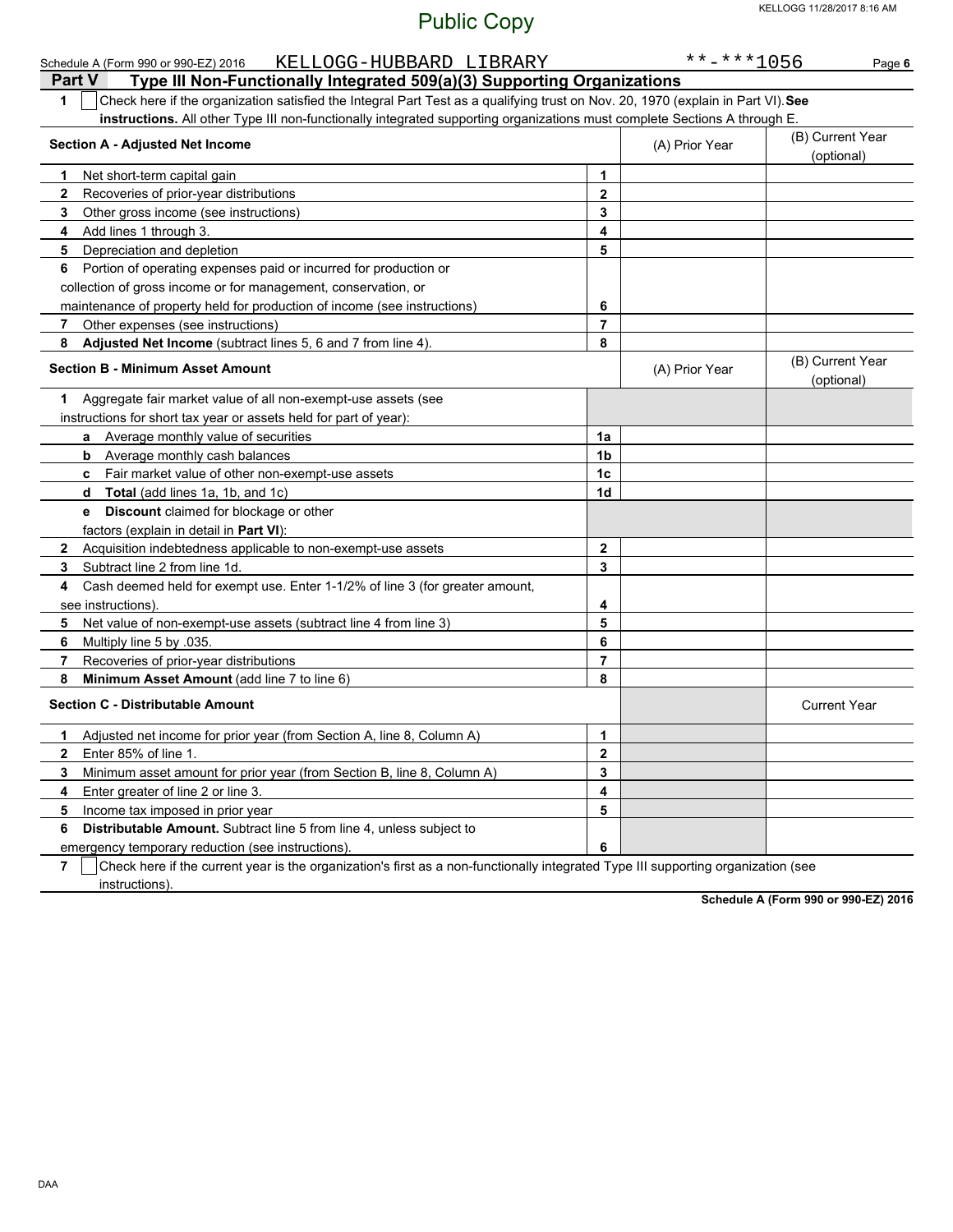Public Copy

Schedule A (Form 990 or 990-EZ) 2016 KELLOGG-HUBBARD LIBRARY **-***1056 Page 6

## Part V Type III Non-Functionally Integrated 509(a)(3) Supporting Organizations

**1** ☐ Check here if the organization satisfied the Integral Part Test as a qualifying trust on Nov. 20, 1970 (explain in Part VI). **See instructions.** All other Type III non-functionally integrated supporting organizations must complete Sections A through E.

| **Section A - Adjusted Net Income** | | (A) Prior Year | (B) Current Year (optional) |
|---|---|---|---|
| **1** Net short-term capital gain | 1 | | |
| **2** Recoveries of prior-year distributions | 2 | | |
| **3** Other gross income (see instructions) | 3 | | |
| **4** Add lines 1 through 3. | 4 | | |
| **5** Depreciation and depletion | 5 | | |
| **6** Portion of operating expenses paid or incurred for production or collection of gross income or for management, conservation, or maintenance of property held for production of income (see instructions) | 6 | | |
| **7** Other expenses (see instructions) | 7 | | |
| **8** **Adjusted Net Income** (subtract lines 5, 6 and 7 from line 4). | 8 | | |

| **Section B - Minimum Asset Amount** | | (A) Prior Year | (B) Current Year (optional) |
|---|---|---|---|
| **1** Aggregate fair market value of all non-exempt-use assets (see instructions for short tax year or assets held for part of year): | | | |
| **a** Average monthly value of securities | 1a | | |
| **b** Average monthly cash balances | 1b | | |
| **c** Fair market value of other non-exempt-use assets | 1c | | |
| **d** **Total** (add lines 1a, 1b, and 1c) | 1d | | |
| **e** **Discount** claimed for blockage or other factors (explain in detail in **Part VI**): | | | |
| **2** Acquisition indebtedness applicable to non-exempt-use assets | 2 | | |
| **3** Subtract line 2 from line 1d. | 3 | | |
| **4** Cash deemed held for exempt use. Enter 1-1/2% of line 3 (for greater amount, see instructions). | 4 | | |
| **5** Net value of non-exempt-use assets (subtract line 4 from line 3) | 5 | | |
| **6** Multiply line 5 by .035. | 6 | | |
| **7** Recoveries of prior-year distributions | 7 | | |
| **8** **Minimum Asset Amount** (add line 7 to line 6) | 8 | | |

| **Section C - Distributable Amount** | | | Current Year |
|---|---|---|---|
| **1** Adjusted net income for prior year (from Section A, line 8, Column A) | 1 | | |
| **2** Enter 85% of line 1. | 2 | | |
| **3** Minimum asset amount for prior year (from Section B, line 8, Column A) | 3 | | |
| **4** Enter greater of line 2 or line 3. | 4 | | |
| **5** Income tax imposed in prior year | 5 | | |
| **6** **Distributable Amount.** Subtract line 5 from line 4, unless subject to emergency temporary reduction (see instructions). | 6 | | |

**7** ☐ Check here if the current year is the organization's first as a non-functionally integrated Type III supporting organization (see instructions).

**Schedule A (Form 990 or 990-EZ) 2016**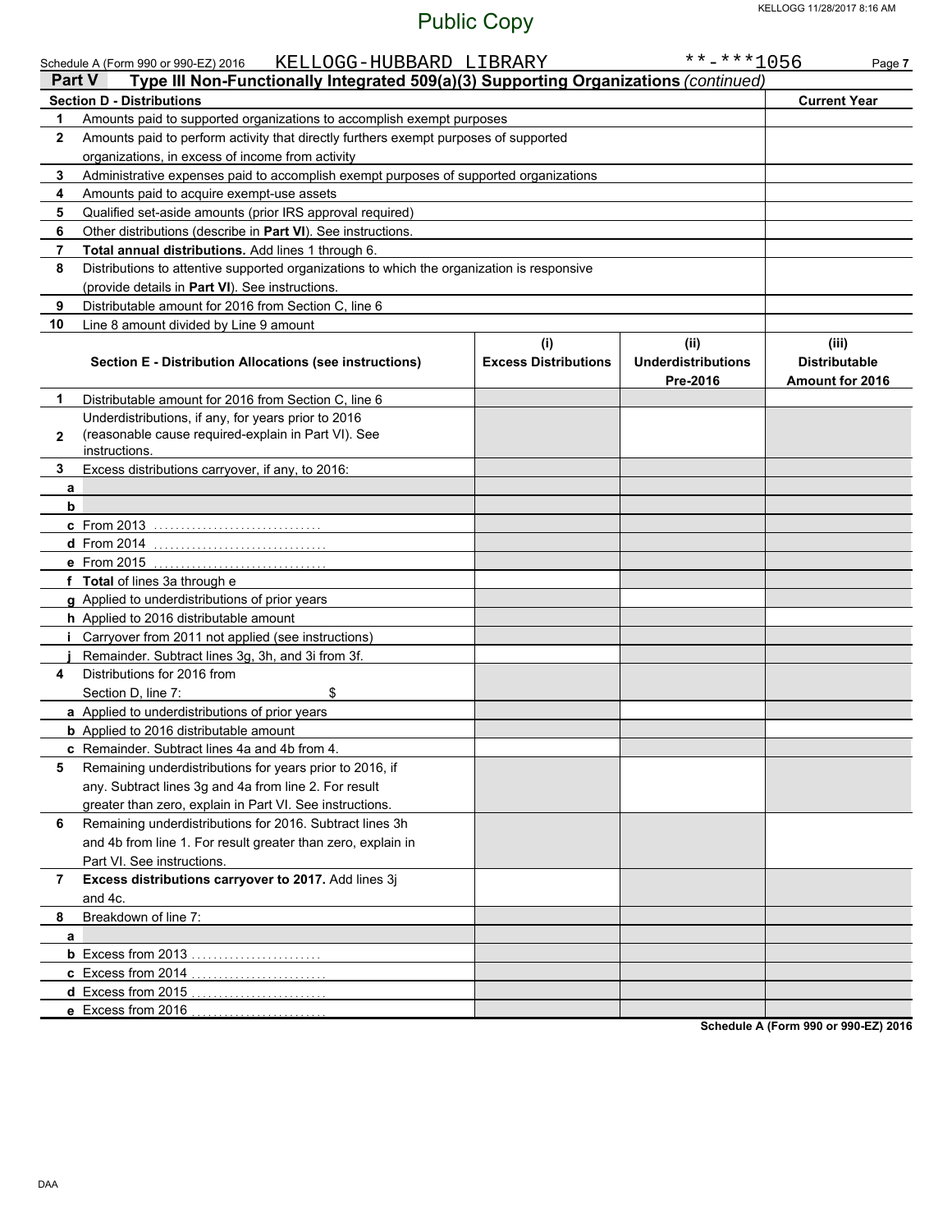Public Copy

Schedule A (Form 990 or 990-EZ) 2016 KELLOGG-HUBBARD LIBRARY **-***1056

## Part V Type III Non-Functionally Integrated 509(a)(3) Supporting Organizations *(continued)*

| Section D - Distributions | | Current Year |
|---|---|---|
| 1 | Amounts paid to supported organizations to accomplish exempt purposes | |
| 2 | Amounts paid to perform activity that directly furthers exempt purposes of supported organizations, in excess of income from activity | |
| 3 | Administrative expenses paid to accomplish exempt purposes of supported organizations | |
| 4 | Amounts paid to acquire exempt-use assets | |
| 5 | Qualified set-aside amounts (prior IRS approval required) | |
| 6 | Other distributions (describe in **Part VI**). See instructions. | |
| 7 | **Total annual distributions.** Add lines 1 through 6. | |
| 8 | Distributions to attentive supported organizations to which the organization is responsive (provide details in **Part VI**). See instructions. | |
| 9 | Distributable amount for 2016 from Section C, line 6 | |
| 10 | Line 8 amount divided by Line 9 amount | |

| | Section E - Distribution Allocations (see instructions) | (i) Excess Distributions | (ii) Underdistributions Pre-2016 | (iii) Distributable Amount for 2016 |
|---|---|---|---|---|
| 1 | Distributable amount for 2016 from Section C, line 6 | | | |
| 2 | Underdistributions, if any, for years prior to 2016 (reasonable cause required-explain in Part VI). See instructions. | | | |
| 3 | Excess distributions carryover, if any, to 2016: | | | |
| a | | | | |
| b | | | | |
| c | From 2013 | | | |
| d | From 2014 | | | |
| e | From 2015 | | | |
| f | **Total** of lines 3a through e | | | |
| g | Applied to underdistributions of prior years | | | |
| h | Applied to 2016 distributable amount | | | |
| i | Carryover from 2011 not applied (see instructions) | | | |
| j | Remainder. Subtract lines 3g, 3h, and 3i from 3f. | | | |
| 4 | Distributions for 2016 from Section D, line 7: $ | | | |
| a | Applied to underdistributions of prior years | | | |
| b | Applied to 2016 distributable amount | | | |
| c | Remainder. Subtract lines 4a and 4b from 4. | | | |
| 5 | Remaining underdistributions for years prior to 2016, if any. Subtract lines 3g and 4a from line 2. For result greater than zero, explain in Part VI. See instructions. | | | |
| 6 | Remaining underdistributions for 2016. Subtract lines 3h and 4b from line 1. For result greater than zero, explain in Part VI. See instructions. | | | |
| 7 | **Excess distributions carryover to 2017.** Add lines 3j and 4c. | | | |
| 8 | Breakdown of line 7: | | | |
| a | | | | |
| b | Excess from 2013 | | | |
| c | Excess from 2014 | | | |
| d | Excess from 2015 | | | |
| e | Excess from 2016 | | | |

Schedule A (Form 990 or 990-EZ) 2016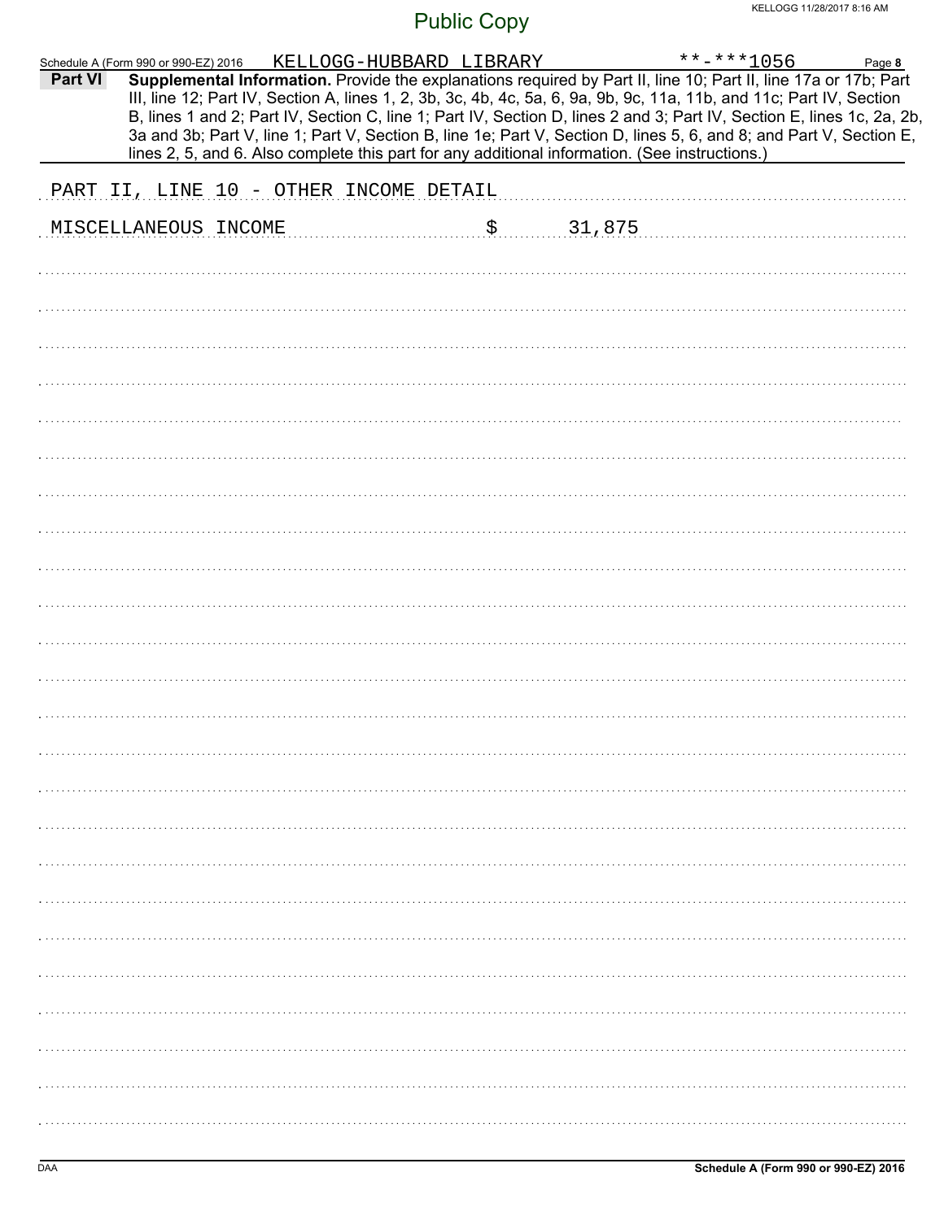Schedule A (Form 990 or 990-EZ) 2016 KELLOGG-HUBBARD LIBRARY **-***1056

**Part VI** **Supplemental Information.** Provide the explanations required by Part II, line 10; Part II, line 17a or 17b; Part III, line 12; Part IV, Section A, lines 1, 2, 3b, 3c, 4b, 4c, 5a, 6, 9a, 9b, 9c, 11a, 11b, and 11c; Part IV, Section B, lines 1 and 2; Part IV, Section C, line 1; Part IV, Section D, lines 2 and 3; Part IV, Section E, lines 1c, 2a, 2b, 3a and 3b; Part V, line 1; Part V, Section B, line 1e; Part V, Section D, lines 5, 6, and 8; and Part V, Section E, lines 2, 5, and 6. Also complete this part for any additional information. (See instructions.)

PART II, LINE 10 - OTHER INCOME DETAIL

MISCELLANEOUS INCOME $ 31,875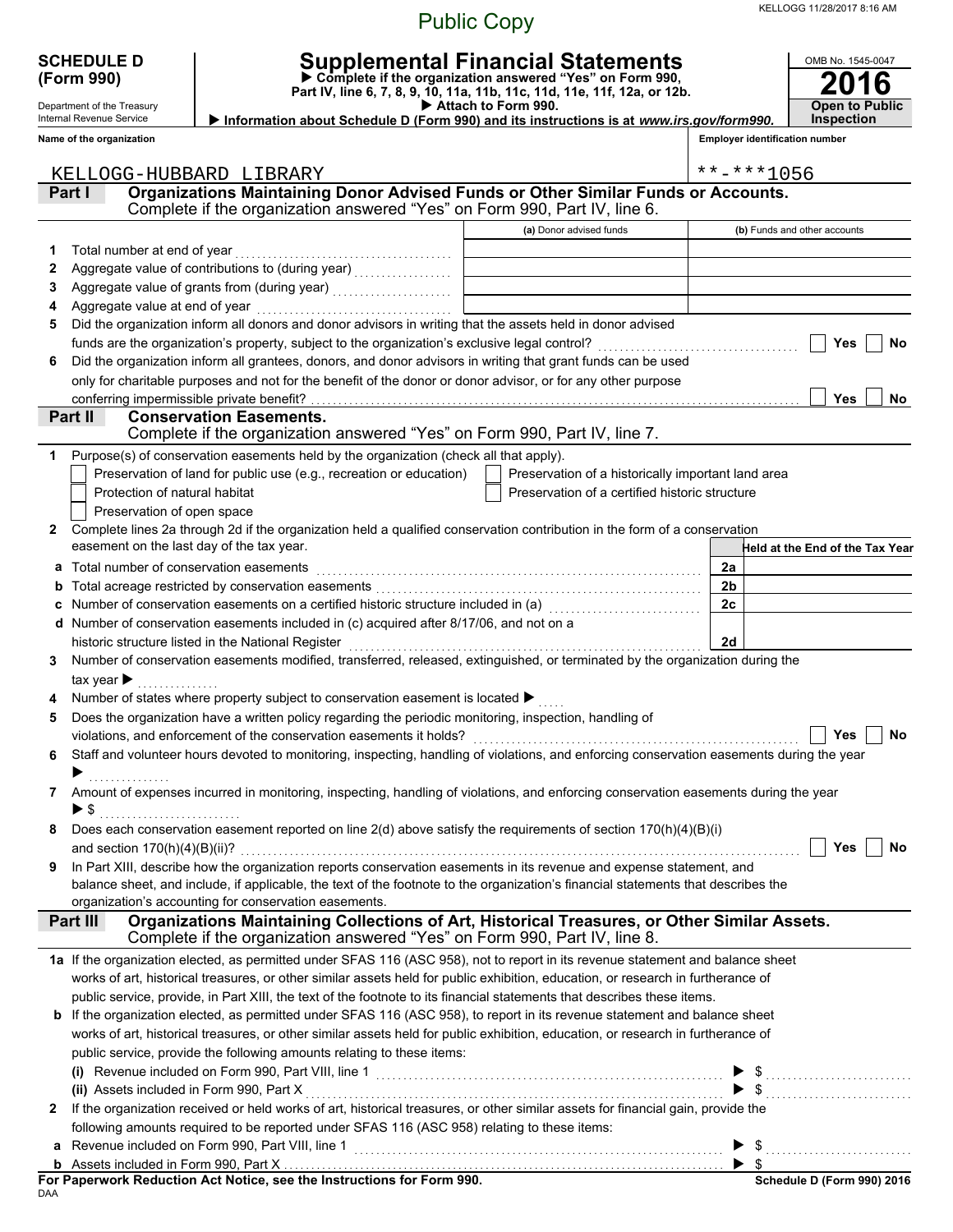Public Copy

# SCHEDULE D (Form 990)

Department of the Treasury
Internal Revenue Service

# Supplemental Financial Statements

▶ Complete if the organization answered "Yes" on Form 990, Part IV, line 6, 7, 8, 9, 10, 11a, 11b, 11c, 11d, 11e, 11f, 12a, or 12b.
▶ Attach to Form 990.
▶ Information about Schedule D (Form 990) and its instructions is at *www.irs.gov/form990.*

OMB No. 1545-0047

**2016**

**Open to Public Inspection**

**Name of the organization:** KELLOGG-HUBBARD LIBRARY

**Employer identification number:** **-***1056

## Part I — Organizations Maintaining Donor Advised Funds or Other Similar Funds or Accounts.
Complete if the organization answered "Yes" on Form 990, Part IV, line 6.

| | | (a) Donor advised funds | (b) Funds and other accounts |
|---|---|---|---|
| 1 | Total number at end of year | | |
| 2 | Aggregate value of contributions to (during year) | | |
| 3 | Aggregate value of grants from (during year) | | |
| 4 | Aggregate value at end of year | | |

5 Did the organization inform all donors and donor advisors in writing that the assets held in donor advised funds are the organization's property, subject to the organization's exclusive legal control? ☐ Yes ☐ No

6 Did the organization inform all grantees, donors, and donor advisors in writing that grant funds can be used only for charitable purposes and not for the benefit of the donor or donor advisor, or for any other purpose conferring impermissible private benefit? ☐ Yes ☐ No

## Part II — Conservation Easements.
Complete if the organization answered "Yes" on Form 990, Part IV, line 7.

1 Purpose(s) of conservation easements held by the organization (check all that apply).

- ☐ Preservation of land for public use (e.g., recreation or education)
- ☐ Preservation of a historically important land area
- ☐ Protection of natural habitat
- ☐ Preservation of a certified historic structure
- ☐ Preservation of open space

2 Complete lines 2a through 2d if the organization held a qualified conservation contribution in the form of a conservation easement on the last day of the tax year.

| | | | Held at the End of the Tax Year |
|---|---|---|---|
| a | Total number of conservation easements | 2a | |
| b | Total acreage restricted by conservation easements | 2b | |
| c | Number of conservation easements on a certified historic structure included in (a) | 2c | |
| d | Number of conservation easements included in (c) acquired after 8/17/06, and not on a historic structure listed in the National Register | 2d | |

3 Number of conservation easements modified, transferred, released, extinguished, or terminated by the organization during the tax year ▶

4 Number of states where property subject to conservation easement is located ▶

5 Does the organization have a written policy regarding the periodic monitoring, inspection, handling of violations, and enforcement of the conservation easements it holds? ☐ Yes ☐ No

6 Staff and volunteer hours devoted to monitoring, inspecting, handling of violations, and enforcing conservation easements during the year ▶

7 Amount of expenses incurred in monitoring, inspecting, handling of violations, and enforcing conservation easements during the year ▶ $

8 Does each conservation easement reported on line 2(d) above satisfy the requirements of section 170(h)(4)(B)(i) and section 170(h)(4)(B)(ii)? ☐ Yes ☐ No

9 In Part XIII, describe how the organization reports conservation easements in its revenue and expense statement, and balance sheet, and include, if applicable, the text of the footnote to the organization's financial statements that describes the organization's accounting for conservation easements.

## Part III — Organizations Maintaining Collections of Art, Historical Treasures, or Other Similar Assets.
Complete if the organization answered "Yes" on Form 990, Part IV, line 8.

1a If the organization elected, as permitted under SFAS 116 (ASC 958), not to report in its revenue statement and balance sheet works of art, historical treasures, or other similar assets held for public exhibition, education, or research in furtherance of public service, provide, in Part XIII, the text of the footnote to its financial statements that describes these items.

b If the organization elected, as permitted under SFAS 116 (ASC 958), to report in its revenue statement and balance sheet works of art, historical treasures, or other similar assets held for public exhibition, education, or research in furtherance of public service, provide the following amounts relating to these items:

(i) Revenue included on Form 990, Part VIII, line 1 ▶ $

(ii) Assets included in Form 990, Part X ▶ $

2 If the organization received or held works of art, historical treasures, or other similar assets for financial gain, provide the following amounts required to be reported under SFAS 116 (ASC 958) relating to these items:

a Revenue included on Form 990, Part VIII, line 1 ▶ $

b Assets included in Form 990, Part X ▶ $

**For Paperwork Reduction Act Notice, see the Instructions for Form 990.**

DAA

**Schedule D (Form 990) 2016**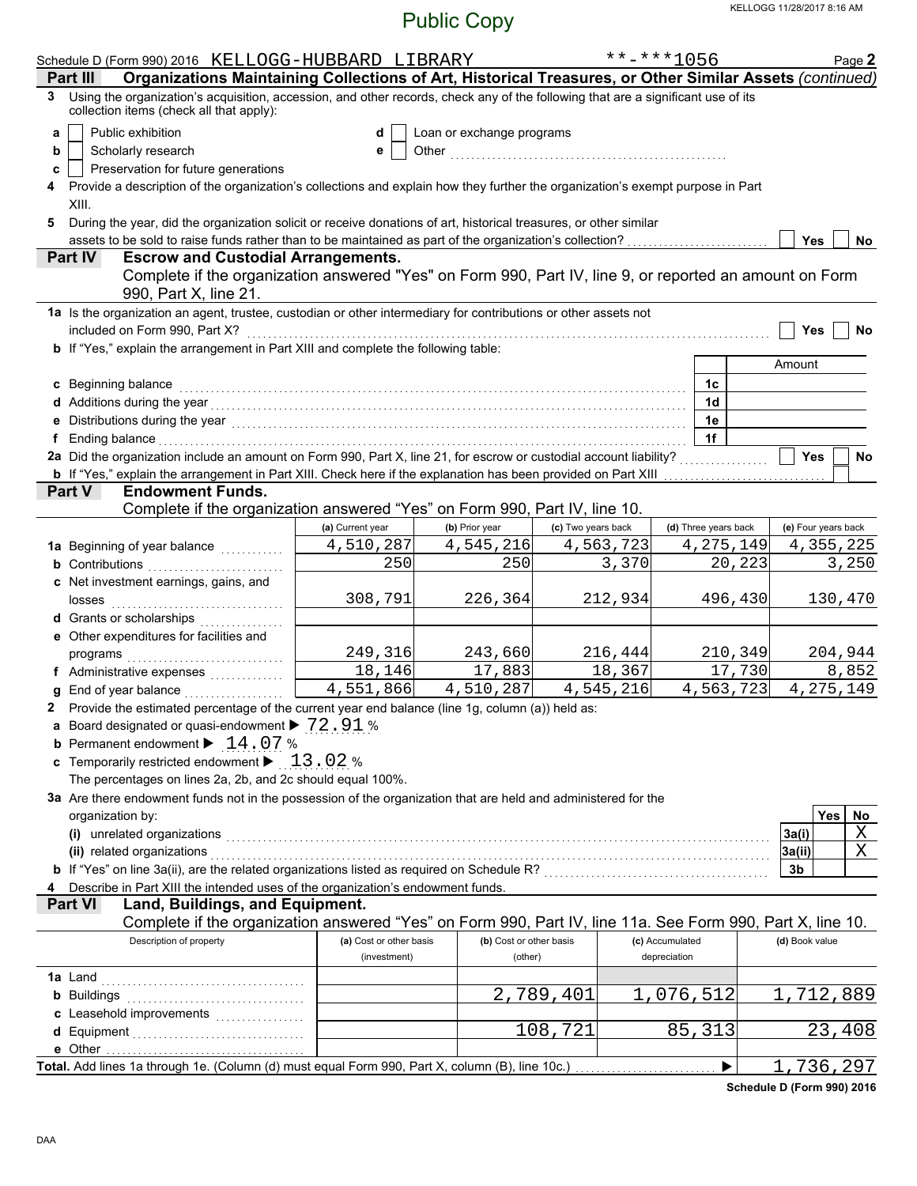Public Copy

Schedule D (Form 990) 2016 KELLOGG-HUBBARD LIBRARY **-***1056 Page **2**

**Part III Organizations Maintaining Collections of Art, Historical Treasures, or Other Similar Assets** *(continued)*

**3** Using the organization's acquisition, accession, and other records, check any of the following that are a significant use of its collection items (check all that apply):

- **a** ☐ Public exhibition
- **b** ☐ Scholarly research
- **c** ☐ Preservation for future generations
- **d** ☐ Loan or exchange programs
- **e** ☐ Other

**4** Provide a description of the organization's collections and explain how they further the organization's exempt purpose in Part XIII.

**5** During the year, did the organization solicit or receive donations of art, historical treasures, or other similar assets to be sold to raise funds rather than to be maintained as part of the organization's collection? ☐ Yes ☐ No

**Part IV Escrow and Custodial Arrangements.**

Complete if the organization answered "Yes" on Form 990, Part IV, line 9, or reported an amount on Form 990, Part X, line 21.

**1a** Is the organization an agent, trustee, custodian or other intermediary for contributions or other assets not included on Form 990, Part X? ☐ Yes ☐ No

**b** If "Yes," explain the arrangement in Part XIII and complete the following table:

| | | Amount |
|---|---|---|
| **c** Beginning balance | 1c | |
| **d** Additions during the year | 1d | |
| **e** Distributions during the year | 1e | |
| **f** Ending balance | 1f | |

**2a** Did the organization include an amount on Form 990, Part X, line 21, for escrow or custodial account liability? ☐ Yes ☐ No

**b** If "Yes," explain the arrangement in Part XIII. Check here if the explanation has been provided on Part XIII ☐

**Part V Endowment Funds.**

Complete if the organization answered "Yes" on Form 990, Part IV, line 10.

| | (a) Current year | (b) Prior year | (c) Two years back | (d) Three years back | (e) Four years back |
|---|---|---|---|---|---|
| **1a** Beginning of year balance | 4,510,287 | 4,545,216 | 4,563,723 | 4,275,149 | 4,355,225 |
| **b** Contributions | 250 | 250 | 3,370 | 20,223 | 3,250 |
| **c** Net investment earnings, gains, and losses | 308,791 | 226,364 | 212,934 | 496,430 | 130,470 |
| **d** Grants or scholarships | | | | | |
| **e** Other expenditures for facilities and programs | 249,316 | 243,660 | 216,444 | 210,349 | 204,944 |
| **f** Administrative expenses | 18,146 | 17,883 | 18,367 | 17,730 | 8,852 |
| **g** End of year balance | 4,551,866 | 4,510,287 | 4,545,216 | 4,563,723 | 4,275,149 |

**2** Provide the estimated percentage of the current year end balance (line 1g, column (a)) held as:

- **a** Board designated or quasi-endowment ▶ 72.91 %
- **b** Permanent endowment ▶ 14.07 %
- **c** Temporarily restricted endowment ▶ 13.02 %

The percentages on lines 2a, 2b, and 2c should equal 100%.

**3a** Are there endowment funds not in the possession of the organization that are held and administered for the organization by:

| | | Yes | No |
|---|---|---|---|
| **(i)** unrelated organizations | 3a(i) | | X |
| **(ii)** related organizations | 3a(ii) | | X |
| **b** If "Yes" on line 3a(ii), are the related organizations listed as required on Schedule R? | 3b | | |

**4** Describe in Part XIII the intended uses of the organization's endowment funds.

**Part VI Land, Buildings, and Equipment.**

Complete if the organization answered "Yes" on Form 990, Part IV, line 11a. See Form 990, Part X, line 10.

| Description of property | (a) Cost or other basis (investment) | (b) Cost or other basis (other) | (c) Accumulated depreciation | (d) Book value |
|---|---|---|---|---|
| **1a** Land | | | | |
| **b** Buildings | | 2,789,401 | 1,076,512 | 1,712,889 |
| **c** Leasehold improvements | | | | |
| **d** Equipment | | 108,721 | 85,313 | 23,408 |
| **e** Other | | | | |
| **Total.** Add lines 1a through 1e. (Column (d) must equal Form 990, Part X, column (B), line 10c.) ▶ | | | | 1,736,297 |

**Schedule D (Form 990) 2016**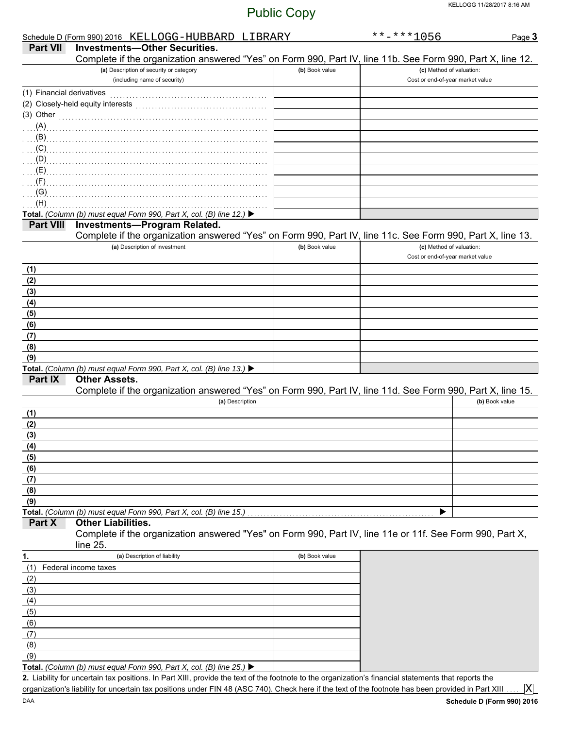Public Copy

Schedule D (Form 990) 2016 KELLOGG-HUBBARD LIBRARY **-***1056 Page 3

## Part VII Investments—Other Securities.

Complete if the organization answered "Yes" on Form 990, Part IV, line 11b. See Form 990, Part X, line 12.

| (a) Description of security or category (including name of security) | (b) Book value | (c) Method of valuation: Cost or end-of-year market value |
|---|---|---|
| (1) Financial derivatives | | |
| (2) Closely-held equity interests | | |
| (3) Other | | |
| (A) | | |
| (B) | | |
| (C) | | |
| (D) | | |
| (E) | | |
| (F) | | |
| (G) | | |
| (H) | | |
| **Total.** *(Column (b) must equal Form 990, Part X, col. (B) line 12.)* ▶ | | |

## Part VIII Investments—Program Related.

Complete if the organization answered "Yes" on Form 990, Part IV, line 11c. See Form 990, Part X, line 13.

| (a) Description of investment | (b) Book value | (c) Method of valuation: Cost or end-of-year market value |
|---|---|---|
| **(1)** | | |
| **(2)** | | |
| **(3)** | | |
| **(4)** | | |
| **(5)** | | |
| **(6)** | | |
| **(7)** | | |
| **(8)** | | |
| **(9)** | | |
| **Total.** *(Column (b) must equal Form 990, Part X, col. (B) line 13.)* ▶ | | |

## Part IX Other Assets.

Complete if the organization answered "Yes" on Form 990, Part IV, line 11d. See Form 990, Part X, line 15.

| (a) Description | (b) Book value |
|---|---|
| **(1)** | |
| **(2)** | |
| **(3)** | |
| **(4)** | |
| **(5)** | |
| **(6)** | |
| **(7)** | |
| **(8)** | |
| **(9)** | |
| **Total.** *(Column (b) must equal Form 990, Part X, col. (B) line 15.)* ▶ | |

## Part X Other Liabilities.

Complete if the organization answered "Yes" on Form 990, Part IV, line 11e or 11f. See Form 990, Part X, line 25.

| **1.** (a) Description of liability | (b) Book value |
|---|---|
| (1) Federal income taxes | |
| (2) | |
| (3) | |
| (4) | |
| (5) | |
| (6) | |
| (7) | |
| (8) | |
| (9) | |
| **Total.** *(Column (b) must equal Form 990, Part X, col. (B) line 25.)* ▶ | |

**2.** Liability for uncertain tax positions. In Part XIII, provide the text of the footnote to the organization's financial statements that reports the organization's liability for uncertain tax positions under FIN 48 (ASC 740). Check here if the text of the footnote has been provided in Part XIII .... [X]

DAA **Schedule D (Form 990) 2016**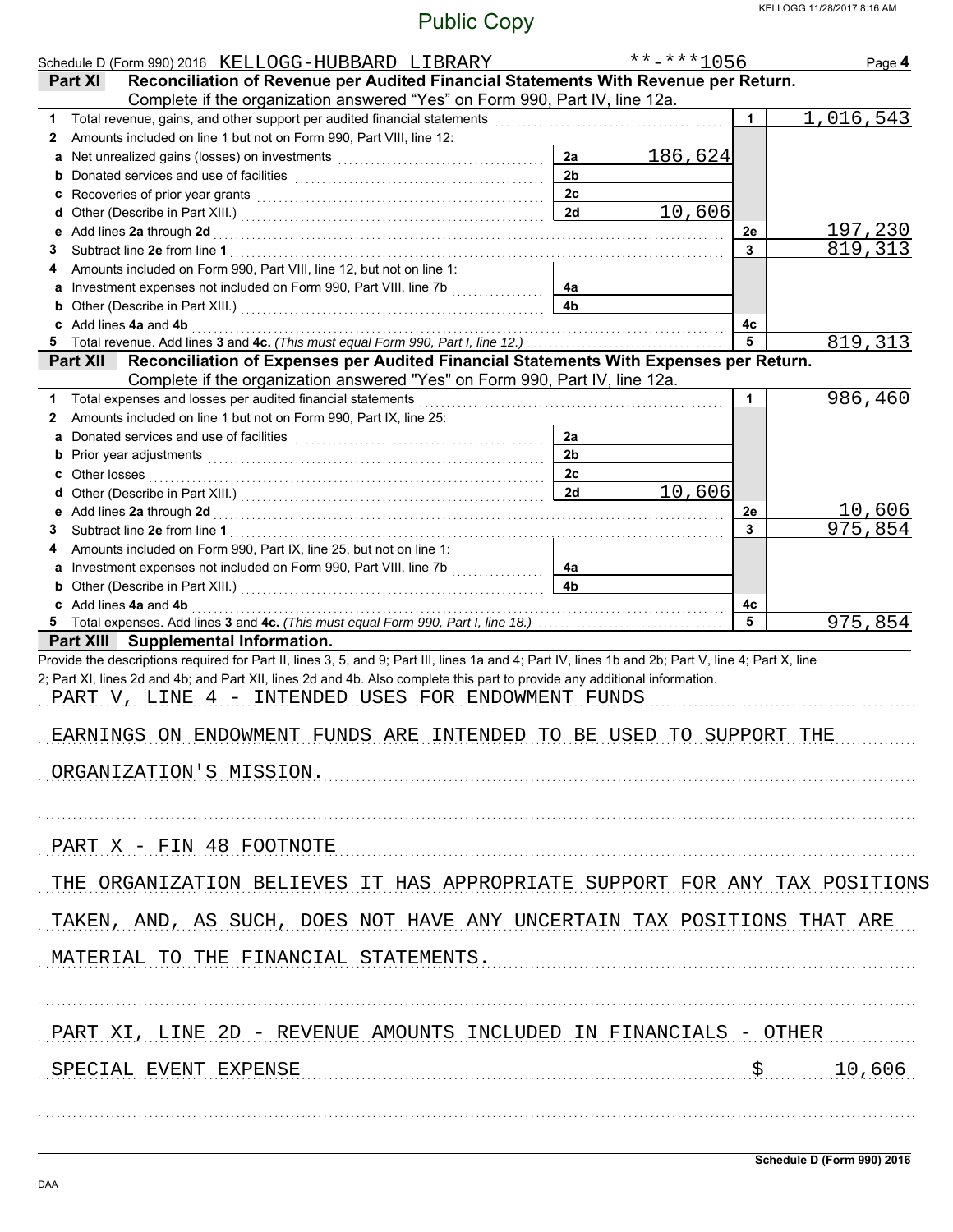Public Copy

Schedule D (Form 990) 2016 KELLOGG-HUBBARD LIBRARY **-***1056 Page **4**

**Part XI — Reconciliation of Revenue per Audited Financial Statements With Revenue per Return.** Complete if the organization answered "Yes" on Form 990, Part IV, line 12a.

| | | | | | |
|---|---|---|---|---|---|
| **1** | Total revenue, gains, and other support per audited financial statements | | | 1 | 1,016,543 |
| **2** | Amounts included on line 1 but not on Form 990, Part VIII, line 12: | | | | |
| **a** | Net unrealized gains (losses) on investments | 2a | 186,624 | | |
| **b** | Donated services and use of facilities | 2b | | | |
| **c** | Recoveries of prior year grants | 2c | | | |
| **d** | Other (Describe in Part XIII.) | 2d | 10,606 | | |
| **e** | Add lines **2a** through **2d** | | | 2e | 197,230 |
| **3** | Subtract line **2e** from line **1** | | | 3 | 819,313 |
| **4** | Amounts included on Form 990, Part VIII, line 12, but not on line 1: | | | | |
| **a** | Investment expenses not included on Form 990, Part VIII, line 7b | 4a | | | |
| **b** | Other (Describe in Part XIII.) | 4b | | | |
| **c** | Add lines **4a** and **4b** | | | 4c | |
| **5** | Total revenue. Add lines **3** and **4c.** *(This must equal Form 990, Part I, line 12.)* | | | 5 | 819,313 |

**Part XII — Reconciliation of Expenses per Audited Financial Statements With Expenses per Return.** Complete if the organization answered "Yes" on Form 990, Part IV, line 12a.

| | | | | | |
|---|---|---|---|---|---|
| **1** | Total expenses and losses per audited financial statements | | | 1 | 986,460 |
| **2** | Amounts included on line 1 but not on Form 990, Part IX, line 25: | | | | |
| **a** | Donated services and use of facilities | 2a | | | |
| **b** | Prior year adjustments | 2b | | | |
| **c** | Other losses | 2c | | | |
| **d** | Other (Describe in Part XIII.) | 2d | 10,606 | | |
| **e** | Add lines **2a** through **2d** | | | 2e | 10,606 |
| **3** | Subtract line **2e** from line **1** | | | 3 | 975,854 |
| **4** | Amounts included on Form 990, Part IX, line 25, but not on line 1: | | | | |
| **a** | Investment expenses not included on Form 990, Part VIII, line 7b | 4a | | | |
| **b** | Other (Describe in Part XIII.) | 4b | | | |
| **c** | Add lines **4a** and **4b** | | | 4c | |
| **5** | Total expenses. Add lines **3** and **4c.** *(This must equal Form 990, Part I, line 18.)* | | | 5 | 975,854 |

**Part XIII — Supplemental Information.**

Provide the descriptions required for Part II, lines 3, 5, and 9; Part III, lines 1a and 4; Part IV, lines 1b and 2b; Part V, line 4; Part X, line 2; Part XI, lines 2d and 4b; and Part XII, lines 2d and 4b. Also complete this part to provide any additional information.

PART V, LINE 4 - INTENDED USES FOR ENDOWMENT FUNDS

EARNINGS ON ENDOWMENT FUNDS ARE INTENDED TO BE USED TO SUPPORT THE ORGANIZATION'S MISSION.

PART X - FIN 48 FOOTNOTE

THE ORGANIZATION BELIEVES IT HAS APPROPRIATE SUPPORT FOR ANY TAX POSITIONS TAKEN, AND, AS SUCH, DOES NOT HAVE ANY UNCERTAIN TAX POSITIONS THAT ARE MATERIAL TO THE FINANCIAL STATEMENTS.

PART XI, LINE 2D - REVENUE AMOUNTS INCLUDED IN FINANCIALS - OTHER

SPECIAL EVENT EXPENSE $ 10,606

Schedule D (Form 990) 2016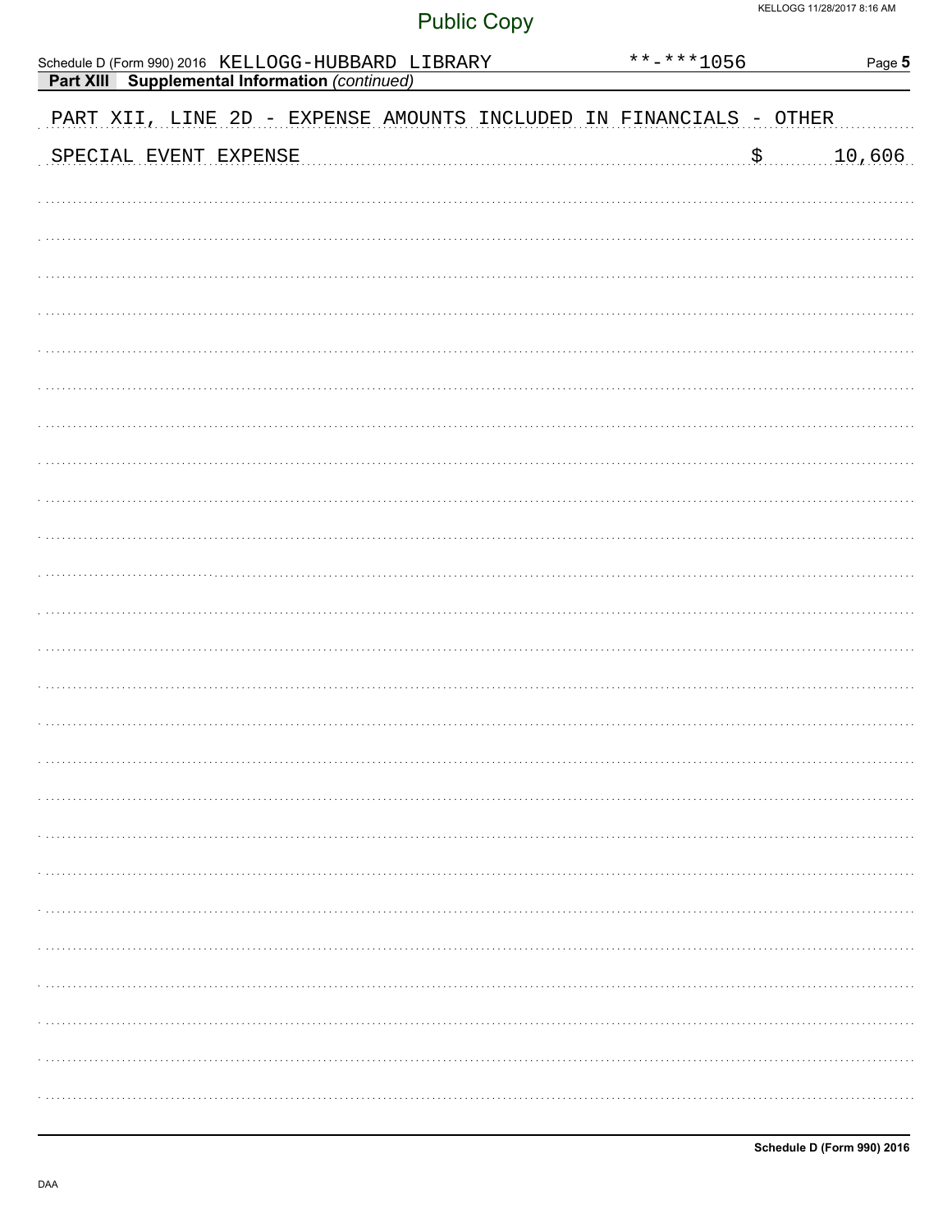Schedule D (Form 990) 2016 KELLOGG-HUBBARD LIBRARY **-***1056 Page 5

**Part XIII Supplemental Information** *(continued)*

PART XII, LINE 2D - EXPENSE AMOUNTS INCLUDED IN FINANCIALS - OTHER

SPECIAL EVENT EXPENSE $ 10,606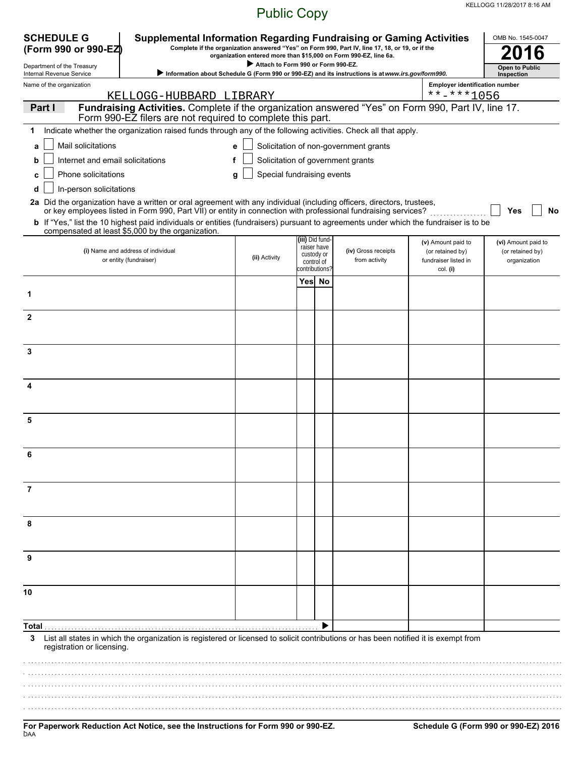Public Copy

KELLOGG 11/28/2017 8:16 AM

**SCHEDULE G (Form 990 or 990-EZ)**

Department of the Treasury
Internal Revenue Service

**Supplemental Information Regarding Fundraising or Gaming Activities**

**Complete if the organization answered "Yes" on Form 990, Part IV, line 17, 18, or 19, or if the organization entered more than $15,000 on Form 990-EZ, line 6a.**

▶ **Attach to Form 990 or Form 990-EZ.**

▶ **Information about Schedule G (Form 990 or 990-EZ) and its instructions is at *www.irs.gov/form990*.**

OMB No. 1545-0047

**2016**

**Open to Public Inspection**

Name of the organization: KELLOGG-HUBBARD LIBRARY

Employer identification number: **-***1056

**Part I** **Fundraising Activities.** Complete if the organization answered "Yes" on Form 990, Part IV, line 17. Form 990-EZ filers are not required to complete this part.

**1** Indicate whether the organization raised funds through any of the following activities. Check all that apply.

- **a** ☐ Mail solicitations
- **b** ☐ Internet and email solicitations
- **c** ☐ Phone solicitations
- **d** ☐ In-person solicitations
- **e** ☐ Solicitation of non-government grants
- **f** ☐ Solicitation of government grants
- **g** ☐ Special fundraising events

**2a** Did the organization have a written or oral agreement with any individual (including officers, directors, trustees, or key employees listed in Form 990, Part VII) or entity in connection with professional fundraising services? ☐ **Yes** ☐ **No**

**b** If "Yes," list the 10 highest paid individuals or entities (fundraisers) pursuant to agreements under which the fundraiser is to be compensated at least $5,000 by the organization.

| | (i) Name and address of individual or entity (fundraiser) | (ii) Activity | (iii) Did fundraiser have custody or control of contributions? Yes | No | (iv) Gross receipts from activity | (v) Amount paid to (or retained by) fundraiser listed in col. (i) | (vi) Amount paid to (or retained by) organization |
|---|---|---|---|---|---|---|---|
| 1 | | | | | | | |
| 2 | | | | | | | |
| 3 | | | | | | | |
| 4 | | | | | | | |
| 5 | | | | | | | |
| 6 | | | | | | | |
| 7 | | | | | | | |
| 8 | | | | | | | |
| 9 | | | | | | | |
| 10 | | | | | | | |
| **Total** ▶ | | | | | | | |

**3** List all states in which the organization is registered or licensed to solicit contributions or has been notified it is exempt from registration or licensing.

**For Paperwork Reduction Act Notice, see the Instructions for Form 990 or 990-EZ.**

DAA

**Schedule G (Form 990 or 990-EZ) 2016**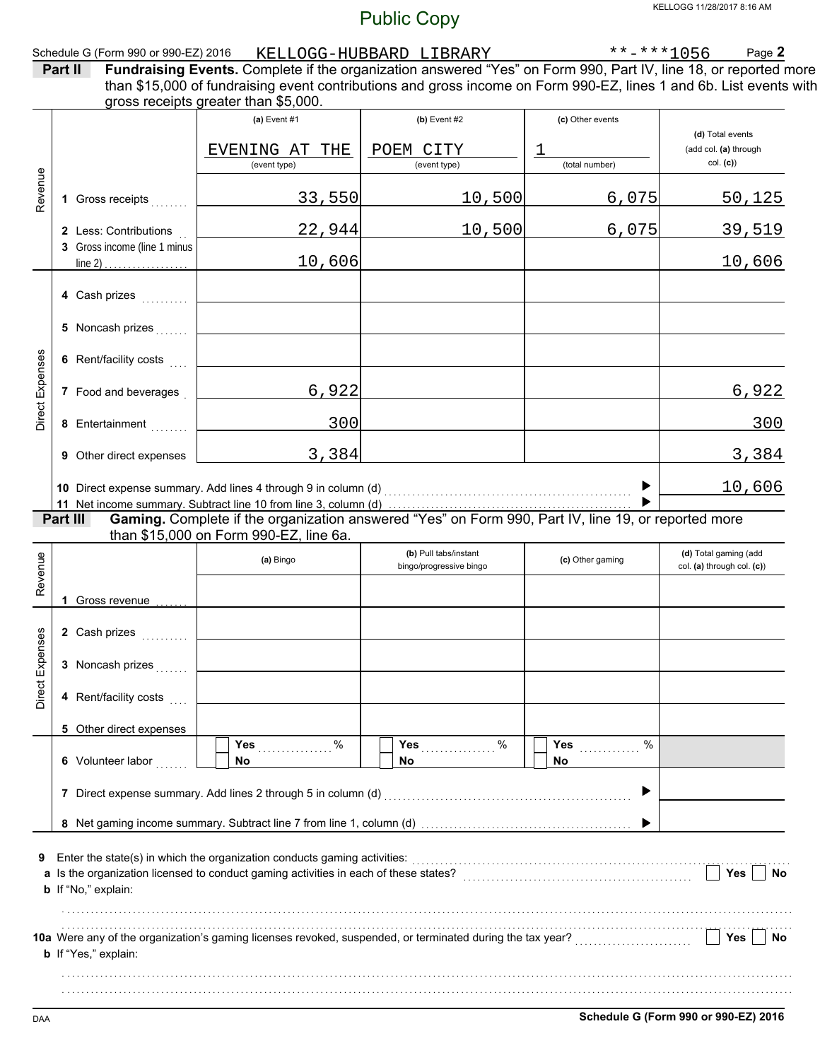Public Copy

Schedule G (Form 990 or 990-EZ) 2016 KELLOGG-HUBBARD LIBRARY **-***1056 Page **2**

**Part II** **Fundraising Events.** Complete if the organization answered "Yes" on Form 990, Part IV, line 18, or reported more than $15,000 of fundraising event contributions and gross income on Form 990-EZ, lines 1 and 6b. List events with gross receipts greater than $5,000.

| | | (a) Event #1 | (b) Event #2 | (c) Other events | (d) Total events (add col. (a) through col. (c)) |
|---|---|---|---|---|---|
| | | EVENING AT THE (event type) | POEM CITY (event type) | 1 (total number) | |
| Revenue | 1 Gross receipts | 33,550 | 10,500 | 6,075 | 50,125 |
| | 2 Less: Contributions | 22,944 | 10,500 | 6,075 | 39,519 |
| | 3 Gross income (line 1 minus line 2) | 10,606 | | | 10,606 |
| Direct Expenses | 4 Cash prizes | | | | |
| | 5 Noncash prizes | | | | |
| | 6 Rent/facility costs | | | | |
| | 7 Food and beverages | 6,922 | | | 6,922 |
| | 8 Entertainment | 300 | | | 300 |
| | 9 Other direct expenses | 3,384 | | | 3,384 |

10 Direct expense summary. Add lines 4 through 9 in column (d) ▶ 10,606

11 Net income summary. Subtract line 10 from line 3, column (d) ▶

**Part III** **Gaming.** Complete if the organization answered "Yes" on Form 990, Part IV, line 19, or reported more than $15,000 on Form 990-EZ, line 6a.

| | | (a) Bingo | (b) Pull tabs/instant bingo/progressive bingo | (c) Other gaming | (d) Total gaming (add col. (a) through col. (c)) |
|---|---|---|---|---|---|
| Revenue | 1 Gross revenue | | | | |
| Direct Expenses | 2 Cash prizes | | | | |
| | 3 Noncash prizes | | | | |
| | 4 Rent/facility costs | | | | |
| | 5 Other direct expenses | | | | |
| | 6 Volunteer labor | ☐ Yes ____ % ☐ No | ☐ Yes ____ % ☐ No | ☐ Yes ____ % ☐ No | |

7 Direct expense summary. Add lines 2 through 5 in column (d) ▶

8 Net gaming income summary. Subtract line 7 from line 1, column (d) ▶

9 Enter the state(s) in which the organization conducts gaming activities:

a Is the organization licensed to conduct gaming activities in each of these states? ☐ Yes ☐ No

b If "No," explain:

10a Were any of the organization's gaming licenses revoked, suspended, or terminated during the tax year? ☐ Yes ☐ No

b If "Yes," explain:

DAA **Schedule G (Form 990 or 990-EZ) 2016**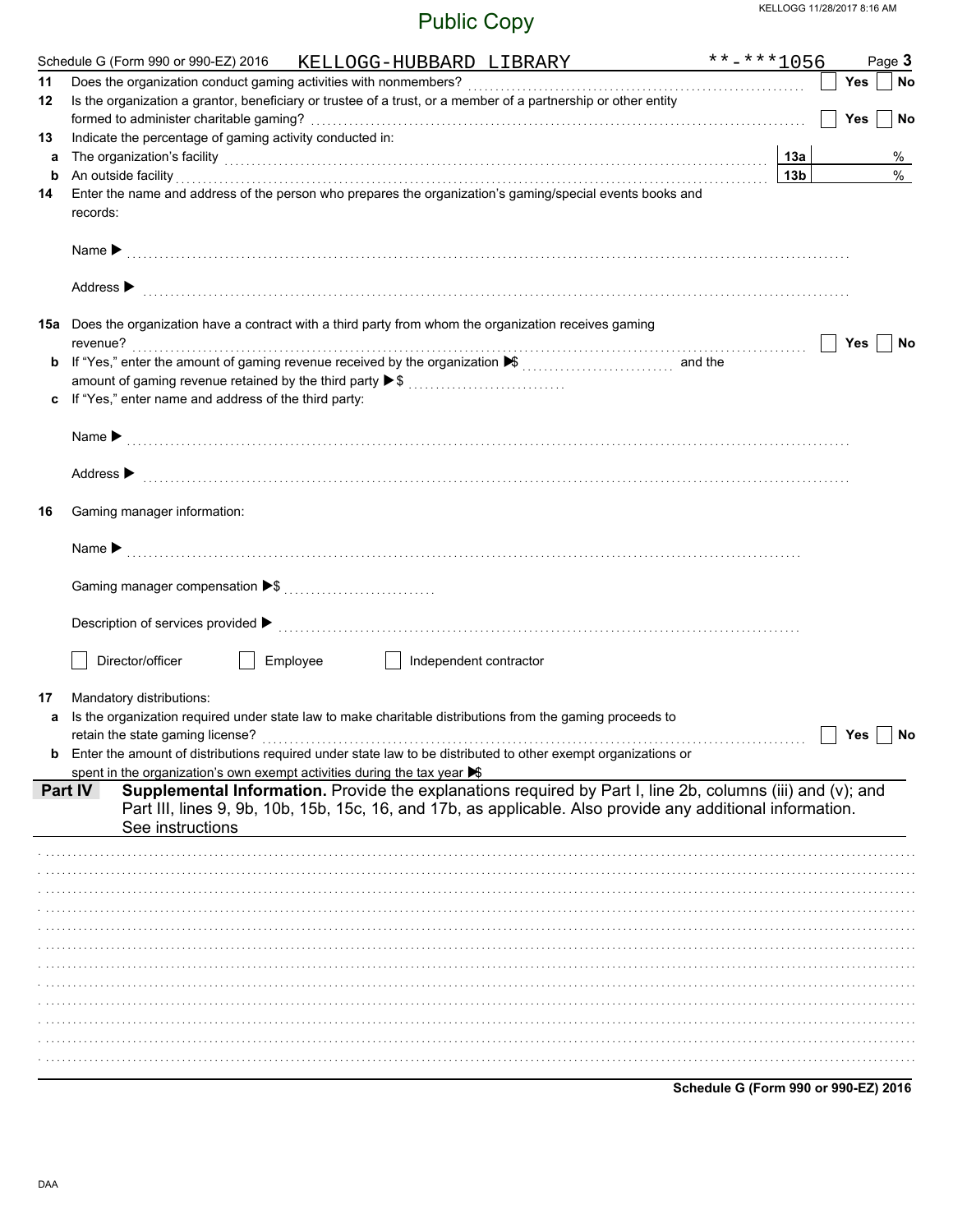Public Copy

Schedule G (Form 990 or 990-EZ) 2016 KELLOGG-HUBBARD LIBRARY **-***1056 Page **3**

**11** Does the organization conduct gaming activities with nonmembers? ☐ Yes ☐ No

**12** Is the organization a grantor, beneficiary or trustee of a trust, or a member of a partnership or other entity formed to administer charitable gaming? ☐ Yes ☐ No

**13** Indicate the percentage of gaming activity conducted in:

**a** The organization's facility **13a** %

**b** An outside facility **13b** %

**14** Enter the name and address of the person who prepares the organization's gaming/special events books and records:

Name ▶

Address ▶

**15a** Does the organization have a contract with a third party from whom the organization receives gaming revenue? ☐ Yes ☐ No

**b** If "Yes," enter the amount of gaming revenue received by the organization ▶ $ and the amount of gaming revenue retained by the third party ▶ $

**c** If "Yes," enter name and address of the third party:

Name ▶

Address ▶

**16** Gaming manager information:

Name ▶

Gaming manager compensation ▶ $

Description of services provided ▶

☐ Director/officer ☐ Employee ☐ Independent contractor

**17** Mandatory distributions:

**a** Is the organization required under state law to make charitable distributions from the gaming proceeds to retain the state gaming license? ☐ Yes ☐ No

**b** Enter the amount of distributions required under state law to be distributed to other exempt organizations or spent in the organization's own exempt activities during the tax year ▶ $

**Part IV** **Supplemental Information.** Provide the explanations required by Part I, line 2b, columns (iii) and (v); and Part III, lines 9, 9b, 10b, 15b, 15c, 16, and 17b, as applicable. Also provide any additional information. See instructions

**Schedule G (Form 990 or 990-EZ) 2016**

DAA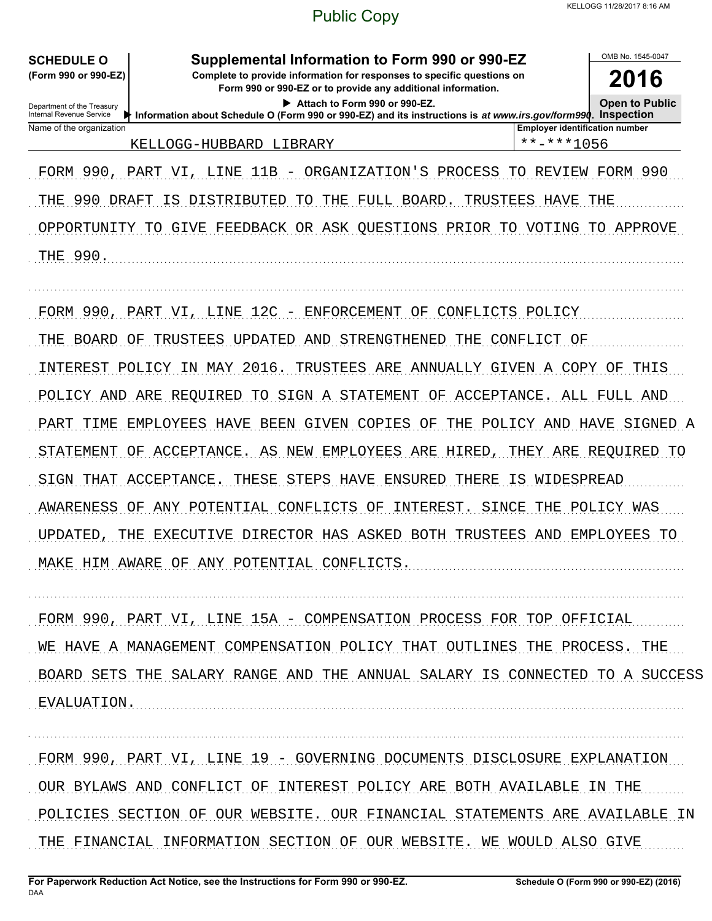Public Copy

KELLOGG 11/28/2017 8:16 AM

**SCHEDULE O**
**(Form 990 or 990-EZ)**

Department of the Treasury
Internal Revenue Service

# Supplemental Information to Form 990 or 990-EZ

**Complete to provide information for responses to specific questions on Form 990 or 990-EZ or to provide any additional information.**

▶ **Attach to Form 990 or 990-EZ.**

▶ **Information about Schedule O (Form 990 or 990-EZ) and its instructions is *at www.irs.gov/form990*.**

OMB No. 1545-0047

**2016**

**Open to Public Inspection**

| Name of the organization | Employer identification number |
|---|---|
| KELLOGG-HUBBARD LIBRARY | **-***1056 |

FORM 990, PART VI, LINE 11B - ORGANIZATION'S PROCESS TO REVIEW FORM 990
THE 990 DRAFT IS DISTRIBUTED TO THE FULL BOARD. TRUSTEES HAVE THE OPPORTUNITY TO GIVE FEEDBACK OR ASK QUESTIONS PRIOR TO VOTING TO APPROVE THE 990.

FORM 990, PART VI, LINE 12C - ENFORCEMENT OF CONFLICTS POLICY
THE BOARD OF TRUSTEES UPDATED AND STRENGTHENED THE CONFLICT OF INTEREST POLICY IN MAY 2016. TRUSTEES ARE ANNUALLY GIVEN A COPY OF THIS POLICY AND ARE REQUIRED TO SIGN A STATEMENT OF ACCEPTANCE. ALL FULL AND PART TIME EMPLOYEES HAVE BEEN GIVEN COPIES OF THE POLICY AND HAVE SIGNED A STATEMENT OF ACCEPTANCE. AS NEW EMPLOYEES ARE HIRED, THEY ARE REQUIRED TO SIGN THAT ACCEPTANCE. THESE STEPS HAVE ENSURED THERE IS WIDESPREAD AWARENESS OF ANY POTENTIAL CONFLICTS OF INTEREST. SINCE THE POLICY WAS UPDATED, THE EXECUTIVE DIRECTOR HAS ASKED BOTH TRUSTEES AND EMPLOYEES TO MAKE HIM AWARE OF ANY POTENTIAL CONFLICTS.

FORM 990, PART VI, LINE 15A - COMPENSATION PROCESS FOR TOP OFFICIAL
WE HAVE A MANAGEMENT COMPENSATION POLICY THAT OUTLINES THE PROCESS. THE BOARD SETS THE SALARY RANGE AND THE ANNUAL SALARY IS CONNECTED TO A SUCCESS EVALUATION.

FORM 990, PART VI, LINE 19 - GOVERNING DOCUMENTS DISCLOSURE EXPLANATION
OUR BYLAWS AND CONFLICT OF INTEREST POLICY ARE BOTH AVAILABLE IN THE POLICIES SECTION OF OUR WEBSITE. OUR FINANCIAL STATEMENTS ARE AVAILABLE IN THE FINANCIAL INFORMATION SECTION OF OUR WEBSITE. WE WOULD ALSO GIVE

**For Paperwork Reduction Act Notice, see the Instructions for Form 990 or 990-EZ.**
DAA

**Schedule O (Form 990 or 990-EZ) (2016)**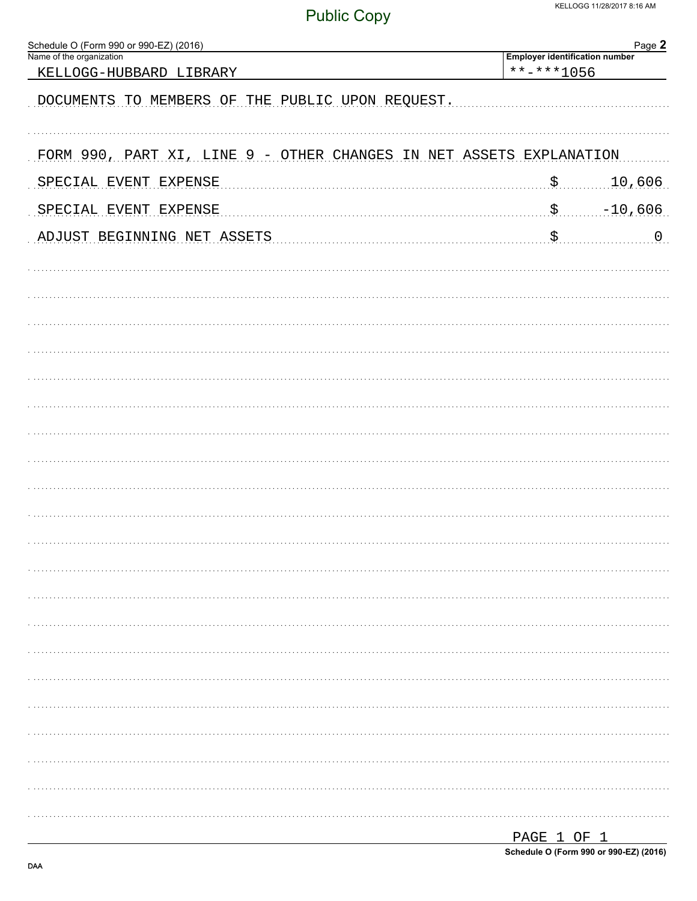Schedule O (Form 990 or 990-EZ) (2016) Page **2**

| Name of the organization | Employer identification number |
|---|---|
| KELLOGG-HUBBARD LIBRARY | **-***1056 |

DOCUMENTS TO MEMBERS OF THE PUBLIC UPON REQUEST.

FORM 990, PART XI, LINE 9 - OTHER CHANGES IN NET ASSETS EXPLANATION

| | |
|---|---|
| SPECIAL EVENT EXPENSE | $ 10,606 |
| SPECIAL EVENT EXPENSE | $ -10,606 |
| ADJUST BEGINNING NET ASSETS | $ 0 |

PAGE 1 OF 1

Schedule O (Form 990 or 990-EZ) (2016)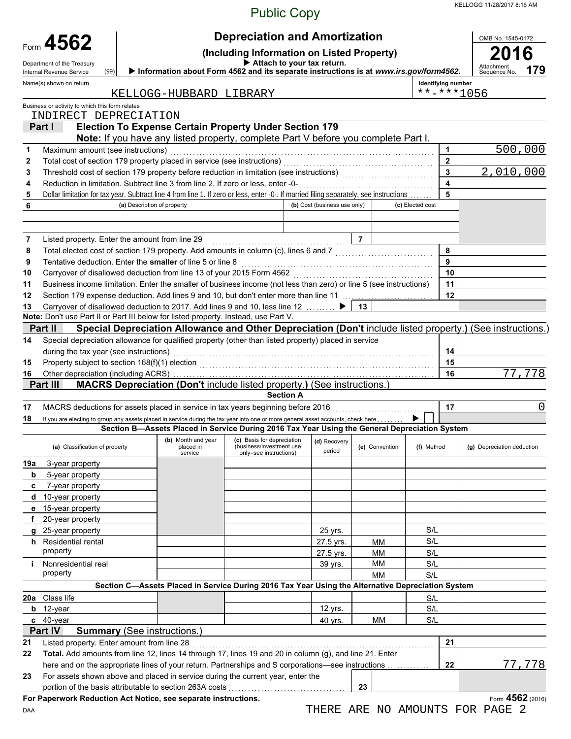Public Copy

KELLOGG 11/28/2017 8:16 AM

# Form 4562 — Depreciation and Amortization

**(Including Information on Listed Property)**

Department of the Treasury (99) Internal Revenue Service

▶ Attach to your tax return.

▶ Information about Form 4562 and its separate instructions is at *www.irs.gov/form4562*.

OMB No. 1545-0172 — **2016** — Attachment Sequence No. **179**

Name(s) shown on return: KELLOGG-HUBBARD LIBRARY

Identifying number: **-***1056

Business or activity to which this form relates: INDIRECT DEPRECIATION

## Part I — Election To Expense Certain Property Under Section 179

**Note:** If you have any listed property, complete Part V before you complete Part I.

| Line | Description | Box | Amount |
|---|---|---|---|
| 1 | Maximum amount (see instructions) | 1 | 500,000 |
| 2 | Total cost of section 179 property placed in service (see instructions) | 2 | |
| 3 | Threshold cost of section 179 property before reduction in limitation (see instructions) | 3 | 2,010,000 |
| 4 | Reduction in limitation. Subtract line 3 from line 2. If zero or less, enter -0- | 4 | |
| 5 | Dollar limitation for tax year. Subtract line 4 from line 1. If zero or less, enter -0-. If married filing separately, see instructions | 5 | |

| 6 | (a) Description of property | (b) Cost (business use only) | (c) Elected cost |
|---|---|---|---|
| | | | |
| | | | |

| Line | Description | Box | Amount |
|---|---|---|---|
| 7 | Listed property. Enter the amount from line 29 | 7 | |
| 8 | Total elected cost of section 179 property. Add amounts in column (c), lines 6 and 7 | 8 | |
| 9 | Tentative deduction. Enter the **smaller** of line 5 or line 8 | 9 | |
| 10 | Carryover of disallowed deduction from line 13 of your 2015 Form 4562 | 10 | |
| 11 | Business income limitation. Enter the smaller of business income (not less than zero) or line 5 (see instructions) | 11 | |
| 12 | Section 179 expense deduction. Add lines 9 and 10, but don't enter more than line 11 | 12 | |
| 13 | Carryover of disallowed deduction to 2017. Add lines 9 and 10, less line 12 ▶ | 13 | |

**Note:** Don't use Part II or Part III below for listed property. Instead, use Part V.

## Part II — Special Depreciation Allowance and Other Depreciation (Don't include listed property.) (See instructions.)

| Line | Description | Box | Amount |
|---|---|---|---|
| 14 | Special depreciation allowance for qualified property (other than listed property) placed in service during the tax year (see instructions) | 14 | |
| 15 | Property subject to section 168(f)(1) election | 15 | |
| 16 | Other depreciation (including ACRS) | 16 | 77,778 |

## Part III — MACRS Depreciation (Don't include listed property.) (See instructions.)

### Section A

| Line | Description | Box | Amount |
|---|---|---|---|
| 17 | MACRS deductions for assets placed in service in tax years beginning before 2016 | 17 | 0 |
| 18 | If you are electing to group any assets placed in service during the tax year into one or more general asset accounts, check here ▶ ☐ | | |

### Section B—Assets Placed in Service During 2016 Tax Year Using the General Depreciation System

| (a) Classification of property | (b) Month and year placed in service | (c) Basis for depreciation (business/investment use only–see instructions) | (d) Recovery period | (e) Convention | (f) Method | (g) Depreciation deduction |
|---|---|---|---|---|---|---|
| 19a 3-year property | | | | | | |
| b 5-year property | | | | | | |
| c 7-year property | | | | | | |
| d 10-year property | | | | | | |
| e 15-year property | | | | | | |
| f 20-year property | | | | | | |
| g 25-year property | | | 25 yrs. | | S/L | |
| h Residential rental property | | | 27.5 yrs. | MM | S/L | |
| | | | 27.5 yrs. | MM | S/L | |
| i Nonresidential real property | | | 39 yrs. | MM | S/L | |
| | | | | MM | S/L | |

### Section C—Assets Placed in Service During 2016 Tax Year Using the Alternative Depreciation System

| (a) Classification of property | (b) Month and year placed in service | (c) Basis for depreciation | (d) Recovery period | (e) Convention | (f) Method | (g) Depreciation deduction |
|---|---|---|---|---|---|---|
| 20a Class life | | | | | S/L | |
| b 12-year | | | 12 yrs. | | S/L | |
| c 40-year | | | 40 yrs. | MM | S/L | |

## Part IV — Summary (See instructions.)

| Line | Description | Box | Amount |
|---|---|---|---|
| 21 | Listed property. Enter amount from line 28 | 21 | |
| 22 | **Total.** Add amounts from line 12, lines 14 through 17, lines 19 and 20 in column (g), and line 21. Enter here and on the appropriate lines of your return. Partnerships and S corporations—see instructions | 22 | 77,778 |
| 23 | For assets shown above and placed in service during the current year, enter the portion of the basis attributable to section 263A costs | 23 | |

**For Paperwork Reduction Act Notice, see separate instructions.**

DAA — Form **4562** (2016)

THERE ARE NO AMOUNTS FOR PAGE 2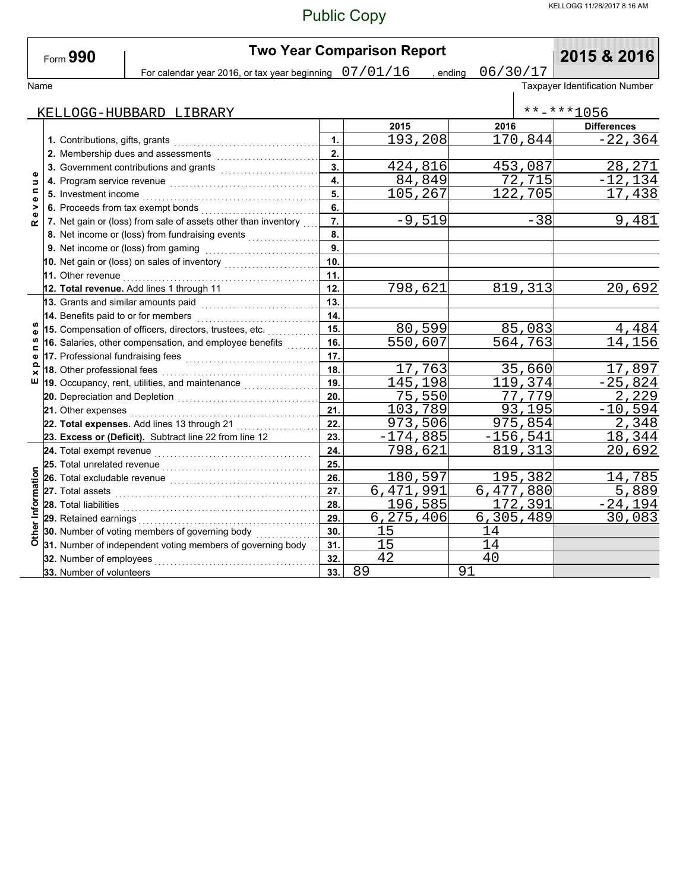Public Copy

# Form 990 — Two Year Comparison Report — 2015 & 2016

For calendar year 2016, or tax year beginning 07/01/16, ending 06/30/17

Name: KELLOGG-HUBBARD LIBRARY

Taxpayer Identification Number: **-***1056

| Section | Item | Line | 2015 | 2016 | Differences |
|---|---|---|---|---|---|
| Revenue | 1. Contributions, gifts, grants | 1. | 193,208 | 170,844 | -22,364 |
| | 2. Membership dues and assessments | 2. | | | |
| | 3. Government contributions and grants | 3. | 424,816 | 453,087 | 28,271 |
| | 4. Program service revenue | 4. | 84,849 | 72,715 | -12,134 |
| | 5. Investment income | 5. | 105,267 | 122,705 | 17,438 |
| | 6. Proceeds from tax exempt bonds | 6. | | | |
| | 7. Net gain or (loss) from sale of assets other than inventory | 7. | -9,519 | -38 | 9,481 |
| | 8. Net income or (loss) from fundraising events | 8. | | | |
| | 9. Net income or (loss) from gaming | 9. | | | |
| | 10. Net gain or (loss) on sales of inventory | 10. | | | |
| | 11. Other revenue | 11. | | | |
| | **12. Total revenue.** Add lines 1 through 11 | 12. | 798,621 | 819,313 | 20,692 |
| Expenses | 13. Grants and similar amounts paid | 13. | | | |
| | 14. Benefits paid to or for members | 14. | | | |
| | 15. Compensation of officers, directors, trustees, etc. | 15. | 80,599 | 85,083 | 4,484 |
| | 16. Salaries, other compensation, and employee benefits | 16. | 550,607 | 564,763 | 14,156 |
| | 17. Professional fundraising fees | 17. | | | |
| | 18. Other professional fees | 18. | 17,763 | 35,660 | 17,897 |
| | 19. Occupancy, rent, utilities, and maintenance | 19. | 145,198 | 119,374 | -25,824 |
| | 20. Depreciation and Depletion | 20. | 75,550 | 77,779 | 2,229 |
| | 21. Other expenses | 21. | 103,789 | 93,195 | -10,594 |
| | **22. Total expenses.** Add lines 13 through 21 | 22. | 973,506 | 975,854 | 2,348 |
| | **23. Excess or (Deficit).** Subtract line 22 from line 12 | 23. | -174,885 | -156,541 | 18,344 |
| Other Information | 24. Total exempt revenue | 24. | 798,621 | 819,313 | 20,692 |
| | 25. Total unrelated revenue | 25. | | | |
| | 26. Total excludable revenue | 26. | 180,597 | 195,382 | 14,785 |
| | 27. Total assets | 27. | 6,471,991 | 6,477,880 | 5,889 |
| | 28. Total liabilities | 28. | 196,585 | 172,391 | -24,194 |
| | 29. Retained earnings | 29. | 6,275,406 | 6,305,489 | 30,083 |
| | 30. Number of voting members of governing body | 30. | 15 | 14 | |
| | 31. Number of independent voting members of governing body | 31. | 15 | 14 | |
| | 32. Number of employees | 32. | 42 | 40 | |
| | 33. Number of volunteers | 33. | 89 | 91 | |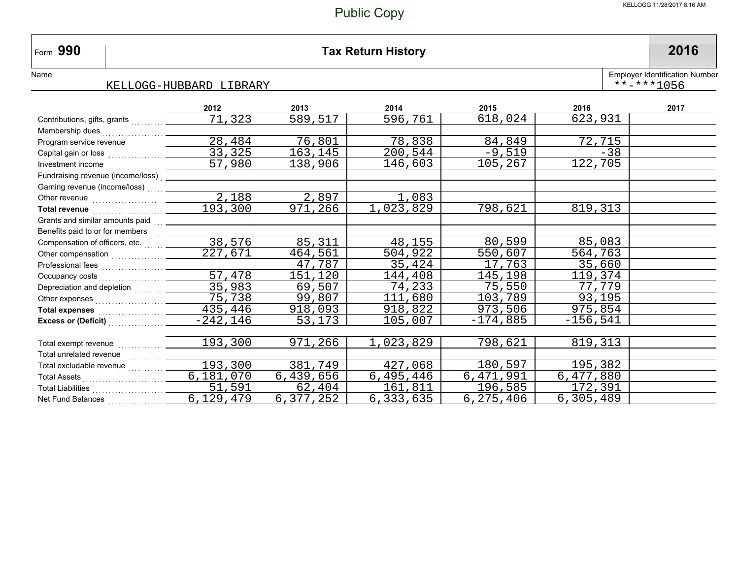Public Copy

| Form 990 | Tax Return History | 2016 |
|---|---|---|

Name: KELLOGG-HUBBARD LIBRARY

Employer Identification Number: **-***1056

| | 2012 | 2013 | 2014 | 2015 | 2016 | 2017 |
|---|---|---|---|---|---|---|
| Contributions, gifts, grants | 71,323 | 589,517 | 596,761 | 618,024 | 623,931 | |
| Membership dues | | | | | | |
| Program service revenue | 28,484 | 76,801 | 78,838 | 84,849 | 72,715 | |
| Capital gain or loss | 33,325 | 163,145 | 200,544 | -9,519 | -38 | |
| Investment income | 57,980 | 138,906 | 146,603 | 105,267 | 122,705 | |
| Fundraising revenue (income/loss) | | | | | | |
| Gaming revenue (income/loss) | | | | | | |
| Other revenue | 2,188 | 2,897 | 1,083 | | | |
| **Total revenue** | 193,300 | 971,266 | 1,023,829 | 798,621 | 819,313 | |
| Grants and similar amounts paid | | | | | | |
| Benefits paid to or for members | | | | | | |
| Compensation of officers, etc. | 38,576 | 85,311 | 48,155 | 80,599 | 85,083 | |
| Other compensation | 227,671 | 464,561 | 504,922 | 550,607 | 564,763 | |
| Professional fees | | 47,787 | 35,424 | 17,763 | 35,660 | |
| Occupancy costs | 57,478 | 151,120 | 144,408 | 145,198 | 119,374 | |
| Depreciation and depletion | 35,983 | 69,507 | 74,233 | 75,550 | 77,779 | |
| Other expenses | 75,738 | 99,807 | 111,680 | 103,789 | 93,195 | |
| **Total expenses** | 435,446 | 918,093 | 918,822 | 973,506 | 975,854 | |
| **Excess or (Deficit)** | -242,146 | 53,173 | 105,007 | -174,885 | -156,541 | |
| | | | | | | |
| Total exempt revenue | 193,300 | 971,266 | 1,023,829 | 798,621 | 819,313 | |
| Total unrelated revenue | | | | | | |
| Total excludable revenue | 193,300 | 381,749 | 427,068 | 180,597 | 195,382 | |
| Total Assets | 6,181,070 | 6,439,656 | 6,495,446 | 6,471,991 | 6,477,880 | |
| Total Liabilities | 51,591 | 62,404 | 161,811 | 196,585 | 172,391 | |
| Net Fund Balances | 6,129,479 | 6,377,252 | 6,333,635 | 6,275,406 | 6,305,489 | |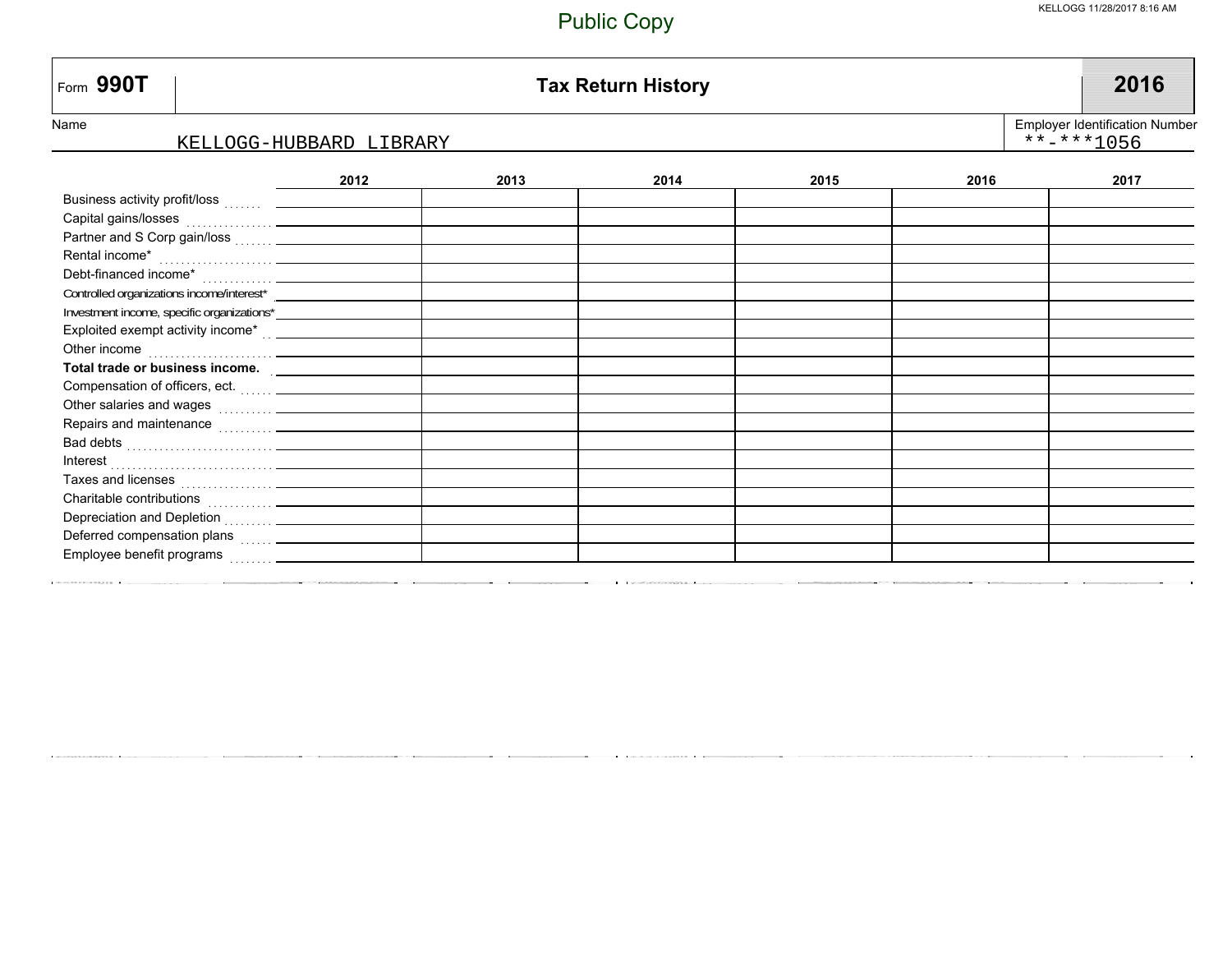Public Copy

| Form **990T** | **Tax Return History** | **2016** |
|---|---|---|

Name: KELLOGG-HUBBARD LIBRARY

Employer Identification Number: **-***1056

| | 2012 | 2013 | 2014 | 2015 | 2016 | 2017 |
|---|---|---|---|---|---|---|
| Business activity profit/loss | | | | | | |
| Capital gains/losses | | | | | | |
| Partner and S Corp gain/loss | | | | | | |
| Rental income* | | | | | | |
| Debt-financed income* | | | | | | |
| Controlled organizations income/interest* | | | | | | |
| Investment income, specific organizations* | | | | | | |
| Exploited exempt activity income* | | | | | | |
| Other income | | | | | | |
| **Total trade or business income.** | | | | | | |
| Compensation of officers, ect. | | | | | | |
| Other salaries and wages | | | | | | |
| Repairs and maintenance | | | | | | |
| Bad debts | | | | | | |
| Interest | | | | | | |
| Taxes and licenses | | | | | | |
| Charitable contributions | | | | | | |
| Depreciation and Depletion | | | | | | |
| Deferred compensation plans | | | | | | |
| Employee benefit programs | | | | | | |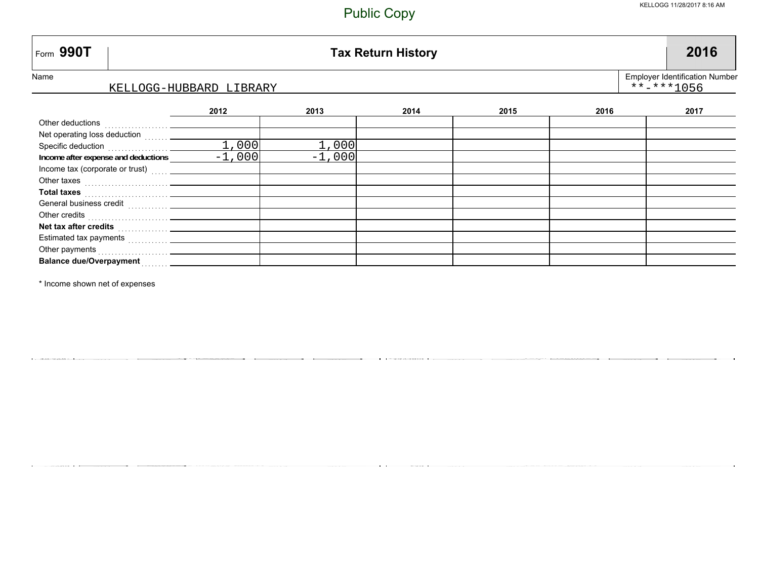Public Copy

KELLOGG 11/28/2017 8:16 AM

# Form 990T — Tax Return History — 2016

Name: KELLOGG-HUBBARD LIBRARY

Employer Identification Number: **-***1056

| | 2012 | 2013 | 2014 | 2015 | 2016 | 2017 |
|---|---|---|---|---|---|---|
| Other deductions | | | | | | |
| Net operating loss deduction | | | | | | |
| Specific deduction | 1,000 | 1,000 | | | | |
| **Income after expense and deductions** | -1,000 | -1,000 | | | | |
| Income tax (corporate or trust) | | | | | | |
| Other taxes | | | | | | |
| **Total taxes** | | | | | | |
| General business credit | | | | | | |
| Other credits | | | | | | |
| **Net tax after credits** | | | | | | |
| Estimated tax payments | | | | | | |
| Other payments | | | | | | |
| **Balance due/Overpayment** | | | | | | |

* Income shown net of expenses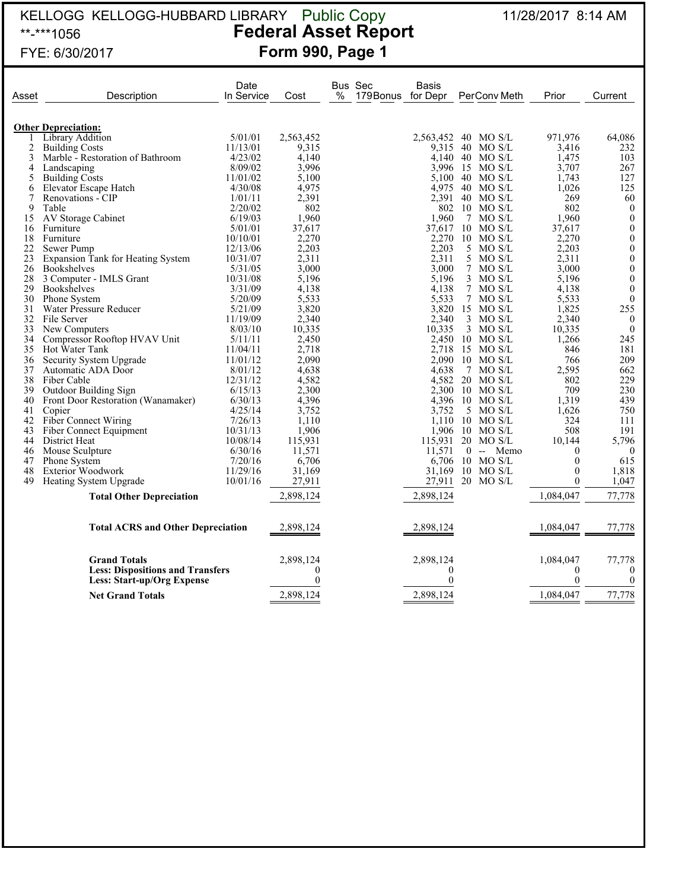KELLOGG KELLOGG-HUBBARD LIBRARY Public Copy 11/28/2017 8:14 AM

**-***1056

FYE: 6/30/2017

# Federal Asset Report
## Form 990, Page 1

| Asset | Description | Date In Service | Cost | Bus % | Sec 179Bonus | Basis for Depr | Per | Conv | Meth | Prior | Current |
|---|---|---|---|---|---|---|---|---|---|---|---|
| | **Other Depreciation:** | | | | | | | | | | |
| 1 | Library Addition | 5/01/01 | 2,563,452 | | | 2,563,452 | 40 | MO | S/L | 971,976 | 64,086 |
| 2 | Building Costs | 11/13/01 | 9,315 | | | 9,315 | 40 | MO | S/L | 3,416 | 232 |
| 3 | Marble - Restoration of Bathroom | 4/23/02 | 4,140 | | | 4,140 | 40 | MO | S/L | 1,475 | 103 |
| 4 | Landscaping | 8/09/02 | 3,996 | | | 3,996 | 15 | MO | S/L | 3,707 | 267 |
| 5 | Building Costs | 11/01/02 | 5,100 | | | 5,100 | 40 | MO | S/L | 1,743 | 127 |
| 6 | Elevator Escape Hatch | 4/30/08 | 4,975 | | | 4,975 | 40 | MO | S/L | 1,026 | 125 |
| 7 | Renovations - CIP | 1/01/11 | 2,391 | | | 2,391 | 40 | MO | S/L | 269 | 60 |
| 9 | Table | 2/20/02 | 802 | | | 802 | 10 | MO | S/L | 802 | 0 |
| 15 | AV Storage Cabinet | 6/19/03 | 1,960 | | | 1,960 | 7 | MO | S/L | 1,960 | 0 |
| 16 | Furniture | 5/01/01 | 37,617 | | | 37,617 | 10 | MO | S/L | 37,617 | 0 |
| 18 | Furniture | 10/10/01 | 2,270 | | | 2,270 | 10 | MO | S/L | 2,270 | 0 |
| 22 | Sewer Pump | 12/13/06 | 2,203 | | | 2,203 | 5 | MO | S/L | 2,203 | 0 |
| 23 | Expansion Tank for Heating System | 10/31/07 | 2,311 | | | 2,311 | 5 | MO | S/L | 2,311 | 0 |
| 26 | Bookshelves | 5/31/05 | 3,000 | | | 3,000 | 7 | MO | S/L | 3,000 | 0 |
| 28 | 3 Computer - IMLS Grant | 10/31/08 | 5,196 | | | 5,196 | 3 | MO | S/L | 5,196 | 0 |
| 29 | Bookshelves | 3/31/09 | 4,138 | | | 4,138 | 7 | MO | S/L | 4,138 | 0 |
| 30 | Phone System | 5/20/09 | 5,533 | | | 5,533 | 7 | MO | S/L | 5,533 | 0 |
| 31 | Water Pressure Reducer | 5/21/09 | 3,820 | | | 3,820 | 15 | MO | S/L | 1,825 | 255 |
| 32 | File Server | 11/19/09 | 2,340 | | | 2,340 | 3 | MO | S/L | 2,340 | 0 |
| 33 | New Computers | 8/03/10 | 10,335 | | | 10,335 | 3 | MO | S/L | 10,335 | 0 |
| 34 | Compressor Rooftop HVAV Unit | 5/11/11 | 2,450 | | | 2,450 | 10 | MO | S/L | 1,266 | 245 |
| 35 | Hot Water Tank | 11/04/11 | 2,718 | | | 2,718 | 15 | MO | S/L | 846 | 181 |
| 36 | Security System Upgrade | 11/01/12 | 2,090 | | | 2,090 | 10 | MO | S/L | 766 | 209 |
| 37 | Automatic ADA Door | 8/01/12 | 4,638 | | | 4,638 | 7 | MO | S/L | 2,595 | 662 |
| 38 | Fiber Cable | 12/31/12 | 4,582 | | | 4,582 | 20 | MO | S/L | 802 | 229 |
| 39 | Outdoor Building Sign | 6/15/13 | 2,300 | | | 2,300 | 10 | MO | S/L | 709 | 230 |
| 40 | Front Door Restoration (Wanamaker) | 6/30/13 | 4,396 | | | 4,396 | 10 | MO | S/L | 1,319 | 439 |
| 41 | Copier | 4/25/14 | 3,752 | | | 3,752 | 5 | MO | S/L | 1,626 | 750 |
| 42 | Fiber Connect Wiring | 7/26/13 | 1,110 | | | 1,110 | 10 | MO | S/L | 324 | 111 |
| 43 | Fiber Connect Equipment | 10/31/13 | 1,906 | | | 1,906 | 10 | MO | S/L | 508 | 191 |
| 44 | District Heat | 10/08/14 | 115,931 | | | 115,931 | 20 | MO | S/L | 10,144 | 5,796 |
| 46 | Mouse Sculpture | 6/30/16 | 11,571 | | | 11,571 | 0 | -- | Memo | 0 | 0 |
| 47 | Phone System | 7/20/16 | 6,706 | | | 6,706 | 10 | MO | S/L | 0 | 615 |
| 48 | Exterior Woodwork | 11/29/16 | 31,169 | | | 31,169 | 10 | MO | S/L | 0 | 1,818 |
| 49 | Heating System Upgrade | 10/01/16 | 27,911 | | | 27,911 | 20 | MO | S/L | 0 | 1,047 |
| | **Total Other Depreciation** | | 2,898,124 | | | 2,898,124 | | | | 1,084,047 | 77,778 |
| | **Total ACRS and Other Depreciation** | | 2,898,124 | | | 2,898,124 | | | | 1,084,047 | 77,778 |
| | **Grand Totals** | | 2,898,124 | | | 2,898,124 | | | | 1,084,047 | 77,778 |
| | **Less: Dispositions and Transfers** | | 0 | | | 0 | | | | 0 | 0 |
| | **Less: Start-up/Org Expense** | | 0 | | | 0 | | | | 0 | 0 |
| | **Net Grand Totals** | | 2,898,124 | | | 2,898,124 | | | | 1,084,047 | 77,778 |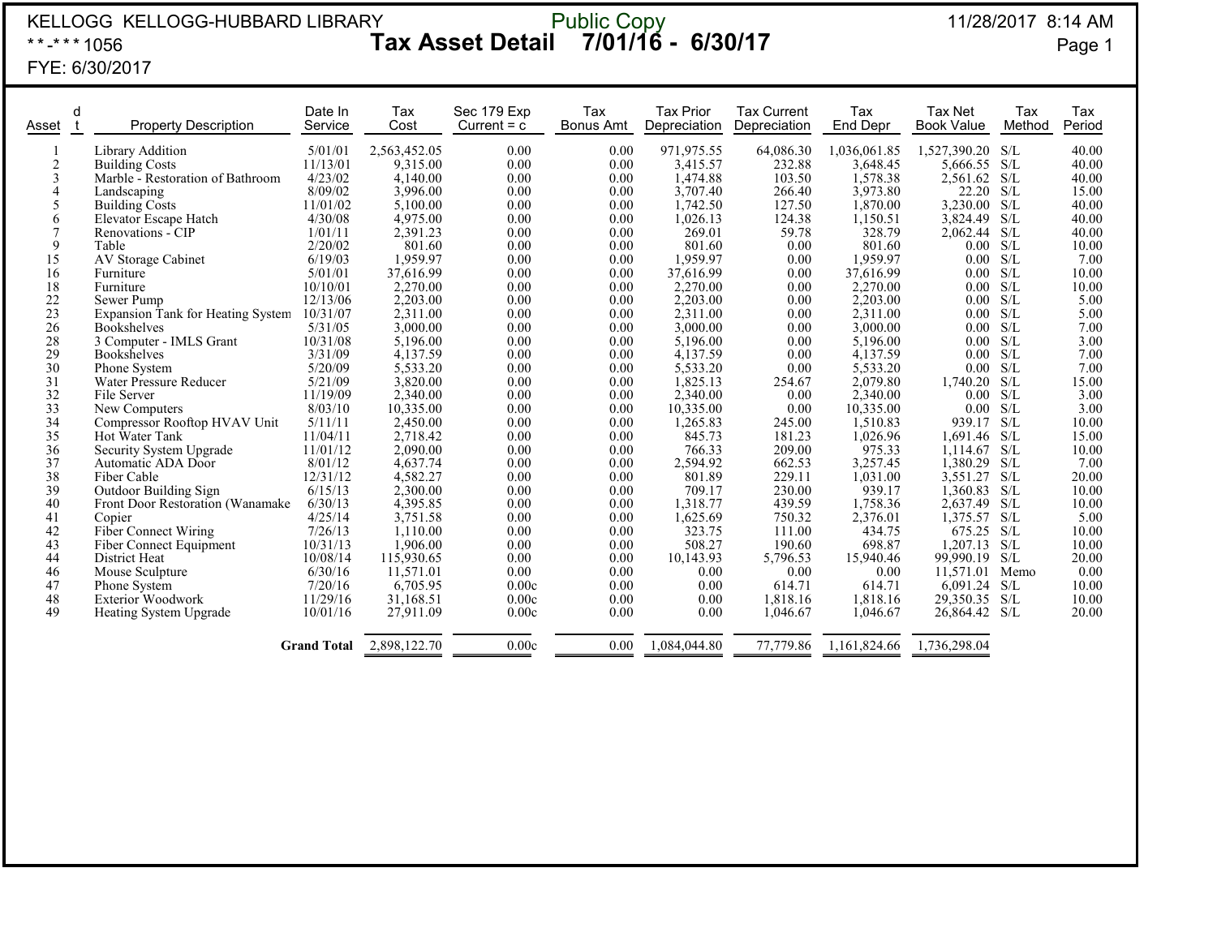KELLOGG KELLOGG-HUBBARD LIBRARY
**-***1056
FYE: 6/30/2017

Public Copy

# Tax Asset Detail 7/01/16 - 6/30/17

11/28/2017 8:14 AM

| Asset | dt | Property Description | Date In Service | Tax Cost | Sec 179 Exp Current = c | Tax Bonus Amt | Tax Prior Depreciation | Tax Current Depreciation | Tax End Depr | Tax Net Book Value | Tax Method | Tax Period |
|---|---|---|---|---|---|---|---|---|---|---|---|---|
| 1 | | Library Addition | 5/01/01 | 2,563,452.05 | 0.00 | 0.00 | 971,975.55 | 64,086.30 | 1,036,061.85 | 1,527,390.20 | S/L | 40.00 |
| 2 | | Building Costs | 11/13/01 | 9,315.00 | 0.00 | 0.00 | 3,415.57 | 232.88 | 3,648.45 | 5,666.55 | S/L | 40.00 |
| 3 | | Marble - Restoration of Bathroom | 4/23/02 | 4,140.00 | 0.00 | 0.00 | 1,474.88 | 103.50 | 1,578.38 | 2,561.62 | S/L | 40.00 |
| 4 | | Landscaping | 8/09/02 | 3,996.00 | 0.00 | 0.00 | 3,707.40 | 266.40 | 3,973.80 | 22.20 | S/L | 15.00 |
| 5 | | Building Costs | 11/01/02 | 5,100.00 | 0.00 | 0.00 | 1,742.50 | 127.50 | 1,870.00 | 3,230.00 | S/L | 40.00 |
| 6 | | Elevator Escape Hatch | 4/30/08 | 4,975.00 | 0.00 | 0.00 | 1,026.13 | 124.38 | 1,150.51 | 3,824.49 | S/L | 40.00 |
| 7 | | Renovations - CIP | 1/01/11 | 2,391.23 | 0.00 | 0.00 | 269.01 | 59.78 | 328.79 | 2,062.44 | S/L | 40.00 |
| 9 | | Table | 2/20/02 | 801.60 | 0.00 | 0.00 | 801.60 | 0.00 | 801.60 | 0.00 | S/L | 10.00 |
| 15 | | AV Storage Cabinet | 6/19/03 | 1,959.97 | 0.00 | 0.00 | 1,959.97 | 0.00 | 1,959.97 | 0.00 | S/L | 7.00 |
| 16 | | Furniture | 5/01/01 | 37,616.99 | 0.00 | 0.00 | 37,616.99 | 0.00 | 37,616.99 | 0.00 | S/L | 10.00 |
| 18 | | Furniture | 10/10/01 | 2,270.00 | 0.00 | 0.00 | 2,270.00 | 0.00 | 2,270.00 | 0.00 | S/L | 10.00 |
| 22 | | Sewer Pump | 12/13/06 | 2,203.00 | 0.00 | 0.00 | 2,203.00 | 0.00 | 2,203.00 | 0.00 | S/L | 5.00 |
| 23 | | Expansion Tank for Heating System | 10/31/07 | 2,311.00 | 0.00 | 0.00 | 2,311.00 | 0.00 | 2,311.00 | 0.00 | S/L | 5.00 |
| 26 | | Bookshelves | 5/31/05 | 3,000.00 | 0.00 | 0.00 | 3,000.00 | 0.00 | 3,000.00 | 0.00 | S/L | 7.00 |
| 28 | | 3 Computer - IMLS Grant | 10/31/08 | 5,196.00 | 0.00 | 0.00 | 5,196.00 | 0.00 | 5,196.00 | 0.00 | S/L | 3.00 |
| 29 | | Bookshelves | 3/31/09 | 4,137.59 | 0.00 | 0.00 | 4,137.59 | 0.00 | 4,137.59 | 0.00 | S/L | 7.00 |
| 30 | | Phone System | 5/20/09 | 5,533.20 | 0.00 | 0.00 | 5,533.20 | 0.00 | 5,533.20 | 0.00 | S/L | 7.00 |
| 31 | | Water Pressure Reducer | 5/21/09 | 3,820.00 | 0.00 | 0.00 | 1,825.13 | 254.67 | 2,079.80 | 1,740.20 | S/L | 15.00 |
| 32 | | File Server | 11/19/09 | 2,340.00 | 0.00 | 0.00 | 2,340.00 | 0.00 | 2,340.00 | 0.00 | S/L | 3.00 |
| 33 | | New Computers | 8/03/10 | 10,335.00 | 0.00 | 0.00 | 10,335.00 | 0.00 | 10,335.00 | 0.00 | S/L | 3.00 |
| 34 | | Compressor Rooftop HVAV Unit | 5/11/11 | 2,450.00 | 0.00 | 0.00 | 1,265.83 | 245.00 | 1,510.83 | 939.17 | S/L | 10.00 |
| 35 | | Hot Water Tank | 11/04/11 | 2,718.42 | 0.00 | 0.00 | 845.73 | 181.23 | 1,026.96 | 1,691.46 | S/L | 15.00 |
| 36 | | Security System Upgrade | 11/01/12 | 2,090.00 | 0.00 | 0.00 | 766.33 | 209.00 | 975.33 | 1,114.67 | S/L | 10.00 |
| 37 | | Automatic ADA Door | 8/01/12 | 4,637.74 | 0.00 | 0.00 | 2,594.92 | 662.53 | 3,257.45 | 1,380.29 | S/L | 7.00 |
| 38 | | Fiber Cable | 12/31/12 | 4,582.27 | 0.00 | 0.00 | 801.89 | 229.11 | 1,031.00 | 3,551.27 | S/L | 20.00 |
| 39 | | Outdoor Building Sign | 6/15/13 | 2,300.00 | 0.00 | 0.00 | 709.17 | 230.00 | 939.17 | 1,360.83 | S/L | 10.00 |
| 40 | | Front Door Restoration (Wanamake | 6/30/13 | 4,395.85 | 0.00 | 0.00 | 1,318.77 | 439.59 | 1,758.36 | 2,637.49 | S/L | 10.00 |
| 41 | | Copier | 4/25/14 | 3,751.58 | 0.00 | 0.00 | 1,625.69 | 750.32 | 2,376.01 | 1,375.57 | S/L | 5.00 |
| 42 | | Fiber Connect Wiring | 7/26/13 | 1,110.00 | 0.00 | 0.00 | 323.75 | 111.00 | 434.75 | 675.25 | S/L | 10.00 |
| 43 | | Fiber Connect Equipment | 10/31/13 | 1,906.00 | 0.00 | 0.00 | 508.27 | 190.60 | 698.87 | 1,207.13 | S/L | 10.00 |
| 44 | | District Heat | 10/08/14 | 115,930.65 | 0.00 | 0.00 | 10,143.93 | 5,796.53 | 15,940.46 | 99,990.19 | S/L | 20.00 |
| 46 | | Mouse Sculpture | 6/30/16 | 11,571.01 | 0.00 | 0.00 | 0.00 | 0.00 | 0.00 | 11,571.01 | Memo | 0.00 |
| 47 | | Phone System | 7/20/16 | 6,705.95 | 0.00c | 0.00 | 0.00 | 614.71 | 614.71 | 6,091.24 | S/L | 10.00 |
| 48 | | Exterior Woodwork | 11/29/16 | 31,168.51 | 0.00c | 0.00 | 0.00 | 1,818.16 | 1,818.16 | 29,350.35 | S/L | 10.00 |
| 49 | | Heating System Upgrade | 10/01/16 | 27,911.09 | 0.00c | 0.00 | 0.00 | 1,046.67 | 1,046.67 | 26,864.42 | S/L | 20.00 |
| | | | **Grand Total** | 2,898,122.70 | 0.00c | 0.00 | 1,084,044.80 | 77,779.86 | 1,161,824.66 | 1,736,298.04 | | |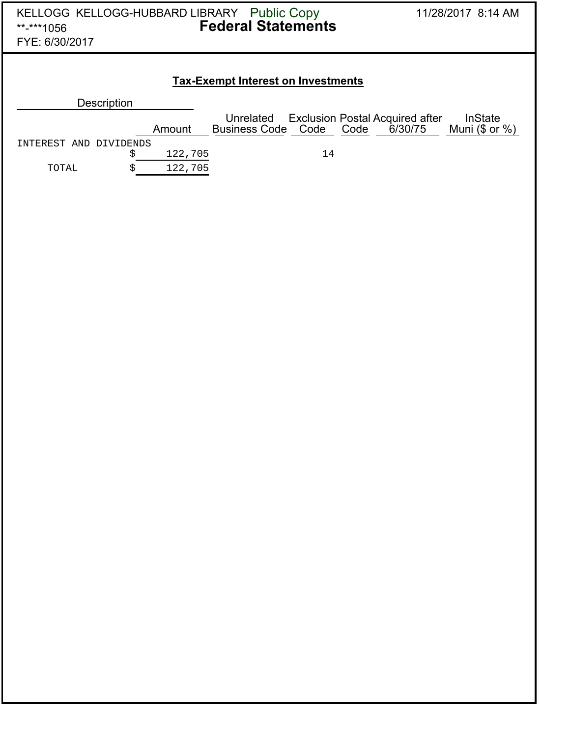KELLOGG KELLOGG-HUBBARD LIBRARY Public Copy
**-***1056
FYE: 6/30/2017

11/28/2017 8:14 AM

# Federal Statements

## Tax-Exempt Interest on Investments

| Description | Amount | Unrelated Business Code | Exclusion Code | Postal Code | Acquired after 6/30/75 | InState Muni ($ or %) |
|---|---|---|---|---|---|---|
| INTEREST AND DIVIDENDS | $ 122,705 | | 14 | | | |
| TOTAL | $ 122,705 | | | | | |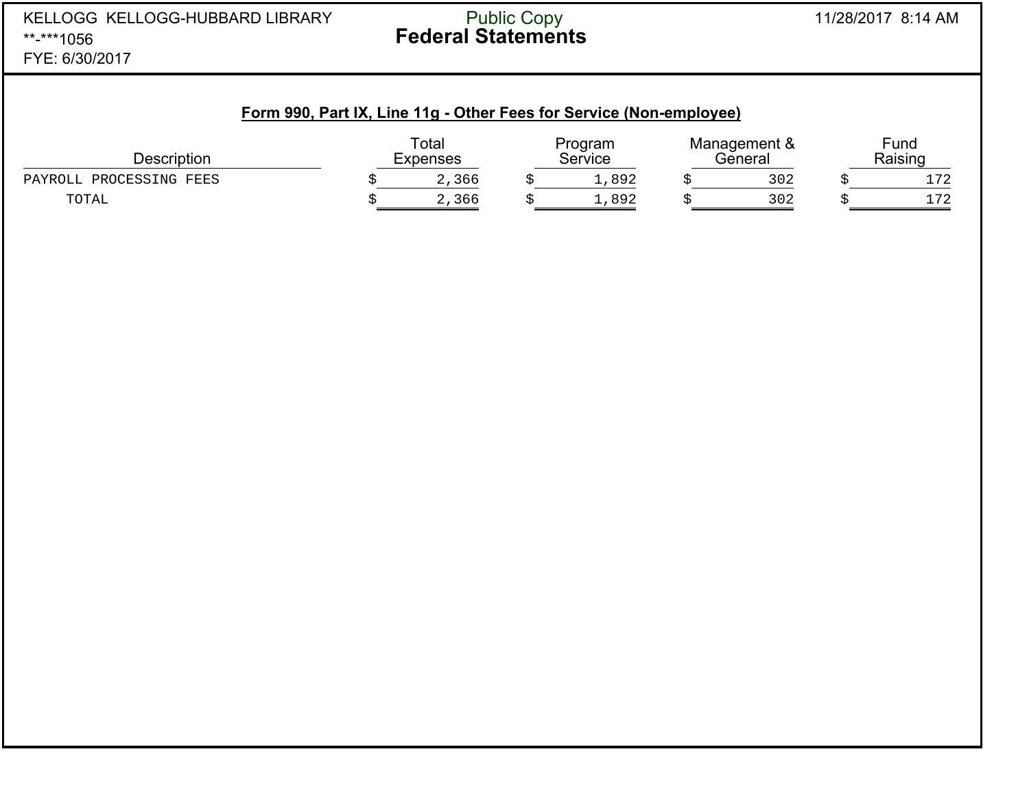KELLOGG KELLOGG-HUBBARD LIBRARY
**-***1056
FYE: 6/30/2017

Public Copy
**Federal Statements**

11/28/2017 8:14 AM

## Form 990, Part IX, Line 11g - Other Fees for Service (Non-employee)

| Description | Total Expenses | Program Service | Management & General | Fund Raising |
|---|---|---|---|---|
| PAYROLL PROCESSING FEES | $ 2,366 | $ 1,892 | $ 302 | $ 172 |
| TOTAL | $ 2,366 | $ 1,892 | $ 302 | $ 172 |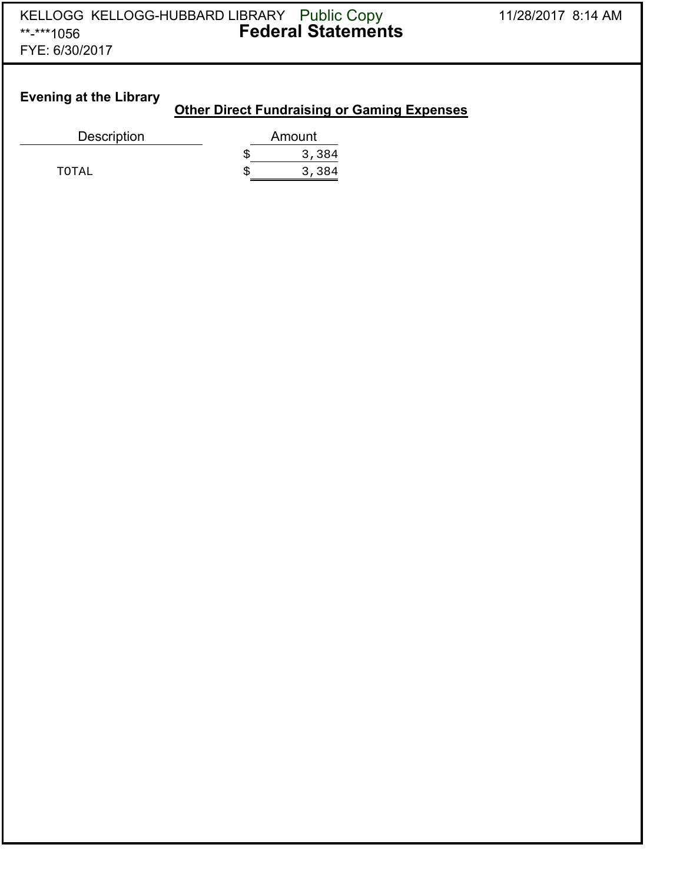**Evening at the Library**

## Other Direct Fundraising or Gaming Expenses

| Description | Amount |
|---|---|
| | $ 3,384 |
| TOTAL | $ 3,384 |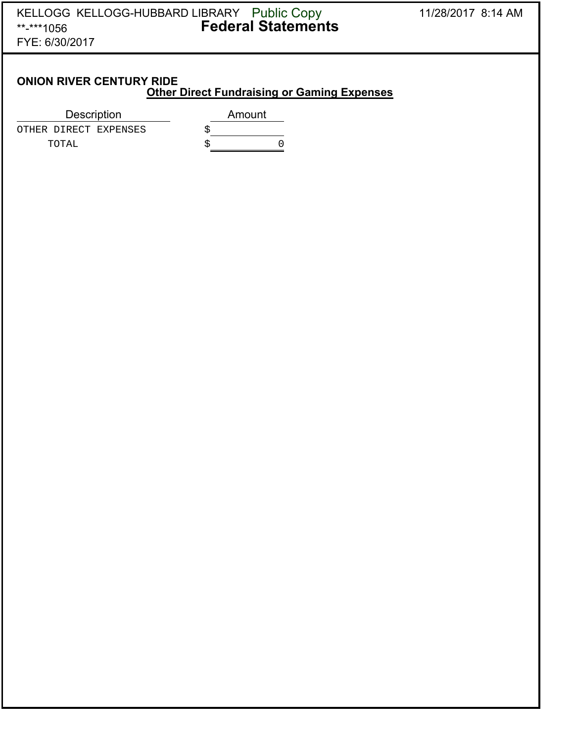**ONION RIVER CENTURY RIDE**

**Other Direct Fundraising or Gaming Expenses**

| Description | Amount |
| --- | --- |
| OTHER DIRECT EXPENSES | $ |
| TOTAL | $ 0 |